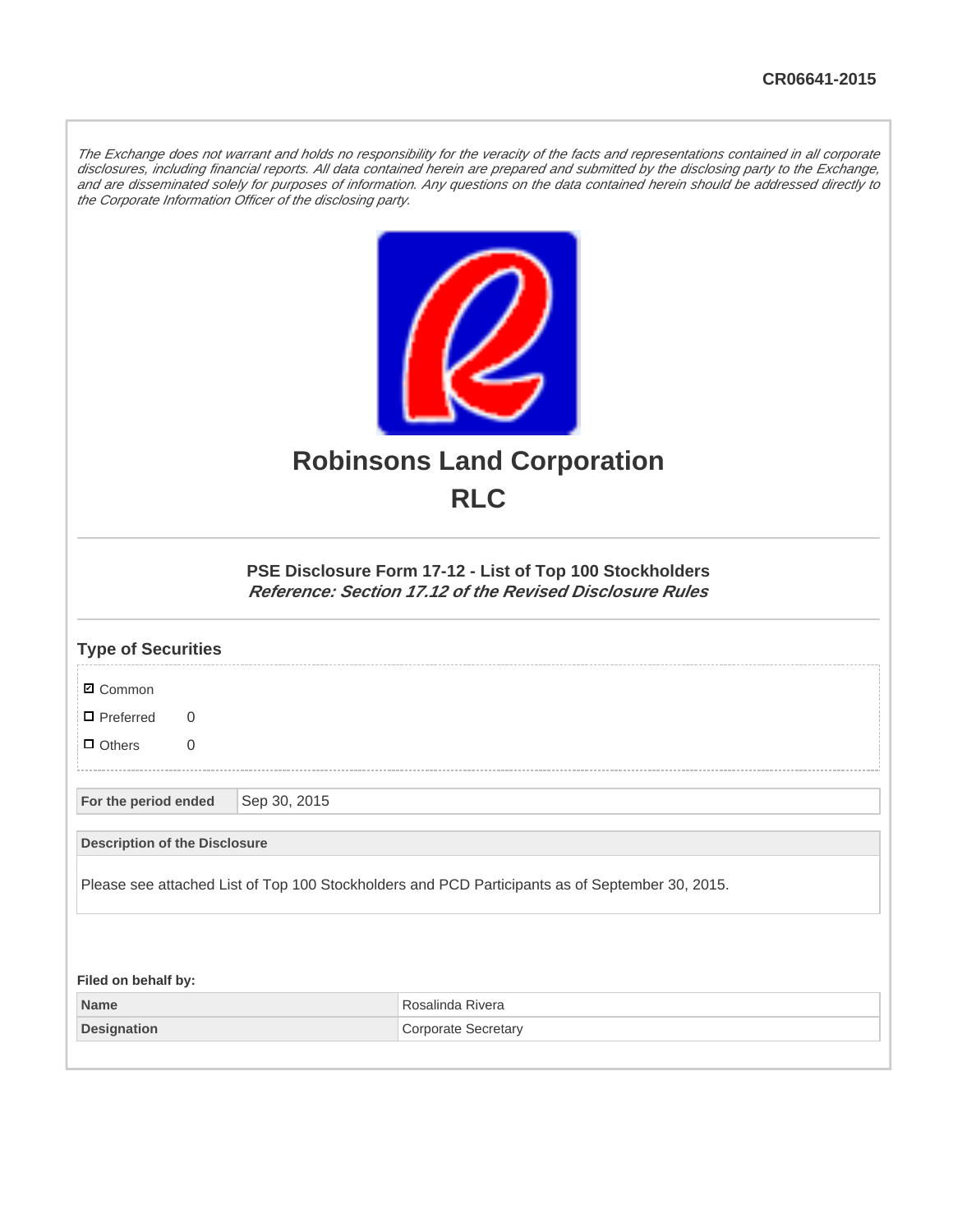CR06641-2015

*The Exchange does not warrant and holds no responsibility for the veracity of the facts and representations contained in all corporate disclosures, including financial reports. All data contained herein are prepared and submitted by the disclosing party to the Exchange, and are disseminated solely for purposes of information. Any questions on the data contained herein should be addressed directly to the Corporate Information Officer of the disclosing party.*

# Robinsons Land Corporation
# RLC

### PSE Disclosure Form 17-12 - List of Top 100 Stockholders
***Reference: Section 17.12 of the Revised Disclosure Rules***

## Type of Securities

- ☑ Common
- ☐ Preferred 0
- ☐ Others 0

| For the period ended | Sep 30, 2015 |
|---|---|

| Description of the Disclosure |
|---|
| Please see attached List of Top 100 Stockholders and PCD Participants as of September 30, 2015. |

**Filed on behalf by:**

| Name | Rosalinda Rivera |
|---|---|
| Designation | Corporate Secretary |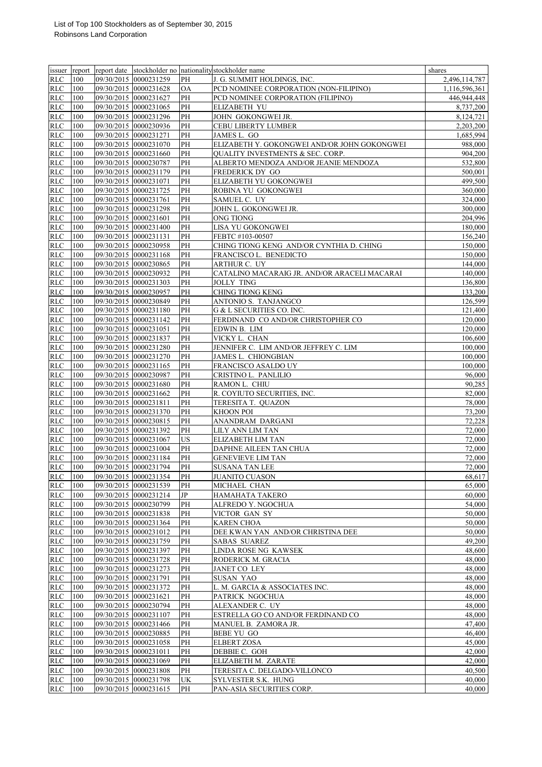List of Top 100 Stockholders as of September 30, 2015
Robinsons Land Corporation

| issuer | report | report date | stockholder no | nationality | stockholder name | shares |
|---|---|---|---|---|---|---|
| RLC | 100 | 09/30/2015 | 0000231259 | PH | J. G. SUMMIT HOLDINGS, INC. | 2,496,114,787 |
| RLC | 100 | 09/30/2015 | 0000231628 | OA | PCD NOMINEE CORPORATION (NON-FILIPINO) | 1,116,596,361 |
| RLC | 100 | 09/30/2015 | 0000231627 | PH | PCD NOMINEE CORPORATION (FILIPINO) | 446,944,448 |
| RLC | 100 | 09/30/2015 | 0000231065 | PH | ELIZABETH YU | 8,737,200 |
| RLC | 100 | 09/30/2015 | 0000231296 | PH | JOHN GOKONGWEI JR. | 8,124,721 |
| RLC | 100 | 09/30/2015 | 0000230936 | PH | CEBU LIBERTY LUMBER | 2,203,200 |
| RLC | 100 | 09/30/2015 | 0000231271 | PH | JAMES L. GO | 1,685,994 |
| RLC | 100 | 09/30/2015 | 0000231070 | PH | ELIZABETH Y. GOKONGWEI AND/OR JOHN GOKONGWEI | 988,000 |
| RLC | 100 | 09/30/2015 | 0000231660 | PH | QUALITY INVESTMENTS & SEC. CORP. | 904,200 |
| RLC | 100 | 09/30/2015 | 0000230787 | PH | ALBERTO MENDOZA AND/OR JEANIE MENDOZA | 532,800 |
| RLC | 100 | 09/30/2015 | 0000231179 | PH | FREDERICK DY GO | 500,001 |
| RLC | 100 | 09/30/2015 | 0000231071 | PH | ELIZABETH YU GOKONGWEI | 499,500 |
| RLC | 100 | 09/30/2015 | 0000231725 | PH | ROBINA YU GOKONGWEI | 360,000 |
| RLC | 100 | 09/30/2015 | 0000231761 | PH | SAMUEL C. UY | 324,000 |
| RLC | 100 | 09/30/2015 | 0000231298 | PH | JOHN L. GOKONGWEI JR. | 300,000 |
| RLC | 100 | 09/30/2015 | 0000231601 | PH | ONG TIONG | 204,996 |
| RLC | 100 | 09/30/2015 | 0000231400 | PH | LISA YU GOKONGWEI | 180,000 |
| RLC | 100 | 09/30/2015 | 0000231131 | PH | FEBTC #103-00507 | 156,240 |
| RLC | 100 | 09/30/2015 | 0000230958 | PH | CHING TIONG KENG AND/OR CYNTHIA D. CHING | 150,000 |
| RLC | 100 | 09/30/2015 | 0000231168 | PH | FRANCISCO L. BENEDICTO | 150,000 |
| RLC | 100 | 09/30/2015 | 0000230865 | PH | ARTHUR C. UY | 144,000 |
| RLC | 100 | 09/30/2015 | 0000230932 | PH | CATALINO MACARAIG JR. AND/OR ARACELI MACARAI | 140,000 |
| RLC | 100 | 09/30/2015 | 0000231303 | PH | JOLLY TING | 136,800 |
| RLC | 100 | 09/30/2015 | 0000230957 | PH | CHING TIONG KENG | 133,200 |
| RLC | 100 | 09/30/2015 | 0000230849 | PH | ANTONIO S. TANJANGCO | 126,599 |
| RLC | 100 | 09/30/2015 | 0000231180 | PH | G & L SECURITIES CO. INC. | 121,400 |
| RLC | 100 | 09/30/2015 | 0000231142 | PH | FERDINAND CO AND/OR CHRISTOPHER CO | 120,000 |
| RLC | 100 | 09/30/2015 | 0000231051 | PH | EDWIN B. LIM | 120,000 |
| RLC | 100 | 09/30/2015 | 0000231837 | PH | VICKY L. CHAN | 106,600 |
| RLC | 100 | 09/30/2015 | 0000231280 | PH | JENNIFER C. LIM AND/OR JEFFREY C. LIM | 100,000 |
| RLC | 100 | 09/30/2015 | 0000231270 | PH | JAMES L. CHIONGBIAN | 100,000 |
| RLC | 100 | 09/30/2015 | 0000231165 | PH | FRANCISCO ASALDO UY | 100,000 |
| RLC | 100 | 09/30/2015 | 0000230987 | PH | CRISTINO L. PANLILIO | 96,000 |
| RLC | 100 | 09/30/2015 | 0000231680 | PH | RAMON L. CHIU | 90,285 |
| RLC | 100 | 09/30/2015 | 0000231662 | PH | R. COYIUTO SECURITIES, INC. | 82,000 |
| RLC | 100 | 09/30/2015 | 0000231811 | PH | TERESITA T. QUAZON | 78,000 |
| RLC | 100 | 09/30/2015 | 0000231370 | PH | KHOON POI | 73,200 |
| RLC | 100 | 09/30/2015 | 0000230815 | PH | ANANDRAM DARGANI | 72,228 |
| RLC | 100 | 09/30/2015 | 0000231392 | PH | LILY ANN LIM TAN | 72,000 |
| RLC | 100 | 09/30/2015 | 0000231067 | US | ELIZABETH LIM TAN | 72,000 |
| RLC | 100 | 09/30/2015 | 0000231004 | PH | DAPHNE AILEEN TAN CHUA | 72,000 |
| RLC | 100 | 09/30/2015 | 0000231184 | PH | GENEVIEVE LIM TAN | 72,000 |
| RLC | 100 | 09/30/2015 | 0000231794 | PH | SUSANA TAN LEE | 72,000 |
| RLC | 100 | 09/30/2015 | 0000231354 | PH | JUANITO CUASON | 68,617 |
| RLC | 100 | 09/30/2015 | 0000231539 | PH | MICHAEL CHAN | 65,000 |
| RLC | 100 | 09/30/2015 | 0000231214 | JP | HAMAHATA TAKERO | 60,000 |
| RLC | 100 | 09/30/2015 | 0000230799 | PH | ALFREDO Y. NGOCHUA | 54,000 |
| RLC | 100 | 09/30/2015 | 0000231838 | PH | VICTOR GAN SY | 50,000 |
| RLC | 100 | 09/30/2015 | 0000231364 | PH | KAREN CHOA | 50,000 |
| RLC | 100 | 09/30/2015 | 0000231012 | PH | DEE KWAN YAN AND/OR CHRISTINA DEE | 50,000 |
| RLC | 100 | 09/30/2015 | 0000231759 | PH | SABAS SUAREZ | 49,200 |
| RLC | 100 | 09/30/2015 | 0000231397 | PH | LINDA ROSE NG KAWSEK | 48,600 |
| RLC | 100 | 09/30/2015 | 0000231728 | PH | RODERICK M. GRACIA | 48,000 |
| RLC | 100 | 09/30/2015 | 0000231273 | PH | JANET CO LEY | 48,000 |
| RLC | 100 | 09/30/2015 | 0000231791 | PH | SUSAN YAO | 48,000 |
| RLC | 100 | 09/30/2015 | 0000231372 | PH | L. M. GARCIA & ASSOCIATES INC. | 48,000 |
| RLC | 100 | 09/30/2015 | 0000231621 | PH | PATRICK NGOCHUA | 48,000 |
| RLC | 100 | 09/30/2015 | 0000230794 | PH | ALEXANDER C. UY | 48,000 |
| RLC | 100 | 09/30/2015 | 0000231107 | PH | ESTRELLA GO CO AND/OR FERDINAND CO | 48,000 |
| RLC | 100 | 09/30/2015 | 0000231466 | PH | MANUEL B. ZAMORA JR. | 47,400 |
| RLC | 100 | 09/30/2015 | 0000230885 | PH | BEBE YU GO | 46,400 |
| RLC | 100 | 09/30/2015 | 0000231058 | PH | ELBERT ZOSA | 45,000 |
| RLC | 100 | 09/30/2015 | 0000231011 | PH | DEBBIE C. GOH | 42,000 |
| RLC | 100 | 09/30/2015 | 0000231069 | PH | ELIZABETH M. ZARATE | 42,000 |
| RLC | 100 | 09/30/2015 | 0000231808 | PH | TERESITA C. DELGADO-VILLONCO | 40,500 |
| RLC | 100 | 09/30/2015 | 0000231798 | UK | SYLVESTER S.K. HUNG | 40,000 |
| RLC | 100 | 09/30/2015 | 0000231615 | PH | PAN-ASIA SECURITIES CORP. | 40,000 |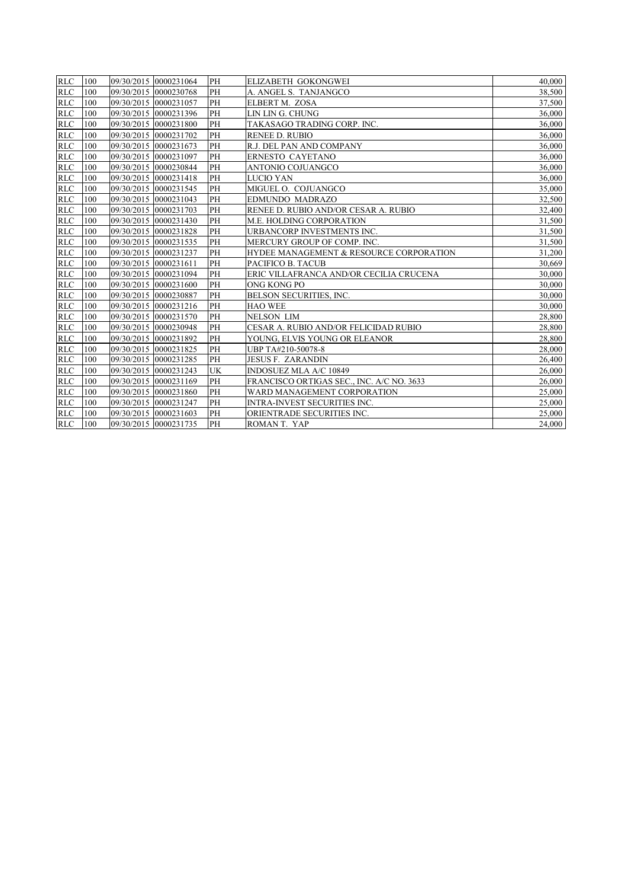| RLC | 100 | 09/30/2015 | 0000231064 | PH | ELIZABETH GOKONGWEI | 40,000 |
|---|---|---|---|---|---|---|
| RLC | 100 | 09/30/2015 | 0000230768 | PH | A. ANGEL S. TANJANGCO | 38,500 |
| RLC | 100 | 09/30/2015 | 0000231057 | PH | ELBERT M. ZOSA | 37,500 |
| RLC | 100 | 09/30/2015 | 0000231396 | PH | LIN LIN G. CHUNG | 36,000 |
| RLC | 100 | 09/30/2015 | 0000231800 | PH | TAKASAGO TRADING CORP. INC. | 36,000 |
| RLC | 100 | 09/30/2015 | 0000231702 | PH | RENEE D. RUBIO | 36,000 |
| RLC | 100 | 09/30/2015 | 0000231673 | PH | R.J. DEL PAN AND COMPANY | 36,000 |
| RLC | 100 | 09/30/2015 | 0000231097 | PH | ERNESTO CAYETANO | 36,000 |
| RLC | 100 | 09/30/2015 | 0000230844 | PH | ANTONIO COJUANGCO | 36,000 |
| RLC | 100 | 09/30/2015 | 0000231418 | PH | LUCIO YAN | 36,000 |
| RLC | 100 | 09/30/2015 | 0000231545 | PH | MIGUEL O. COJUANGCO | 35,000 |
| RLC | 100 | 09/30/2015 | 0000231043 | PH | EDMUNDO MADRAZO | 32,500 |
| RLC | 100 | 09/30/2015 | 0000231703 | PH | RENEE D. RUBIO AND/OR CESAR A. RUBIO | 32,400 |
| RLC | 100 | 09/30/2015 | 0000231430 | PH | M.E. HOLDING CORPORATION | 31,500 |
| RLC | 100 | 09/30/2015 | 0000231828 | PH | URBANCORP INVESTMENTS INC. | 31,500 |
| RLC | 100 | 09/30/2015 | 0000231535 | PH | MERCURY GROUP OF COMP. INC. | 31,500 |
| RLC | 100 | 09/30/2015 | 0000231237 | PH | HYDEE MANAGEMENT & RESOURCE CORPORATION | 31,200 |
| RLC | 100 | 09/30/2015 | 0000231611 | PH | PACIFICO B. TACUB | 30,669 |
| RLC | 100 | 09/30/2015 | 0000231094 | PH | ERIC VILLAFRANCA AND/OR CECILIA CRUCENA | 30,000 |
| RLC | 100 | 09/30/2015 | 0000231600 | PH | ONG KONG PO | 30,000 |
| RLC | 100 | 09/30/2015 | 0000230887 | PH | BELSON SECURITIES, INC. | 30,000 |
| RLC | 100 | 09/30/2015 | 0000231216 | PH | HAO WEE | 30,000 |
| RLC | 100 | 09/30/2015 | 0000231570 | PH | NELSON LIM | 28,800 |
| RLC | 100 | 09/30/2015 | 0000230948 | PH | CESAR A. RUBIO AND/OR FELICIDAD RUBIO | 28,800 |
| RLC | 100 | 09/30/2015 | 0000231892 | PH | YOUNG, ELVIS YOUNG OR ELEANOR | 28,800 |
| RLC | 100 | 09/30/2015 | 0000231825 | PH | UBP TA#210-50078-8 | 28,000 |
| RLC | 100 | 09/30/2015 | 0000231285 | PH | JESUS F. ZARANDIN | 26,400 |
| RLC | 100 | 09/30/2015 | 0000231243 | UK | INDOSUEZ MLA A/C 10849 | 26,000 |
| RLC | 100 | 09/30/2015 | 0000231169 | PH | FRANCISCO ORTIGAS SEC., INC. A/C NO. 3633 | 26,000 |
| RLC | 100 | 09/30/2015 | 0000231860 | PH | WARD MANAGEMENT CORPORATION | 25,000 |
| RLC | 100 | 09/30/2015 | 0000231247 | PH | INTRA-INVEST SECURITIES INC. | 25,000 |
| RLC | 100 | 09/30/2015 | 0000231603 | PH | ORIENTRADE SECURITIES INC. | 25,000 |
| RLC | 100 | 09/30/2015 | 0000231735 | PH | ROMAN T. YAP | 24,000 |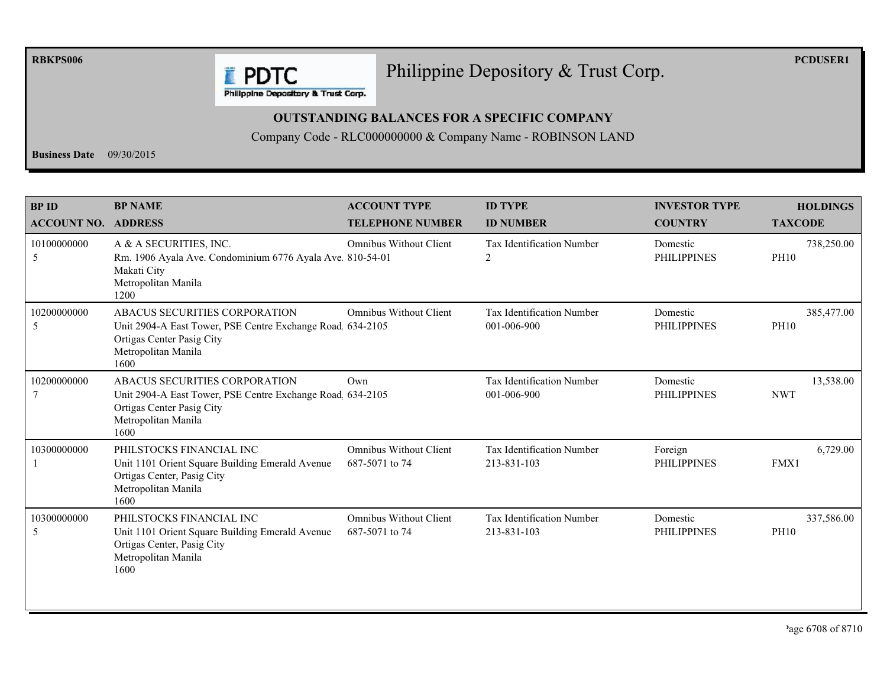RBKPS006

# Philippine Depository & Trust Corp.

PCDUSER1

**OUTSTANDING BALANCES FOR A SPECIFIC COMPANY**

Company Code - RLC000000000 & Company Name - ROBINSON LAND

**Business Date** 09/30/2015

| BP ID<br>ACCOUNT NO. | BP NAME<br>ADDRESS | ACCOUNT TYPE<br>TELEPHONE NUMBER | ID TYPE<br>ID NUMBER | INVESTOR TYPE<br>COUNTRY | HOLDINGS<br>TAXCODE |
|---|---|---|---|---|---|
| 10100000000<br>5 | A & A SECURITIES, INC.<br>Rm. 1906 Ayala Ave. Condominium 6776 Ayala Ave.<br>Makati City<br>Metropolitan Manila<br>1200 | Omnibus Without Client<br>810-54-01 | Tax Identification Number<br>2 | Domestic<br>PHILIPPINES | 738,250.00<br>PH10 |
| 10200000000<br>5 | ABACUS SECURITIES CORPORATION<br>Unit 2904-A East Tower, PSE Centre Exchange Road<br>Ortigas Center Pasig City<br>Metropolitan Manila<br>1600 | Omnibus Without Client<br>634-2105 | Tax Identification Number<br>001-006-900 | Domestic<br>PHILIPPINES | 385,477.00<br>PH10 |
| 10200000000<br>7 | ABACUS SECURITIES CORPORATION<br>Unit 2904-A East Tower, PSE Centre Exchange Road<br>Ortigas Center Pasig City<br>Metropolitan Manila<br>1600 | Own<br>634-2105 | Tax Identification Number<br>001-006-900 | Domestic<br>PHILIPPINES | 13,538.00<br>NWT |
| 10300000000<br>1 | PHILSTOCKS FINANCIAL INC<br>Unit 1101 Orient Square Building Emerald Avenue<br>Ortigas Center, Pasig City<br>Metropolitan Manila<br>1600 | Omnibus Without Client<br>687-5071 to 74 | Tax Identification Number<br>213-831-103 | Foreign<br>PHILIPPINES | 6,729.00<br>FMX1 |
| 10300000000<br>5 | PHILSTOCKS FINANCIAL INC<br>Unit 1101 Orient Square Building Emerald Avenue<br>Ortigas Center, Pasig City<br>Metropolitan Manila<br>1600 | Omnibus Without Client<br>687-5071 to 74 | Tax Identification Number<br>213-831-103 | Domestic<br>PHILIPPINES | 337,586.00<br>PH10 |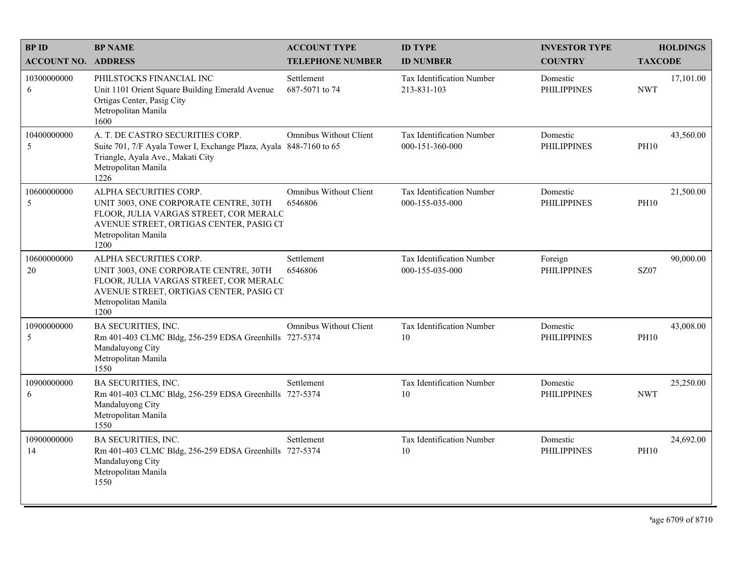| BP ID<br>ACCOUNT NO. | BP NAME<br>ADDRESS | ACCOUNT TYPE<br>TELEPHONE NUMBER | ID TYPE<br>ID NUMBER | INVESTOR TYPE<br>COUNTRY | HOLDINGS<br>TAXCODE |
|---|---|---|---|---|---|
| 10300000000<br>6 | PHILSTOCKS FINANCIAL INC<br>Unit 1101 Orient Square Building Emerald Avenue Ortigas Center, Pasig City<br>Metropolitan Manila<br>1600 | Settlement<br>687-5071 to 74 | Tax Identification Number<br>213-831-103 | Domestic<br>PHILIPPINES | 17,101.00<br>NWT |
| 10400000000<br>5 | A. T. DE CASTRO SECURITIES CORP.<br>Suite 701, 7/F Ayala Tower I, Exchange Plaza, Ayala Triangle, Ayala Ave., Makati City<br>Metropolitan Manila<br>1226 | Omnibus Without Client<br>848-7160 to 65 | Tax Identification Number<br>000-151-360-000 | Domestic<br>PHILIPPINES | 43,560.00<br>PH10 |
| 10600000000<br>5 | ALPHA SECURITIES CORP.<br>UNIT 3003, ONE CORPORATE CENTRE, 30TH FLOOR, JULIA VARGAS STREET, COR MERALC AVENUE STREET, ORTIGAS CENTER, PASIG CI<br>Metropolitan Manila<br>1200 | Omnibus Without Client<br>6546806 | Tax Identification Number<br>000-155-035-000 | Domestic<br>PHILIPPINES | 21,500.00<br>PH10 |
| 10600000000<br>20 | ALPHA SECURITIES CORP.<br>UNIT 3003, ONE CORPORATE CENTRE, 30TH FLOOR, JULIA VARGAS STREET, COR MERALC AVENUE STREET, ORTIGAS CENTER, PASIG CI<br>Metropolitan Manila<br>1200 | Settlement<br>6546806 | Tax Identification Number<br>000-155-035-000 | Foreign<br>PHILIPPINES | 90,000.00<br>SZ07 |
| 10900000000<br>5 | BA SECURITIES, INC.<br>Rm 401-403 CLMC Bldg, 256-259 EDSA Greenhills Mandaluyong City<br>Metropolitan Manila<br>1550 | Omnibus Without Client<br>727-5374 | Tax Identification Number<br>10 | Domestic<br>PHILIPPINES | 43,008.00<br>PH10 |
| 10900000000<br>6 | BA SECURITIES, INC.<br>Rm 401-403 CLMC Bldg, 256-259 EDSA Greenhills Mandaluyong City<br>Metropolitan Manila<br>1550 | Settlement<br>727-5374 | Tax Identification Number<br>10 | Domestic<br>PHILIPPINES | 25,250.00<br>NWT |
| 10900000000<br>14 | BA SECURITIES, INC.<br>Rm 401-403 CLMC Bldg, 256-259 EDSA Greenhills Mandaluyong City<br>Metropolitan Manila<br>1550 | Settlement<br>727-5374 | Tax Identification Number<br>10 | Domestic<br>PHILIPPINES | 24,692.00<br>PH10 |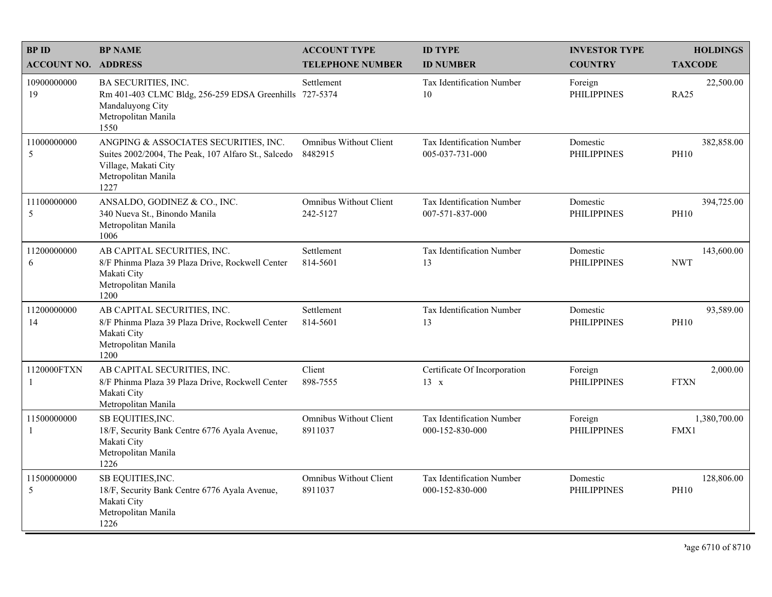| BP ID<br>ACCOUNT NO. | BP NAME<br>ADDRESS | ACCOUNT TYPE<br>TELEPHONE NUMBER | ID TYPE<br>ID NUMBER | INVESTOR TYPE<br>COUNTRY | HOLDINGS<br>TAXCODE |
|---|---|---|---|---|---|
| 10900000000<br>19 | BA SECURITIES, INC.<br>Rm 401-403 CLMC Bldg, 256-259 EDSA Greenhills Mandaluyong City<br>Metropolitan Manila<br>1550 | Settlement<br>727-5374 | Tax Identification Number<br>10 | Foreign<br>PHILIPPINES | 22,500.00<br>RA25 |
| 11000000000<br>5 | ANGPING & ASSOCIATES SECURITIES, INC.<br>Suites 2002/2004, The Peak, 107 Alfaro St., Salcedo Village, Makati City<br>Metropolitan Manila<br>1227 | Omnibus Without Client<br>8482915 | Tax Identification Number<br>005-037-731-000 | Domestic<br>PHILIPPINES | 382,858.00<br>PH10 |
| 11100000000<br>5 | ANSALDO, GODINEZ & CO., INC.<br>340 Nueva St., Binondo Manila<br>Metropolitan Manila<br>1006 | Omnibus Without Client<br>242-5127 | Tax Identification Number<br>007-571-837-000 | Domestic<br>PHILIPPINES | 394,725.00<br>PH10 |
| 11200000000<br>6 | AB CAPITAL SECURITIES, INC.<br>8/F Phinma Plaza 39 Plaza Drive, Rockwell Center Makati City<br>Metropolitan Manila<br>1200 | Settlement<br>814-5601 | Tax Identification Number<br>13 | Domestic<br>PHILIPPINES | 143,600.00<br>NWT |
| 11200000000<br>14 | AB CAPITAL SECURITIES, INC.<br>8/F Phinma Plaza 39 Plaza Drive, Rockwell Center Makati City<br>Metropolitan Manila<br>1200 | Settlement<br>814-5601 | Tax Identification Number<br>13 | Domestic<br>PHILIPPINES | 93,589.00<br>PH10 |
| 1120000FTXN<br>1 | AB CAPITAL SECURITIES, INC.<br>8/F Phinma Plaza 39 Plaza Drive, Rockwell Center Makati City<br>Metropolitan Manila | Client<br>898-7555 | Certificate Of Incorporation<br>13 x | Foreign<br>PHILIPPINES | 2,000.00<br>FTXN |
| 11500000000<br>1 | SB EQUITIES,INC.<br>18/F, Security Bank Centre 6776 Ayala Avenue, Makati City<br>Metropolitan Manila<br>1226 | Omnibus Without Client<br>8911037 | Tax Identification Number<br>000-152-830-000 | Foreign<br>PHILIPPINES | 1,380,700.00<br>FMX1 |
| 11500000000<br>5 | SB EQUITIES,INC.<br>18/F, Security Bank Centre 6776 Ayala Avenue, Makati City<br>Metropolitan Manila<br>1226 | Omnibus Without Client<br>8911037 | Tax Identification Number<br>000-152-830-000 | Domestic<br>PHILIPPINES | 128,806.00<br>PH10 |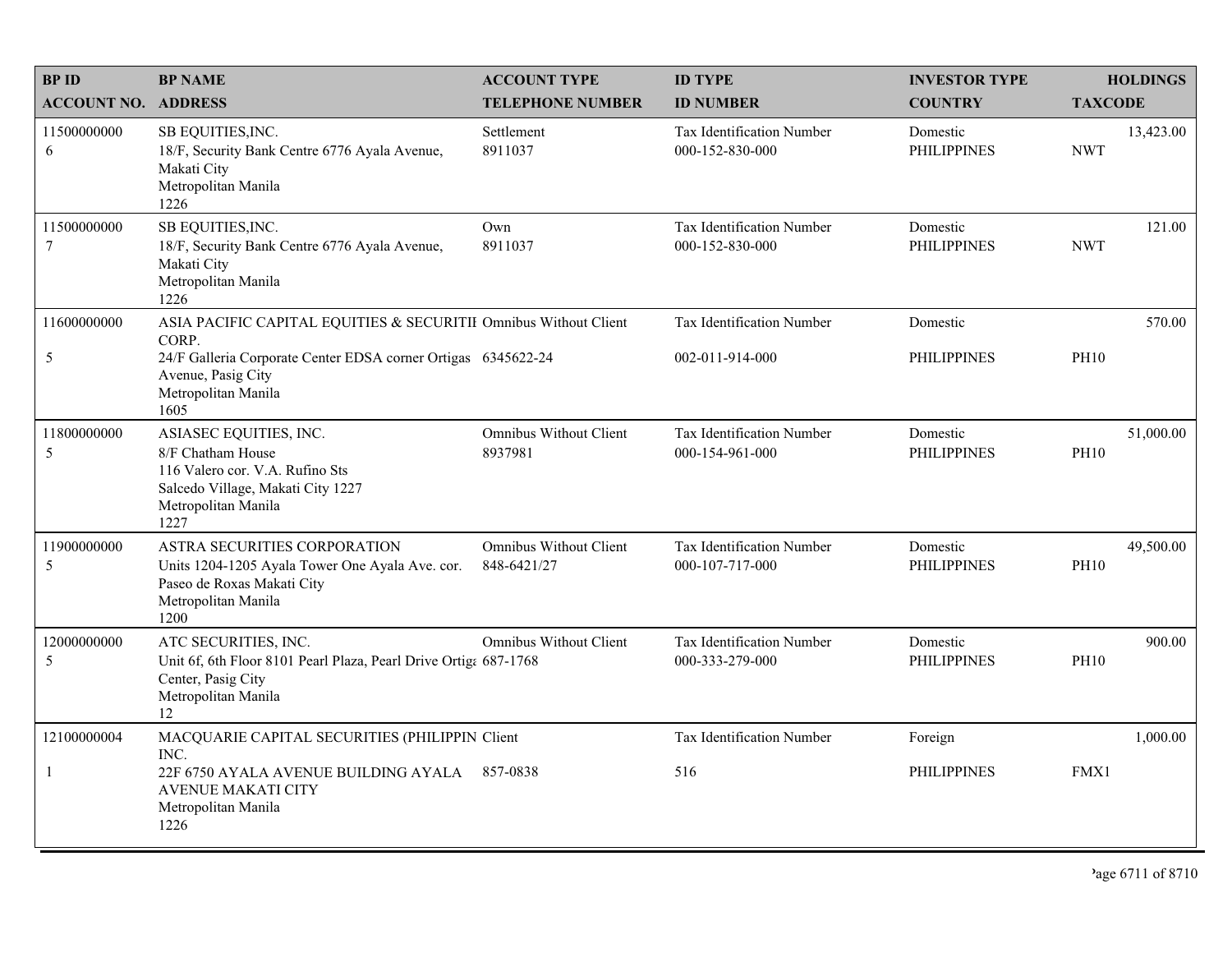| BP ID<br>ACCOUNT NO. | BP NAME<br>ADDRESS | ACCOUNT TYPE<br>TELEPHONE NUMBER | ID TYPE<br>ID NUMBER | INVESTOR TYPE<br>COUNTRY | HOLDINGS<br>TAXCODE |
|---|---|---|---|---|---|
| 11500000000<br>6 | SB EQUITIES,INC.<br>18/F, Security Bank Centre 6776 Ayala Avenue, Makati City<br>Metropolitan Manila<br>1226 | Settlement<br>8911037 | Tax Identification Number<br>000-152-830-000 | Domestic<br>PHILIPPINES | 13,423.00<br>NWT |
| 11500000000<br>7 | SB EQUITIES,INC.<br>18/F, Security Bank Centre 6776 Ayala Avenue, Makati City<br>Metropolitan Manila<br>1226 | Own<br>8911037 | Tax Identification Number<br>000-152-830-000 | Domestic<br>PHILIPPINES | 121.00<br>NWT |
| 11600000000<br>5 | ASIA PACIFIC CAPITAL EQUITIES & SECURITIE CORP.<br>24/F Galleria Corporate Center EDSA corner Ortigas Avenue, Pasig City<br>Metropolitan Manila<br>1605 | Omnibus Without Client<br>6345622-24 | Tax Identification Number<br>002-011-914-000 | Domestic<br>PHILIPPINES | 570.00<br>PH10 |
| 11800000000<br>5 | ASIASEC EQUITIES, INC.<br>8/F Chatham House<br>116 Valero cor. V.A. Rufino Sts<br>Salcedo Village, Makati City 1227<br>Metropolitan Manila<br>1227 | Omnibus Without Client<br>8937981 | Tax Identification Number<br>000-154-961-000 | Domestic<br>PHILIPPINES | 51,000.00<br>PH10 |
| 11900000000<br>5 | ASTRA SECURITIES CORPORATION<br>Units 1204-1205 Ayala Tower One Ayala Ave. cor. Paseo de Roxas Makati City<br>Metropolitan Manila<br>1200 | Omnibus Without Client<br>848-6421/27 | Tax Identification Number<br>000-107-717-000 | Domestic<br>PHILIPPINES | 49,500.00<br>PH10 |
| 12000000000<br>5 | ATC SECURITIES, INC.<br>Unit 6f, 6th Floor 8101 Pearl Plaza, Pearl Drive Ortiga Center, Pasig City<br>Metropolitan Manila<br>12 | Omnibus Without Client<br>687-1768 | Tax Identification Number<br>000-333-279-000 | Domestic<br>PHILIPPINES | 900.00<br>PH10 |
| 12100000004<br>1 | MACQUARIE CAPITAL SECURITIES (PHILIPPIN INC.<br>22F 6750 AYALA AVENUE BUILDING AYALA AVENUE MAKATI CITY<br>Metropolitan Manila<br>1226 | Client<br>857-0838 | Tax Identification Number<br>516 | Foreign<br>PHILIPPINES | 1,000.00<br>FMX1 |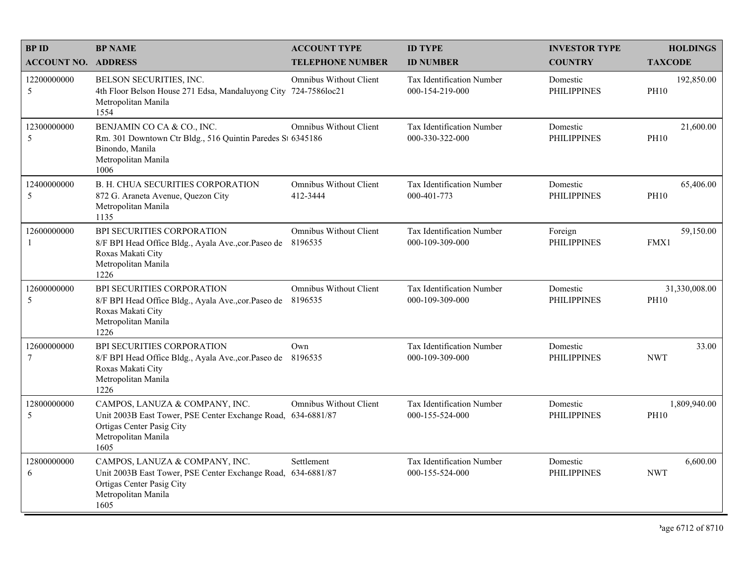| BP ID<br>ACCOUNT NO. | BP NAME<br>ADDRESS | ACCOUNT TYPE<br>TELEPHONE NUMBER | ID TYPE<br>ID NUMBER | INVESTOR TYPE<br>COUNTRY | HOLDINGS<br>TAXCODE |
|---|---|---|---|---|---|
| 12200000000<br>5 | BELSON SECURITIES, INC.<br>4th Floor Belson House 271 Edsa, Mandaluyong City<br>Metropolitan Manila<br>1554 | Omnibus Without Client<br>724-7586loc21 | Tax Identification Number<br>000-154-219-000 | Domestic<br>PHILIPPINES | 192,850.00<br>PH10 |
| 12300000000<br>5 | BENJAMIN CO CA & CO., INC.<br>Rm. 301 Downtown Ctr Bldg., 516 Quintin Paredes St<br>Binondo, Manila<br>Metropolitan Manila<br>1006 | Omnibus Without Client<br>6345186 | Tax Identification Number<br>000-330-322-000 | Domestic<br>PHILIPPINES | 21,600.00<br>PH10 |
| 12400000000<br>5 | B. H. CHUA SECURITIES CORPORATION<br>872 G. Araneta Avenue, Quezon City<br>Metropolitan Manila<br>1135 | Omnibus Without Client<br>412-3444 | Tax Identification Number<br>000-401-773 | Domestic<br>PHILIPPINES | 65,406.00<br>PH10 |
| 12600000000<br>1 | BPI SECURITIES CORPORATION<br>8/F BPI Head Office Bldg., Ayala Ave.,cor.Paseo de Roxas Makati City<br>Metropolitan Manila<br>1226 | Omnibus Without Client<br>8196535 | Tax Identification Number<br>000-109-309-000 | Foreign<br>PHILIPPINES | 59,150.00<br>FMX1 |
| 12600000000<br>5 | BPI SECURITIES CORPORATION<br>8/F BPI Head Office Bldg., Ayala Ave.,cor.Paseo de Roxas Makati City<br>Metropolitan Manila<br>1226 | Omnibus Without Client<br>8196535 | Tax Identification Number<br>000-109-309-000 | Domestic<br>PHILIPPINES | 31,330,008.00<br>PH10 |
| 12600000000<br>7 | BPI SECURITIES CORPORATION<br>8/F BPI Head Office Bldg., Ayala Ave.,cor.Paseo de Roxas Makati City<br>Metropolitan Manila<br>1226 | Own<br>8196535 | Tax Identification Number<br>000-109-309-000 | Domestic<br>PHILIPPINES | 33.00<br>NWT |
| 12800000000<br>5 | CAMPOS, LANUZA & COMPANY, INC.<br>Unit 2003B East Tower, PSE Center Exchange Road, Ortigas Center Pasig City<br>Metropolitan Manila<br>1605 | Omnibus Without Client<br>634-6881/87 | Tax Identification Number<br>000-155-524-000 | Domestic<br>PHILIPPINES | 1,809,940.00<br>PH10 |
| 12800000000<br>6 | CAMPOS, LANUZA & COMPANY, INC.<br>Unit 2003B East Tower, PSE Center Exchange Road, Ortigas Center Pasig City<br>Metropolitan Manila<br>1605 | Settlement<br>634-6881/87 | Tax Identification Number<br>000-155-524-000 | Domestic<br>PHILIPPINES | 6,600.00<br>NWT |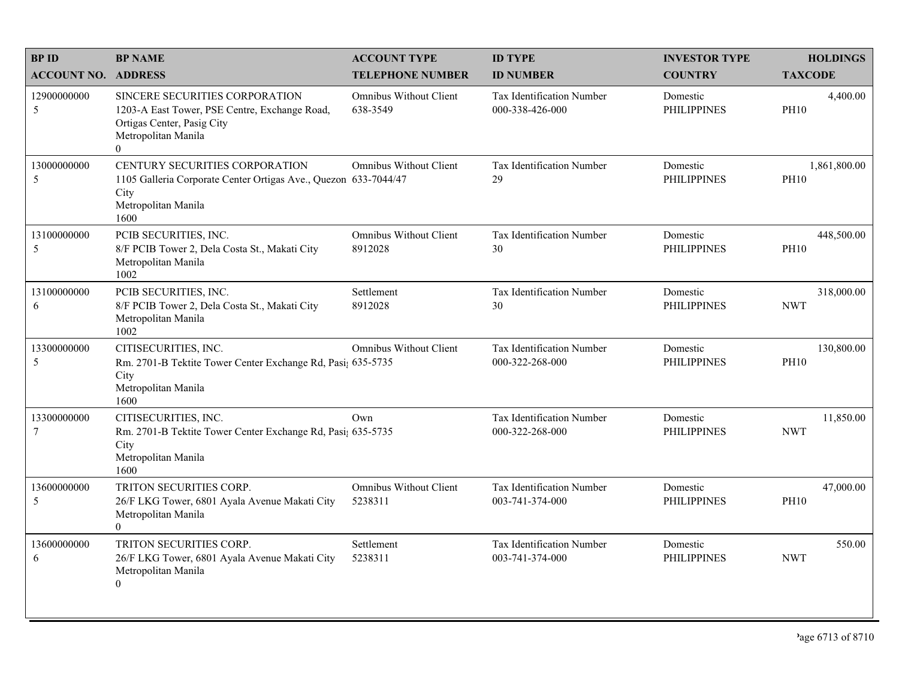| BP ID<br>ACCOUNT NO. | BP NAME<br>ADDRESS | ACCOUNT TYPE<br>TELEPHONE NUMBER | ID TYPE<br>ID NUMBER | INVESTOR TYPE<br>COUNTRY | HOLDINGS<br>TAXCODE |
|---|---|---|---|---|---|
| 12900000000<br>5 | SINCERE SECURITIES CORPORATION<br>1203-A East Tower, PSE Centre, Exchange Road, Ortigas Center, Pasig City<br>Metropolitan Manila<br>0 | Omnibus Without Client<br>638-3549 | Tax Identification Number<br>000-338-426-000 | Domestic<br>PHILIPPINES | 4,400.00<br>PH10 |
| 13000000000<br>5 | CENTURY SECURITIES CORPORATION<br>1105 Galleria Corporate Center Ortigas Ave., Quezon City<br>Metropolitan Manila<br>1600 | Omnibus Without Client<br>633-7044/47 | Tax Identification Number<br>29 | Domestic<br>PHILIPPINES | 1,861,800.00<br>PH10 |
| 13100000000<br>5 | PCIB SECURITIES, INC.<br>8/F PCIB Tower 2, Dela Costa St., Makati City<br>Metropolitan Manila<br>1002 | Omnibus Without Client<br>8912028 | Tax Identification Number<br>30 | Domestic<br>PHILIPPINES | 448,500.00<br>PH10 |
| 13100000000<br>6 | PCIB SECURITIES, INC.<br>8/F PCIB Tower 2, Dela Costa St., Makati City<br>Metropolitan Manila<br>1002 | Settlement<br>8912028 | Tax Identification Number<br>30 | Domestic<br>PHILIPPINES | 318,000.00<br>NWT |
| 13300000000<br>5 | CITISECURITIES, INC.<br>Rm. 2701-B Tektite Tower Center Exchange Rd, Pasig City<br>Metropolitan Manila<br>1600 | Omnibus Without Client<br>635-5735 | Tax Identification Number<br>000-322-268-000 | Domestic<br>PHILIPPINES | 130,800.00<br>PH10 |
| 13300000000<br>7 | CITISECURITIES, INC.<br>Rm. 2701-B Tektite Tower Center Exchange Rd, Pasig City<br>Metropolitan Manila<br>1600 | Own<br>635-5735 | Tax Identification Number<br>000-322-268-000 | Domestic<br>PHILIPPINES | 11,850.00<br>NWT |
| 13600000000<br>5 | TRITON SECURITIES CORP.<br>26/F LKG Tower, 6801 Ayala Avenue Makati City<br>Metropolitan Manila<br>0 | Omnibus Without Client<br>5238311 | Tax Identification Number<br>003-741-374-000 | Domestic<br>PHILIPPINES | 47,000.00<br>PH10 |
| 13600000000<br>6 | TRITON SECURITIES CORP.<br>26/F LKG Tower, 6801 Ayala Avenue Makati City<br>Metropolitan Manila<br>0 | Settlement<br>5238311 | Tax Identification Number<br>003-741-374-000 | Domestic<br>PHILIPPINES | 550.00<br>NWT |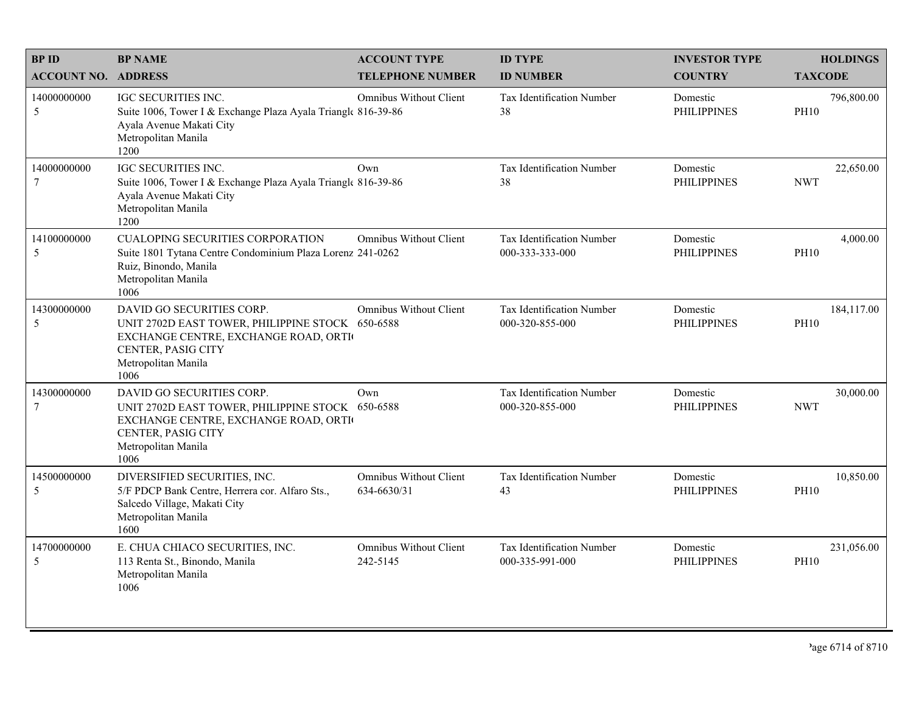| BP ID<br>ACCOUNT NO. | BP NAME<br>ADDRESS | ACCOUNT TYPE<br>TELEPHONE NUMBER | ID TYPE<br>ID NUMBER | INVESTOR TYPE<br>COUNTRY | HOLDINGS<br>TAXCODE |
|---|---|---|---|---|---|
| 14000000000<br>5 | IGC SECURITIES INC.<br>Suite 1006, Tower I & Exchange Plaza Ayala Triangle<br>Ayala Avenue Makati City<br>Metropolitan Manila<br>1200 | Omnibus Without Client<br>816-39-86 | Tax Identification Number<br>38 | Domestic<br>PHILIPPINES | 796,800.00<br>PH10 |
| 14000000000<br>7 | IGC SECURITIES INC.<br>Suite 1006, Tower I & Exchange Plaza Ayala Triangle<br>Ayala Avenue Makati City<br>Metropolitan Manila<br>1200 | Own<br>816-39-86 | Tax Identification Number<br>38 | Domestic<br>PHILIPPINES | 22,650.00<br>NWT |
| 14100000000<br>5 | CUALOPING SECURITIES CORPORATION<br>Suite 1801 Tytana Centre Condominium Plaza Lorenz<br>Ruiz, Binondo, Manila<br>Metropolitan Manila<br>1006 | Omnibus Without Client<br>241-0262 | Tax Identification Number<br>000-333-333-000 | Domestic<br>PHILIPPINES | 4,000.00<br>PH10 |
| 14300000000<br>5 | DAVID GO SECURITIES CORP.<br>UNIT 2702D EAST TOWER, PHILIPPINE STOCK EXCHANGE CENTRE, EXCHANGE ROAD, ORTI CENTER, PASIG CITY<br>Metropolitan Manila<br>1006 | Omnibus Without Client<br>650-6588 | Tax Identification Number<br>000-320-855-000 | Domestic<br>PHILIPPINES | 184,117.00<br>PH10 |
| 14300000000<br>7 | DAVID GO SECURITIES CORP.<br>UNIT 2702D EAST TOWER, PHILIPPINE STOCK EXCHANGE CENTRE, EXCHANGE ROAD, ORTI CENTER, PASIG CITY<br>Metropolitan Manila<br>1006 | Own<br>650-6588 | Tax Identification Number<br>000-320-855-000 | Domestic<br>PHILIPPINES | 30,000.00<br>NWT |
| 14500000000<br>5 | DIVERSIFIED SECURITIES, INC.<br>5/F PDCP Bank Centre, Herrera cor. Alfaro Sts., Salcedo Village, Makati City<br>Metropolitan Manila<br>1600 | Omnibus Without Client<br>634-6630/31 | Tax Identification Number<br>43 | Domestic<br>PHILIPPINES | 10,850.00<br>PH10 |
| 14700000000<br>5 | E. CHUA CHIACO SECURITIES, INC.<br>113 Renta St., Binondo, Manila<br>Metropolitan Manila<br>1006 | Omnibus Without Client<br>242-5145 | Tax Identification Number<br>000-335-991-000 | Domestic<br>PHILIPPINES | 231,056.00<br>PH10 |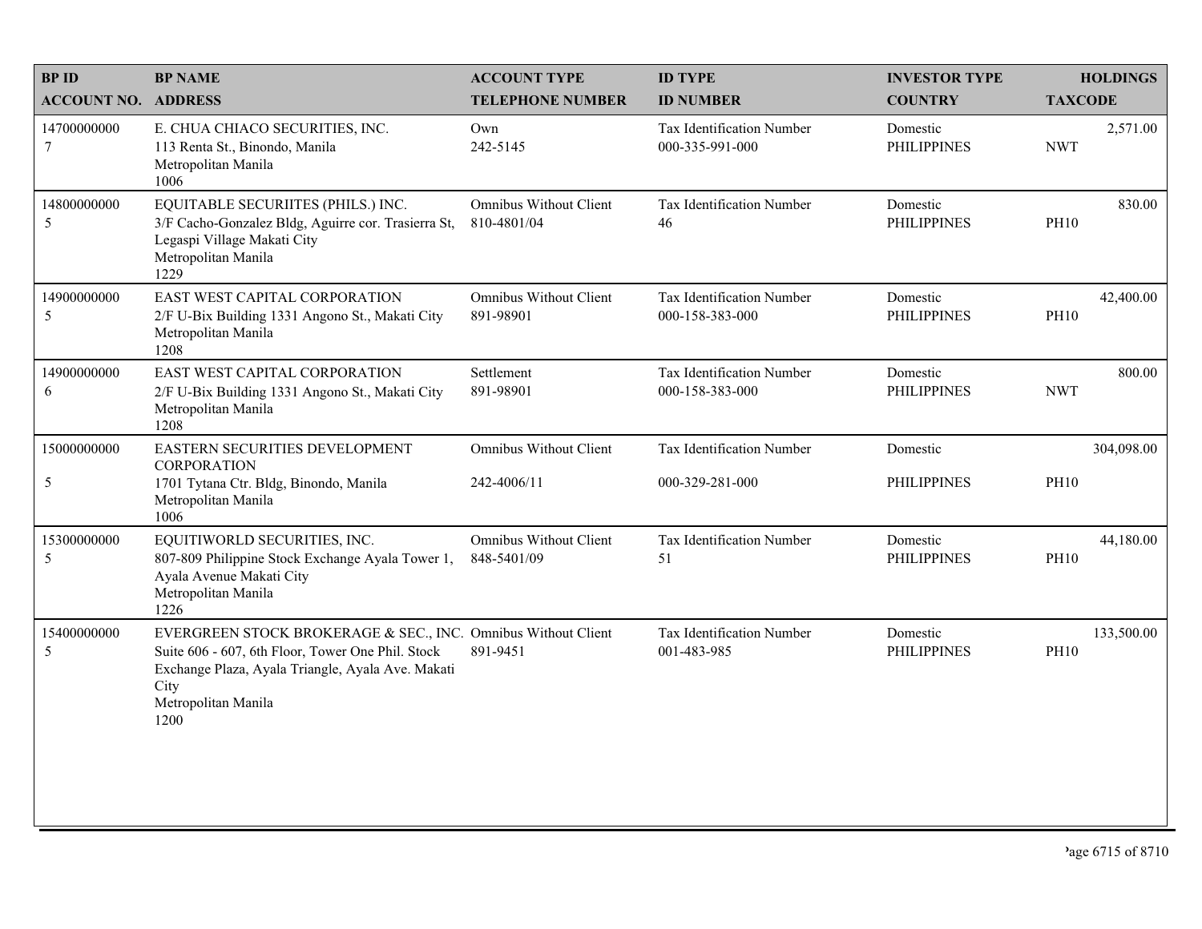| BP ID<br>ACCOUNT NO. | BP NAME<br>ADDRESS | ACCOUNT TYPE<br>TELEPHONE NUMBER | ID TYPE<br>ID NUMBER | INVESTOR TYPE<br>COUNTRY | HOLDINGS<br>TAXCODE |
|---|---|---|---|---|---|
| 14700000000<br>7 | E. CHUA CHIACO SECURITIES, INC.<br>113 Renta St., Binondo, Manila<br>Metropolitan Manila<br>1006 | Own<br>242-5145 | Tax Identification Number<br>000-335-991-000 | Domestic<br>PHILIPPINES | 2,571.00<br>NWT |
| 14800000000<br>5 | EQUITABLE SECURIITES (PHILS.) INC.<br>3/F Cacho-Gonzalez Bldg, Aguirre cor. Trasierra St, Legaspi Village Makati City<br>Metropolitan Manila<br>1229 | Omnibus Without Client<br>810-4801/04 | Tax Identification Number<br>46 | Domestic<br>PHILIPPINES | 830.00<br>PH10 |
| 14900000000<br>5 | EAST WEST CAPITAL CORPORATION<br>2/F U-Bix Building 1331 Angono St., Makati City<br>Metropolitan Manila<br>1208 | Omnibus Without Client<br>891-98901 | Tax Identification Number<br>000-158-383-000 | Domestic<br>PHILIPPINES | 42,400.00<br>PH10 |
| 14900000000<br>6 | EAST WEST CAPITAL CORPORATION<br>2/F U-Bix Building 1331 Angono St., Makati City<br>Metropolitan Manila<br>1208 | Settlement<br>891-98901 | Tax Identification Number<br>000-158-383-000 | Domestic<br>PHILIPPINES | 800.00<br>NWT |
| 15000000000<br>5 | EASTERN SECURITIES DEVELOPMENT CORPORATION<br>1701 Tytana Ctr. Bldg, Binondo, Manila<br>Metropolitan Manila<br>1006 | Omnibus Without Client<br>242-4006/11 | Tax Identification Number<br>000-329-281-000 | Domestic<br>PHILIPPINES | 304,098.00<br>PH10 |
| 15300000000<br>5 | EQUITIWORLD SECURITIES, INC.<br>807-809 Philippine Stock Exchange Ayala Tower 1, Ayala Avenue Makati City<br>Metropolitan Manila<br>1226 | Omnibus Without Client<br>848-5401/09 | Tax Identification Number<br>51 | Domestic<br>PHILIPPINES | 44,180.00<br>PH10 |
| 15400000000<br>5 | EVERGREEN STOCK BROKERAGE & SEC., INC.<br>Suite 606 - 607, 6th Floor, Tower One Phil. Stock Exchange Plaza, Ayala Triangle, Ayala Ave. Makati City<br>Metropolitan Manila<br>1200 | Omnibus Without Client<br>891-9451 | Tax Identification Number<br>001-483-985 | Domestic<br>PHILIPPINES | 133,500.00<br>PH10 |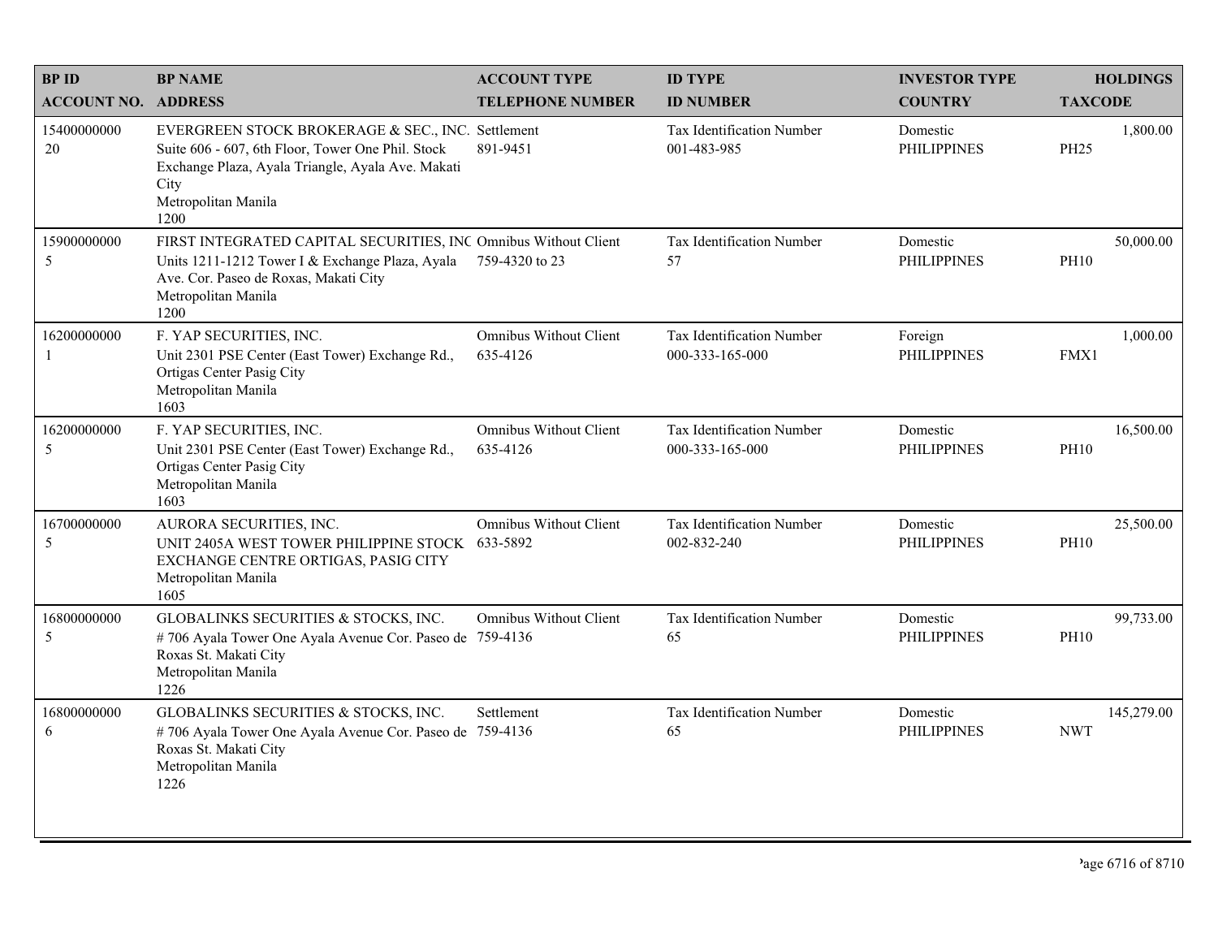| BP ID<br>ACCOUNT NO. | BP NAME<br>ADDRESS | ACCOUNT TYPE<br>TELEPHONE NUMBER | ID TYPE<br>ID NUMBER | INVESTOR TYPE<br>COUNTRY | HOLDINGS<br>TAXCODE |
|---|---|---|---|---|---|
| 15400000000<br>20 | EVERGREEN STOCK BROKERAGE & SEC., INC.<br>Suite 606 - 607, 6th Floor, Tower One Phil. Stock Exchange Plaza, Ayala Triangle, Ayala Ave. Makati City<br>Metropolitan Manila<br>1200 | Settlement<br>891-9451 | Tax Identification Number<br>001-483-985 | Domestic<br>PHILIPPINES | 1,800.00<br>PH25 |
| 15900000000<br>5 | FIRST INTEGRATED CAPITAL SECURITIES, INC<br>Units 1211-1212 Tower I & Exchange Plaza, Ayala Ave. Cor. Paseo de Roxas, Makati City<br>Metropolitan Manila<br>1200 | Omnibus Without Client<br>759-4320 to 23 | Tax Identification Number<br>57 | Domestic<br>PHILIPPINES | 50,000.00<br>PH10 |
| 16200000000<br>1 | F. YAP SECURITIES, INC.<br>Unit 2301 PSE Center (East Tower) Exchange Rd., Ortigas Center Pasig City<br>Metropolitan Manila<br>1603 | Omnibus Without Client<br>635-4126 | Tax Identification Number<br>000-333-165-000 | Foreign<br>PHILIPPINES | 1,000.00<br>FMX1 |
| 16200000000<br>5 | F. YAP SECURITIES, INC.<br>Unit 2301 PSE Center (East Tower) Exchange Rd., Ortigas Center Pasig City<br>Metropolitan Manila<br>1603 | Omnibus Without Client<br>635-4126 | Tax Identification Number<br>000-333-165-000 | Domestic<br>PHILIPPINES | 16,500.00<br>PH10 |
| 16700000000<br>5 | AURORA SECURITIES, INC.<br>UNIT 2405A WEST TOWER PHILIPPINE STOCK EXCHANGE CENTRE ORTIGAS, PASIG CITY<br>Metropolitan Manila<br>1605 | Omnibus Without Client<br>633-5892 | Tax Identification Number<br>002-832-240 | Domestic<br>PHILIPPINES | 25,500.00<br>PH10 |
| 16800000000<br>5 | GLOBALINKS SECURITIES & STOCKS, INC.<br># 706 Ayala Tower One Ayala Avenue Cor. Paseo de Roxas St. Makati City<br>Metropolitan Manila<br>1226 | Omnibus Without Client<br>759-4136 | Tax Identification Number<br>65 | Domestic<br>PHILIPPINES | 99,733.00<br>PH10 |
| 16800000000<br>6 | GLOBALINKS SECURITIES & STOCKS, INC.<br># 706 Ayala Tower One Ayala Avenue Cor. Paseo de Roxas St. Makati City<br>Metropolitan Manila<br>1226 | Settlement<br>759-4136 | Tax Identification Number<br>65 | Domestic<br>PHILIPPINES | 145,279.00<br>NWT |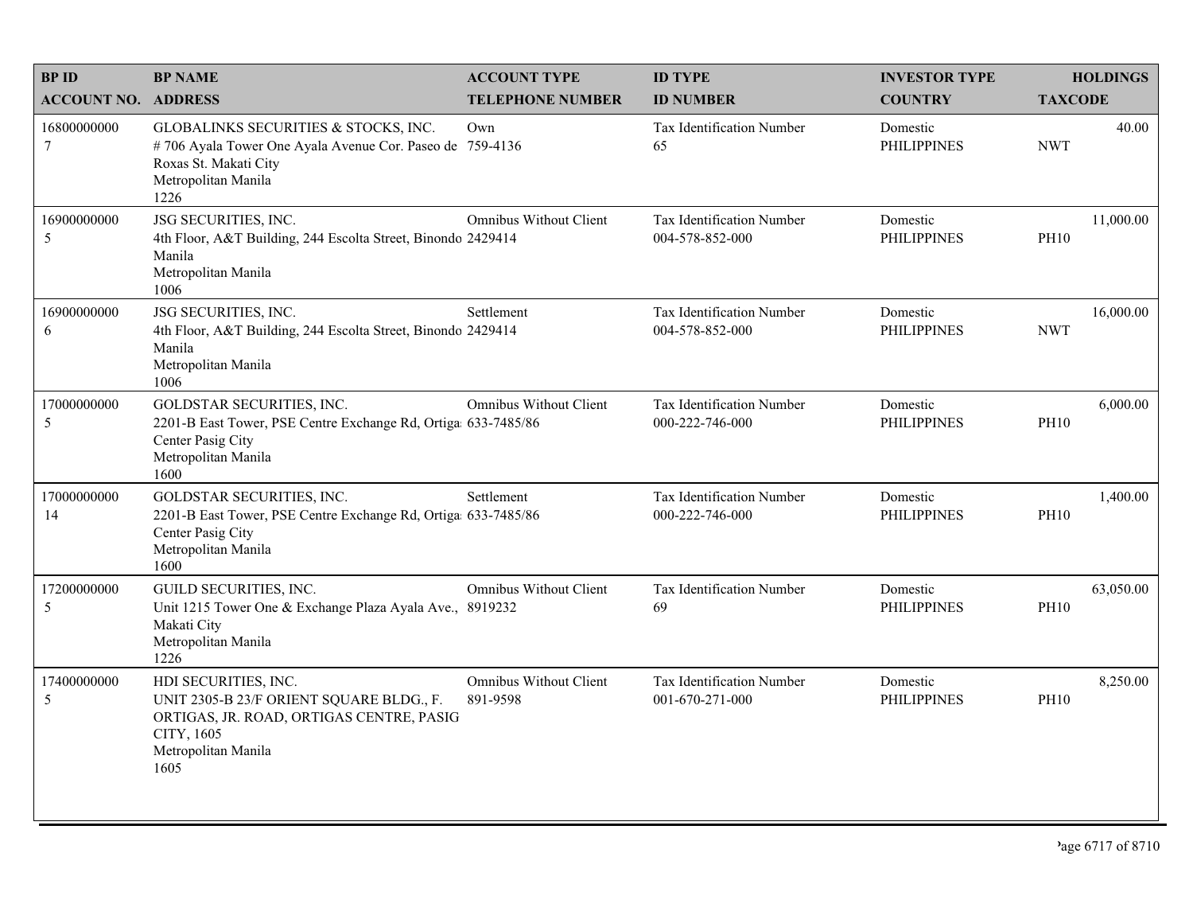| BP ID<br>ACCOUNT NO. | BP NAME<br>ADDRESS | ACCOUNT TYPE<br>TELEPHONE NUMBER | ID TYPE<br>ID NUMBER | INVESTOR TYPE<br>COUNTRY | HOLDINGS<br>TAXCODE |
|---|---|---|---|---|---|
| 16800000000<br>7 | GLOBALINKS SECURITIES & STOCKS, INC.<br># 706 Ayala Tower One Ayala Avenue Cor. Paseo de Roxas St. Makati City<br>Metropolitan Manila<br>1226 | Own<br>759-4136 | Tax Identification Number<br>65 | Domestic<br>PHILIPPINES | 40.00<br>NWT |
| 16900000000<br>5 | JSG SECURITIES, INC.<br>4th Floor, A&T Building, 244 Escolta Street, Binondo Manila<br>Metropolitan Manila<br>1006 | Omnibus Without Client<br>2429414 | Tax Identification Number<br>004-578-852-000 | Domestic<br>PHILIPPINES | 11,000.00<br>PH10 |
| 16900000000<br>6 | JSG SECURITIES, INC.<br>4th Floor, A&T Building, 244 Escolta Street, Binondo Manila<br>Metropolitan Manila<br>1006 | Settlement<br>2429414 | Tax Identification Number<br>004-578-852-000 | Domestic<br>PHILIPPINES | 16,000.00<br>NWT |
| 17000000000<br>5 | GOLDSTAR SECURITIES, INC.<br>2201-B East Tower, PSE Centre Exchange Rd, Ortigas Center Pasig City<br>Metropolitan Manila<br>1600 | Omnibus Without Client<br>633-7485/86 | Tax Identification Number<br>000-222-746-000 | Domestic<br>PHILIPPINES | 6,000.00<br>PH10 |
| 17000000000<br>14 | GOLDSTAR SECURITIES, INC.<br>2201-B East Tower, PSE Centre Exchange Rd, Ortigas Center Pasig City<br>Metropolitan Manila<br>1600 | Settlement<br>633-7485/86 | Tax Identification Number<br>000-222-746-000 | Domestic<br>PHILIPPINES | 1,400.00<br>PH10 |
| 17200000000<br>5 | GUILD SECURITIES, INC.<br>Unit 1215 Tower One & Exchange Plaza Ayala Ave., Makati City<br>Metropolitan Manila<br>1226 | Omnibus Without Client<br>8919232 | Tax Identification Number<br>69 | Domestic<br>PHILIPPINES | 63,050.00<br>PH10 |
| 17400000000<br>5 | HDI SECURITIES, INC.<br>UNIT 2305-B 23/F ORIENT SQUARE BLDG., F. ORTIGAS, JR. ROAD, ORTIGAS CENTRE, PASIG CITY, 1605<br>Metropolitan Manila<br>1605 | Omnibus Without Client<br>891-9598 | Tax Identification Number<br>001-670-271-000 | Domestic<br>PHILIPPINES | 8,250.00<br>PH10 |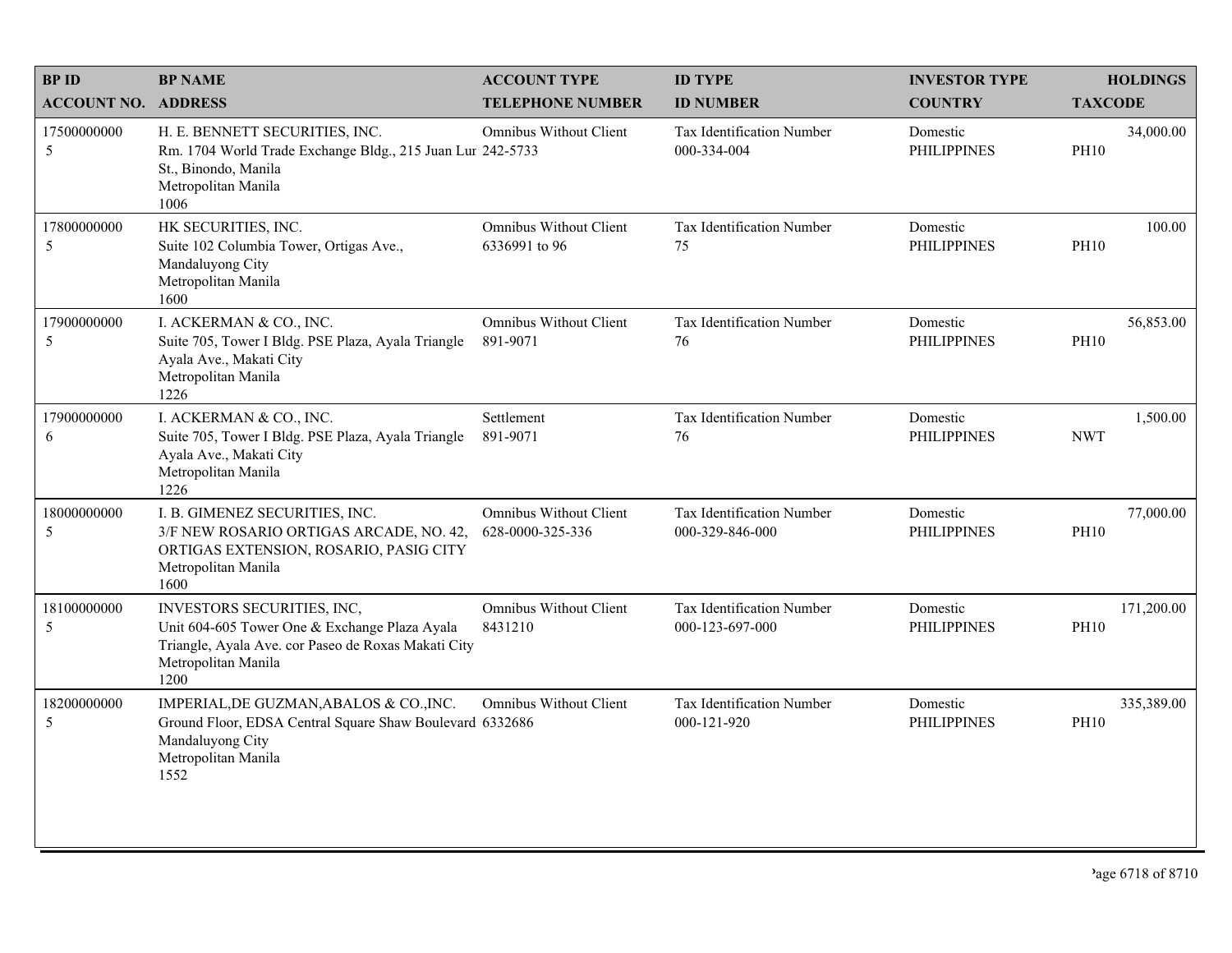| BP ID<br>ACCOUNT NO. | BP NAME<br>ADDRESS | ACCOUNT TYPE<br>TELEPHONE NUMBER | ID TYPE<br>ID NUMBER | INVESTOR TYPE<br>COUNTRY | HOLDINGS<br>TAXCODE |
|---|---|---|---|---|---|
| 17500000000<br>5 | H. E. BENNETT SECURITIES, INC.<br>Rm. 1704 World Trade Exchange Bldg., 215 Juan Lur St., Binondo, Manila<br>Metropolitan Manila<br>1006 | Omnibus Without Client<br>242-5733 | Tax Identification Number<br>000-334-004 | Domestic<br>PHILIPPINES | 34,000.00<br>PH10 |
| 17800000000<br>5 | HK SECURITIES, INC.<br>Suite 102 Columbia Tower, Ortigas Ave., Mandaluyong City<br>Metropolitan Manila<br>1600 | Omnibus Without Client<br>6336991 to 96 | Tax Identification Number<br>75 | Domestic<br>PHILIPPINES | 100.00<br>PH10 |
| 17900000000<br>5 | I. ACKERMAN & CO., INC.<br>Suite 705, Tower I Bldg. PSE Plaza, Ayala Triangle Ayala Ave., Makati City<br>Metropolitan Manila<br>1226 | Omnibus Without Client<br>891-9071 | Tax Identification Number<br>76 | Domestic<br>PHILIPPINES | 56,853.00<br>PH10 |
| 17900000000<br>6 | I. ACKERMAN & CO., INC.<br>Suite 705, Tower I Bldg. PSE Plaza, Ayala Triangle Ayala Ave., Makati City<br>Metropolitan Manila<br>1226 | Settlement<br>891-9071 | Tax Identification Number<br>76 | Domestic<br>PHILIPPINES | 1,500.00<br>NWT |
| 18000000000<br>5 | I. B. GIMENEZ SECURITIES, INC.<br>3/F NEW ROSARIO ORTIGAS ARCADE, NO. 42, ORTIGAS EXTENSION, ROSARIO, PASIG CITY<br>Metropolitan Manila<br>1600 | Omnibus Without Client<br>628-0000-325-336 | Tax Identification Number<br>000-329-846-000 | Domestic<br>PHILIPPINES | 77,000.00<br>PH10 |
| 18100000000<br>5 | INVESTORS SECURITIES, INC,<br>Unit 604-605 Tower One & Exchange Plaza Ayala Triangle, Ayala Ave. cor Paseo de Roxas Makati City<br>Metropolitan Manila<br>1200 | Omnibus Without Client<br>8431210 | Tax Identification Number<br>000-123-697-000 | Domestic<br>PHILIPPINES | 171,200.00<br>PH10 |
| 18200000000<br>5 | IMPERIAL,DE GUZMAN,ABALOS & CO.,INC.<br>Ground Floor, EDSA Central Square Shaw Boulevard Mandaluyong City<br>Metropolitan Manila<br>1552 | Omnibus Without Client<br>6332686 | Tax Identification Number<br>000-121-920 | Domestic<br>PHILIPPINES | 335,389.00<br>PH10 |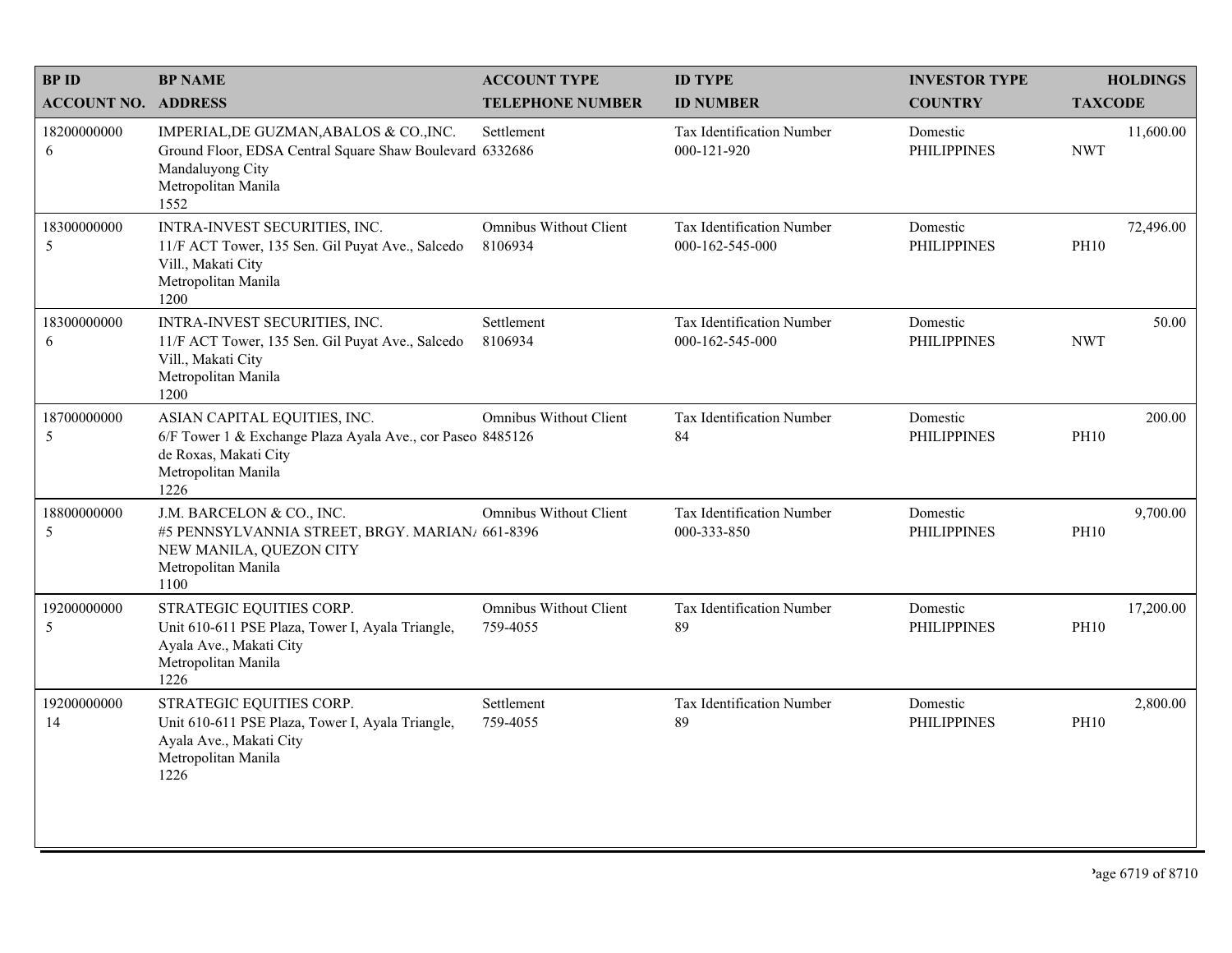| BP ID<br>ACCOUNT NO. | BP NAME<br>ADDRESS | ACCOUNT TYPE<br>TELEPHONE NUMBER | ID TYPE<br>ID NUMBER | INVESTOR TYPE<br>COUNTRY | HOLDINGS<br>TAXCODE |
|---|---|---|---|---|---|
| 18200000000<br>6 | IMPERIAL,DE GUZMAN,ABALOS & CO.,INC.<br>Ground Floor, EDSA Central Square Shaw Boulevard<br>Mandaluyong City<br>Metropolitan Manila<br>1552 | Settlement<br>6332686 | Tax Identification Number<br>000-121-920 | Domestic<br>PHILIPPINES | 11,600.00<br>NWT |
| 18300000000<br>5 | INTRA-INVEST SECURITIES, INC.<br>11/F ACT Tower, 135 Sen. Gil Puyat Ave., Salcedo Vill., Makati City<br>Metropolitan Manila<br>1200 | Omnibus Without Client<br>8106934 | Tax Identification Number<br>000-162-545-000 | Domestic<br>PHILIPPINES | 72,496.00<br>PH10 |
| 18300000000<br>6 | INTRA-INVEST SECURITIES, INC.<br>11/F ACT Tower, 135 Sen. Gil Puyat Ave., Salcedo Vill., Makati City<br>Metropolitan Manila<br>1200 | Settlement<br>8106934 | Tax Identification Number<br>000-162-545-000 | Domestic<br>PHILIPPINES | 50.00<br>NWT |
| 18700000000<br>5 | ASIAN CAPITAL EQUITIES, INC.<br>6/F Tower 1 & Exchange Plaza Ayala Ave., cor Paseo de Roxas, Makati City<br>Metropolitan Manila<br>1226 | Omnibus Without Client<br>8485126 | Tax Identification Number<br>84 | Domestic<br>PHILIPPINES | 200.00<br>PH10 |
| 18800000000<br>5 | J.M. BARCELON & CO., INC.<br>#5 PENNSYLVANNIA STREET, BRGY. MARIAN/ NEW MANILA, QUEZON CITY<br>Metropolitan Manila<br>1100 | Omnibus Without Client<br>661-8396 | Tax Identification Number<br>000-333-850 | Domestic<br>PHILIPPINES | 9,700.00<br>PH10 |
| 19200000000<br>5 | STRATEGIC EQUITIES CORP.<br>Unit 610-611 PSE Plaza, Tower I, Ayala Triangle, Ayala Ave., Makati City<br>Metropolitan Manila<br>1226 | Omnibus Without Client<br>759-4055 | Tax Identification Number<br>89 | Domestic<br>PHILIPPINES | 17,200.00<br>PH10 |
| 19200000000<br>14 | STRATEGIC EQUITIES CORP.<br>Unit 610-611 PSE Plaza, Tower I, Ayala Triangle, Ayala Ave., Makati City<br>Metropolitan Manila<br>1226 | Settlement<br>759-4055 | Tax Identification Number<br>89 | Domestic<br>PHILIPPINES | 2,800.00<br>PH10 |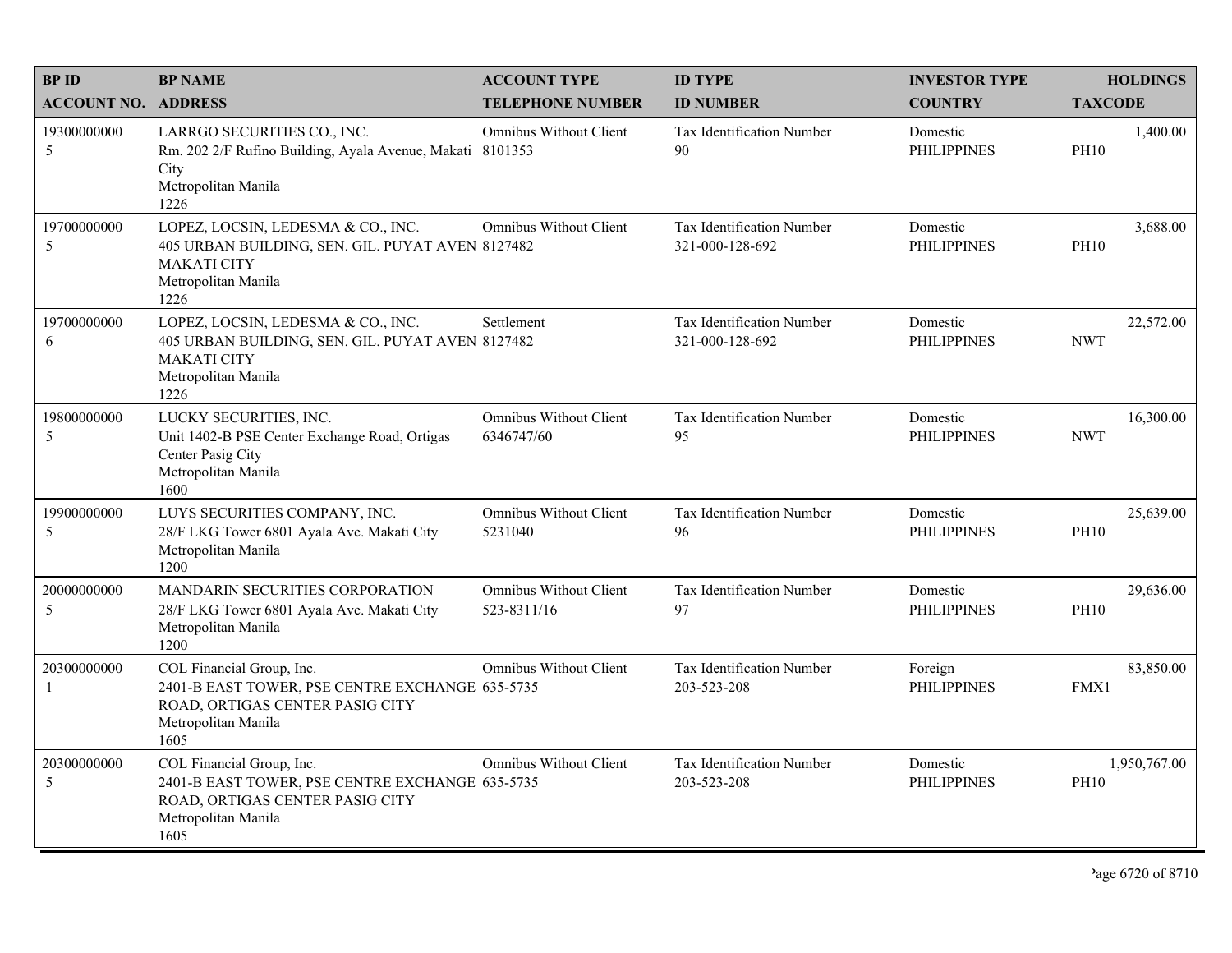| BP ID<br>ACCOUNT NO. | BP NAME<br>ADDRESS | ACCOUNT TYPE<br>TELEPHONE NUMBER | ID TYPE<br>ID NUMBER | INVESTOR TYPE<br>COUNTRY | HOLDINGS<br>TAXCODE |
|---|---|---|---|---|---|
| 19300000000<br>5 | LARRGO SECURITIES CO., INC.<br>Rm. 202 2/F Rufino Building, Ayala Avenue, Makati City<br>Metropolitan Manila<br>1226 | Omnibus Without Client<br>8101353 | Tax Identification Number<br>90 | Domestic<br>PHILIPPINES | 1,400.00<br>PH10 |
| 19700000000<br>5 | LOPEZ, LOCSIN, LEDESMA & CO., INC.<br>405 URBAN BUILDING, SEN. GIL. PUYAT AVEN MAKATI CITY<br>Metropolitan Manila<br>1226 | Omnibus Without Client<br>8127482 | Tax Identification Number<br>321-000-128-692 | Domestic<br>PHILIPPINES | 3,688.00<br>PH10 |
| 19700000000<br>6 | LOPEZ, LOCSIN, LEDESMA & CO., INC.<br>405 URBAN BUILDING, SEN. GIL. PUYAT AVEN MAKATI CITY<br>Metropolitan Manila<br>1226 | Settlement<br>8127482 | Tax Identification Number<br>321-000-128-692 | Domestic<br>PHILIPPINES | 22,572.00<br>NWT |
| 19800000000<br>5 | LUCKY SECURITIES, INC.<br>Unit 1402-B PSE Center Exchange Road, Ortigas Center Pasig City<br>Metropolitan Manila<br>1600 | Omnibus Without Client<br>6346747/60 | Tax Identification Number<br>95 | Domestic<br>PHILIPPINES | 16,300.00<br>NWT |
| 19900000000<br>5 | LUYS SECURITIES COMPANY, INC.<br>28/F LKG Tower 6801 Ayala Ave. Makati City<br>Metropolitan Manila<br>1200 | Omnibus Without Client<br>5231040 | Tax Identification Number<br>96 | Domestic<br>PHILIPPINES | 25,639.00<br>PH10 |
| 20000000000<br>5 | MANDARIN SECURITIES CORPORATION<br>28/F LKG Tower 6801 Ayala Ave. Makati City<br>Metropolitan Manila<br>1200 | Omnibus Without Client<br>523-8311/16 | Tax Identification Number<br>97 | Domestic<br>PHILIPPINES | 29,636.00<br>PH10 |
| 20300000000<br>1 | COL Financial Group, Inc.<br>2401-B EAST TOWER, PSE CENTRE EXCHANGE ROAD, ORTIGAS CENTER PASIG CITY<br>Metropolitan Manila<br>1605 | Omnibus Without Client<br>635-5735 | Tax Identification Number<br>203-523-208 | Foreign<br>PHILIPPINES | 83,850.00<br>FMX1 |
| 20300000000<br>5 | COL Financial Group, Inc.<br>2401-B EAST TOWER, PSE CENTRE EXCHANGE ROAD, ORTIGAS CENTER PASIG CITY<br>Metropolitan Manila<br>1605 | Omnibus Without Client<br>635-5735 | Tax Identification Number<br>203-523-208 | Domestic<br>PHILIPPINES | 1,950,767.00<br>PH10 |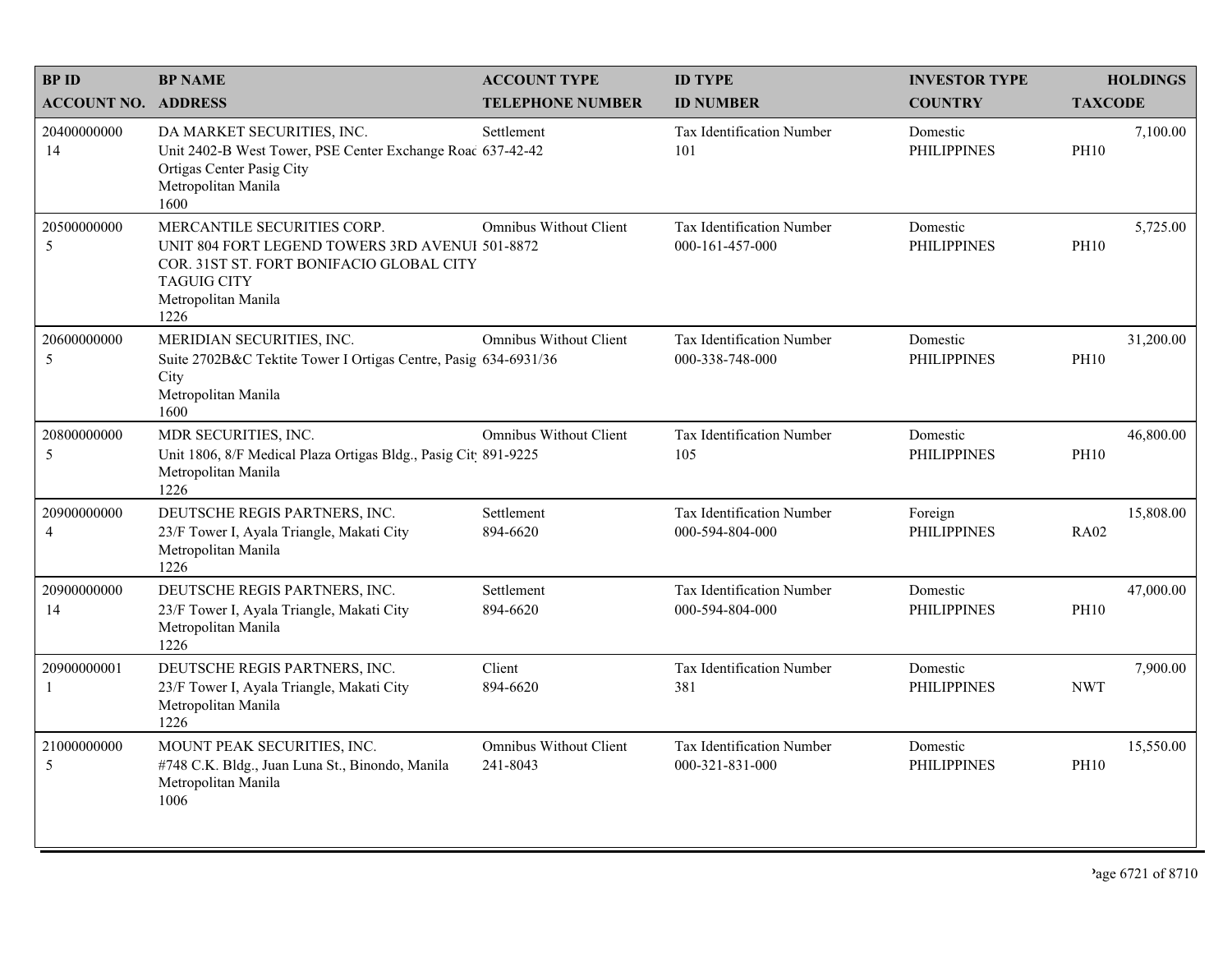| BP ID<br>ACCOUNT NO. | BP NAME<br>ADDRESS | ACCOUNT TYPE<br>TELEPHONE NUMBER | ID TYPE<br>ID NUMBER | INVESTOR TYPE<br>COUNTRY | HOLDINGS<br>TAXCODE |
|---|---|---|---|---|---|
| 20400000000<br>14 | DA MARKET SECURITIES, INC.<br>Unit 2402-B West Tower, PSE Center Exchange Roac<br>Ortigas Center Pasig City<br>Metropolitan Manila<br>1600 | Settlement<br>637-42-42 | Tax Identification Number<br>101 | Domestic<br>PHILIPPINES | 7,100.00<br>PH10 |
| 20500000000<br>5 | MERCANTILE SECURITIES CORP.<br>UNIT 804 FORT LEGEND TOWERS 3RD AVENUI<br>COR. 31ST ST. FORT BONIFACIO GLOBAL CITY<br>TAGUIG CITY<br>Metropolitan Manila<br>1226 | Omnibus Without Client<br>501-8872 | Tax Identification Number<br>000-161-457-000 | Domestic<br>PHILIPPINES | 5,725.00<br>PH10 |
| 20600000000<br>5 | MERIDIAN SECURITIES, INC.<br>Suite 2702B&C Tektite Tower I Ortigas Centre, Pasig<br>City<br>Metropolitan Manila<br>1600 | Omnibus Without Client<br>634-6931/36 | Tax Identification Number<br>000-338-748-000 | Domestic<br>PHILIPPINES | 31,200.00<br>PH10 |
| 20800000000<br>5 | MDR SECURITIES, INC.<br>Unit 1806, 8/F Medical Plaza Ortigas Bldg., Pasig Cit<br>Metropolitan Manila<br>1226 | Omnibus Without Client<br>891-9225 | Tax Identification Number<br>105 | Domestic<br>PHILIPPINES | 46,800.00<br>PH10 |
| 20900000000<br>4 | DEUTSCHE REGIS PARTNERS, INC.<br>23/F Tower I, Ayala Triangle, Makati City<br>Metropolitan Manila<br>1226 | Settlement<br>894-6620 | Tax Identification Number<br>000-594-804-000 | Foreign<br>PHILIPPINES | 15,808.00<br>RA02 |
| 20900000000<br>14 | DEUTSCHE REGIS PARTNERS, INC.<br>23/F Tower I, Ayala Triangle, Makati City<br>Metropolitan Manila<br>1226 | Settlement<br>894-6620 | Tax Identification Number<br>000-594-804-000 | Domestic<br>PHILIPPINES | 47,000.00<br>PH10 |
| 20900000001<br>1 | DEUTSCHE REGIS PARTNERS, INC.<br>23/F Tower I, Ayala Triangle, Makati City<br>Metropolitan Manila<br>1226 | Client<br>894-6620 | Tax Identification Number<br>381 | Domestic<br>PHILIPPINES | 7,900.00<br>NWT |
| 21000000000<br>5 | MOUNT PEAK SECURITIES, INC.<br>#748 C.K. Bldg., Juan Luna St., Binondo, Manila<br>Metropolitan Manila<br>1006 | Omnibus Without Client<br>241-8043 | Tax Identification Number<br>000-321-831-000 | Domestic<br>PHILIPPINES | 15,550.00<br>PH10 |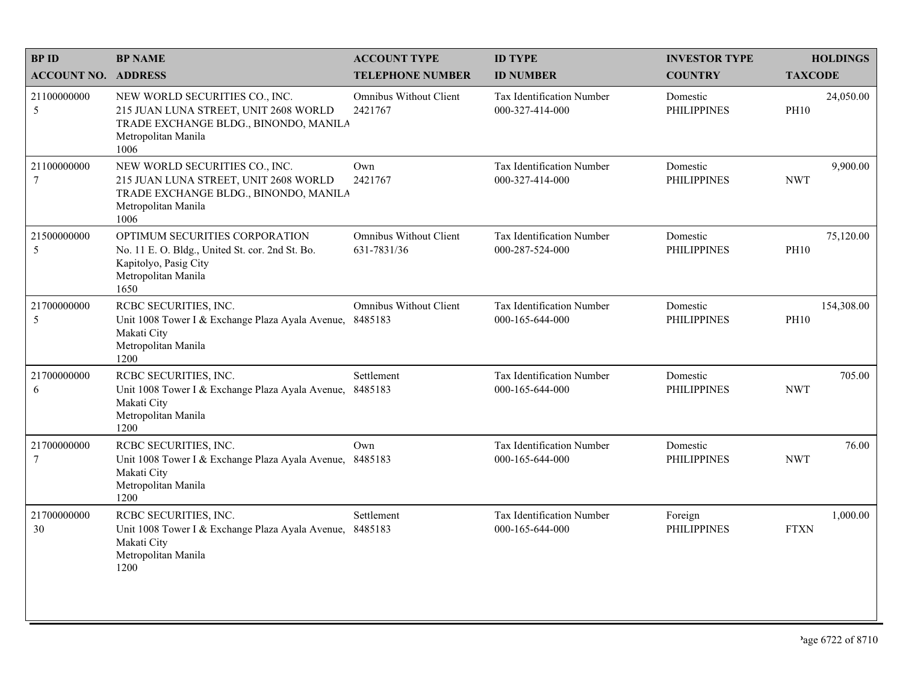| BP ID<br>ACCOUNT NO. | BP NAME<br>ADDRESS | ACCOUNT TYPE<br>TELEPHONE NUMBER | ID TYPE<br>ID NUMBER | INVESTOR TYPE<br>COUNTRY | HOLDINGS<br>TAXCODE |
|---|---|---|---|---|---|
| 21100000000<br>5 | NEW WORLD SECURITIES CO., INC.<br>215 JUAN LUNA STREET, UNIT 2608 WORLD TRADE EXCHANGE BLDG., BINONDO, MANILA<br>Metropolitan Manila<br>1006 | Omnibus Without Client<br>2421767 | Tax Identification Number<br>000-327-414-000 | Domestic<br>PHILIPPINES | 24,050.00<br>PH10 |
| 21100000000<br>7 | NEW WORLD SECURITIES CO., INC.<br>215 JUAN LUNA STREET, UNIT 2608 WORLD TRADE EXCHANGE BLDG., BINONDO, MANILA<br>Metropolitan Manila<br>1006 | Own<br>2421767 | Tax Identification Number<br>000-327-414-000 | Domestic<br>PHILIPPINES | 9,900.00<br>NWT |
| 21500000000<br>5 | OPTIMUM SECURITIES CORPORATION<br>No. 11 E. O. Bldg., United St. cor. 2nd St. Bo. Kapitolyo, Pasig City<br>Metropolitan Manila<br>1650 | Omnibus Without Client<br>631-7831/36 | Tax Identification Number<br>000-287-524-000 | Domestic<br>PHILIPPINES | 75,120.00<br>PH10 |
| 21700000000<br>5 | RCBC SECURITIES, INC.<br>Unit 1008 Tower I & Exchange Plaza Ayala Avenue, Makati City<br>Metropolitan Manila<br>1200 | Omnibus Without Client<br>8485183 | Tax Identification Number<br>000-165-644-000 | Domestic<br>PHILIPPINES | 154,308.00<br>PH10 |
| 21700000000<br>6 | RCBC SECURITIES, INC.<br>Unit 1008 Tower I & Exchange Plaza Ayala Avenue, Makati City<br>Metropolitan Manila<br>1200 | Settlement<br>8485183 | Tax Identification Number<br>000-165-644-000 | Domestic<br>PHILIPPINES | 705.00<br>NWT |
| 21700000000<br>7 | RCBC SECURITIES, INC.<br>Unit 1008 Tower I & Exchange Plaza Ayala Avenue, Makati City<br>Metropolitan Manila<br>1200 | Own<br>8485183 | Tax Identification Number<br>000-165-644-000 | Domestic<br>PHILIPPINES | 76.00<br>NWT |
| 21700000000<br>30 | RCBC SECURITIES, INC.<br>Unit 1008 Tower I & Exchange Plaza Ayala Avenue, Makati City<br>Metropolitan Manila<br>1200 | Settlement<br>8485183 | Tax Identification Number<br>000-165-644-000 | Foreign<br>PHILIPPINES | 1,000.00<br>FTXN |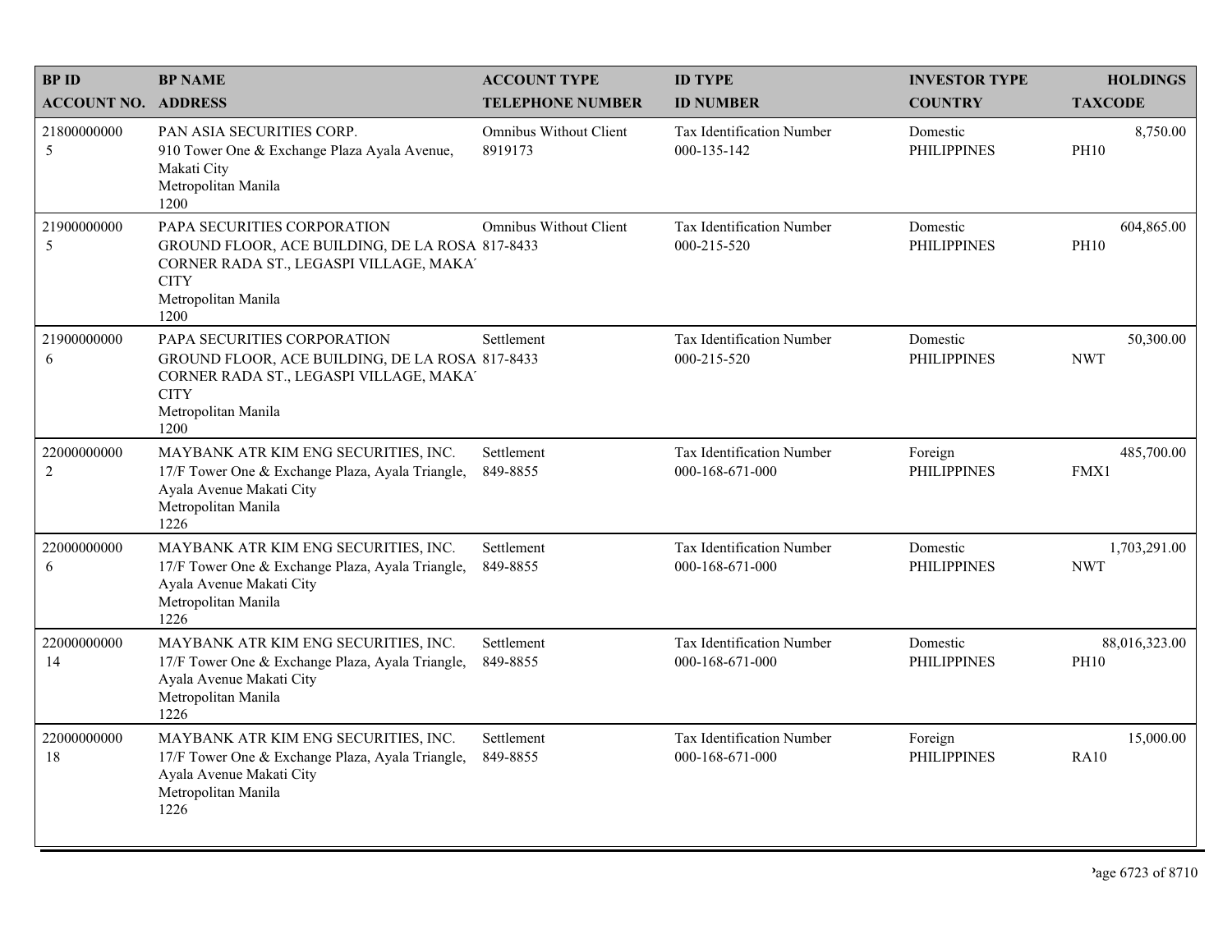| BP ID<br>ACCOUNT NO. | BP NAME<br>ADDRESS | ACCOUNT TYPE<br>TELEPHONE NUMBER | ID TYPE<br>ID NUMBER | INVESTOR TYPE<br>COUNTRY | HOLDINGS<br>TAXCODE |
|---|---|---|---|---|---|
| 21800000000<br>5 | PAN ASIA SECURITIES CORP.<br>910 Tower One & Exchange Plaza Ayala Avenue, Makati City<br>Metropolitan Manila<br>1200 | Omnibus Without Client<br>8919173 | Tax Identification Number<br>000-135-142 | Domestic<br>PHILIPPINES | 8,750.00<br>PH10 |
| 21900000000<br>5 | PAPA SECURITIES CORPORATION<br>GROUND FLOOR, ACE BUILDING, DE LA ROSA CORNER RADA ST., LEGASPI VILLAGE, MAKA' CITY<br>Metropolitan Manila<br>1200 | Omnibus Without Client<br>817-8433 | Tax Identification Number<br>000-215-520 | Domestic<br>PHILIPPINES | 604,865.00<br>PH10 |
| 21900000000<br>6 | PAPA SECURITIES CORPORATION<br>GROUND FLOOR, ACE BUILDING, DE LA ROSA CORNER RADA ST., LEGASPI VILLAGE, MAKA' CITY<br>Metropolitan Manila<br>1200 | Settlement<br>817-8433 | Tax Identification Number<br>000-215-520 | Domestic<br>PHILIPPINES | 50,300.00<br>NWT |
| 22000000000<br>2 | MAYBANK ATR KIM ENG SECURITIES, INC.<br>17/F Tower One & Exchange Plaza, Ayala Triangle, Ayala Avenue Makati City<br>Metropolitan Manila<br>1226 | Settlement<br>849-8855 | Tax Identification Number<br>000-168-671-000 | Foreign<br>PHILIPPINES | 485,700.00<br>FMX1 |
| 22000000000<br>6 | MAYBANK ATR KIM ENG SECURITIES, INC.<br>17/F Tower One & Exchange Plaza, Ayala Triangle, Ayala Avenue Makati City<br>Metropolitan Manila<br>1226 | Settlement<br>849-8855 | Tax Identification Number<br>000-168-671-000 | Domestic<br>PHILIPPINES | 1,703,291.00<br>NWT |
| 22000000000<br>14 | MAYBANK ATR KIM ENG SECURITIES, INC.<br>17/F Tower One & Exchange Plaza, Ayala Triangle, Ayala Avenue Makati City<br>Metropolitan Manila<br>1226 | Settlement<br>849-8855 | Tax Identification Number<br>000-168-671-000 | Domestic<br>PHILIPPINES | 88,016,323.00<br>PH10 |
| 22000000000<br>18 | MAYBANK ATR KIM ENG SECURITIES, INC.<br>17/F Tower One & Exchange Plaza, Ayala Triangle, Ayala Avenue Makati City<br>Metropolitan Manila<br>1226 | Settlement<br>849-8855 | Tax Identification Number<br>000-168-671-000 | Foreign<br>PHILIPPINES | 15,000.00<br>RA10 |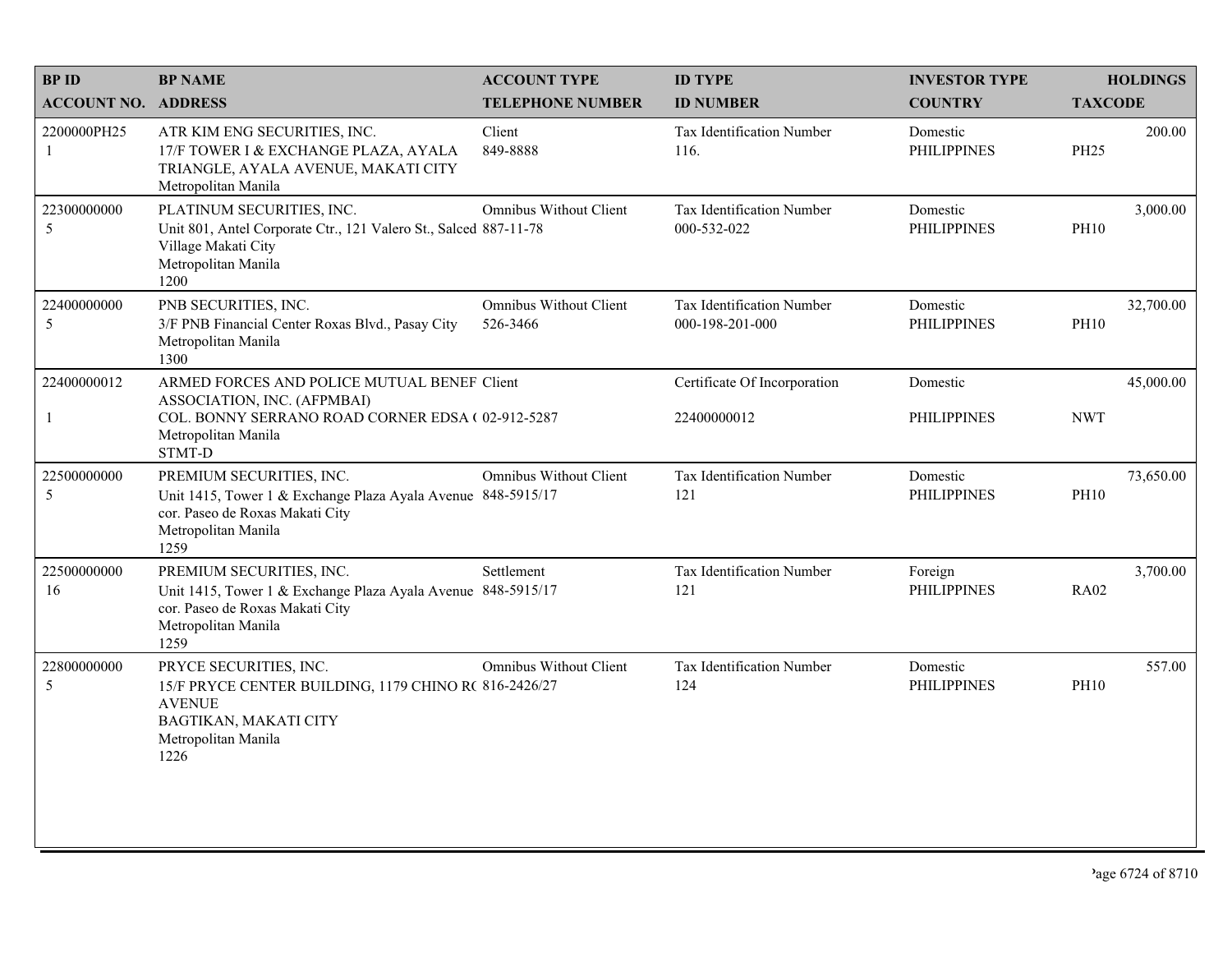| BP ID<br>ACCOUNT NO. | BP NAME<br>ADDRESS | ACCOUNT TYPE<br>TELEPHONE NUMBER | ID TYPE<br>ID NUMBER | INVESTOR TYPE<br>COUNTRY | HOLDINGS<br>TAXCODE |
|---|---|---|---|---|---|
| 2200000PH25<br>1 | ATR KIM ENG SECURITIES, INC.<br>17/F TOWER I & EXCHANGE PLAZA, AYALA TRIANGLE, AYALA AVENUE, MAKATI CITY<br>Metropolitan Manila | Client<br>849-8888 | Tax Identification Number<br>116. | Domestic<br>PHILIPPINES | 200.00<br>PH25 |
| 22300000000<br>5 | PLATINUM SECURITIES, INC.<br>Unit 801, Antel Corporate Ctr., 121 Valero St., Salced Village Makati City<br>Metropolitan Manila<br>1200 | Omnibus Without Client<br>887-11-78 | Tax Identification Number<br>000-532-022 | Domestic<br>PHILIPPINES | 3,000.00<br>PH10 |
| 22400000000<br>5 | PNB SECURITIES, INC.<br>3/F PNB Financial Center Roxas Blvd., Pasay City<br>Metropolitan Manila<br>1300 | Omnibus Without Client<br>526-3466 | Tax Identification Number<br>000-198-201-000 | Domestic<br>PHILIPPINES | 32,700.00<br>PH10 |
| 22400000012<br>1 | ARMED FORCES AND POLICE MUTUAL BENEF ASSOCIATION, INC. (AFPMBAI)<br>COL. BONNY SERRANO ROAD CORNER EDSA (<br>Metropolitan Manila<br>STMT-D | Client<br>02-912-5287 | Certificate Of Incorporation<br>22400000012 | Domestic<br>PHILIPPINES | 45,000.00<br>NWT |
| 22500000000<br>5 | PREMIUM SECURITIES, INC.<br>Unit 1415, Tower 1 & Exchange Plaza Ayala Avenue cor. Paseo de Roxas Makati City<br>Metropolitan Manila<br>1259 | Omnibus Without Client<br>848-5915/17 | Tax Identification Number<br>121 | Domestic<br>PHILIPPINES | 73,650.00<br>PH10 |
| 22500000000<br>16 | PREMIUM SECURITIES, INC.<br>Unit 1415, Tower 1 & Exchange Plaza Ayala Avenue cor. Paseo de Roxas Makati City<br>Metropolitan Manila<br>1259 | Settlement<br>848-5915/17 | Tax Identification Number<br>121 | Foreign<br>PHILIPPINES | 3,700.00<br>RA02 |
| 22800000000<br>5 | PRYCE SECURITIES, INC.<br>15/F PRYCE CENTER BUILDING, 1179 CHINO R( AVENUE<br>BAGTIKAN, MAKATI CITY<br>Metropolitan Manila<br>1226 | Omnibus Without Client<br>816-2426/27 | Tax Identification Number<br>124 | Domestic<br>PHILIPPINES | 557.00<br>PH10 |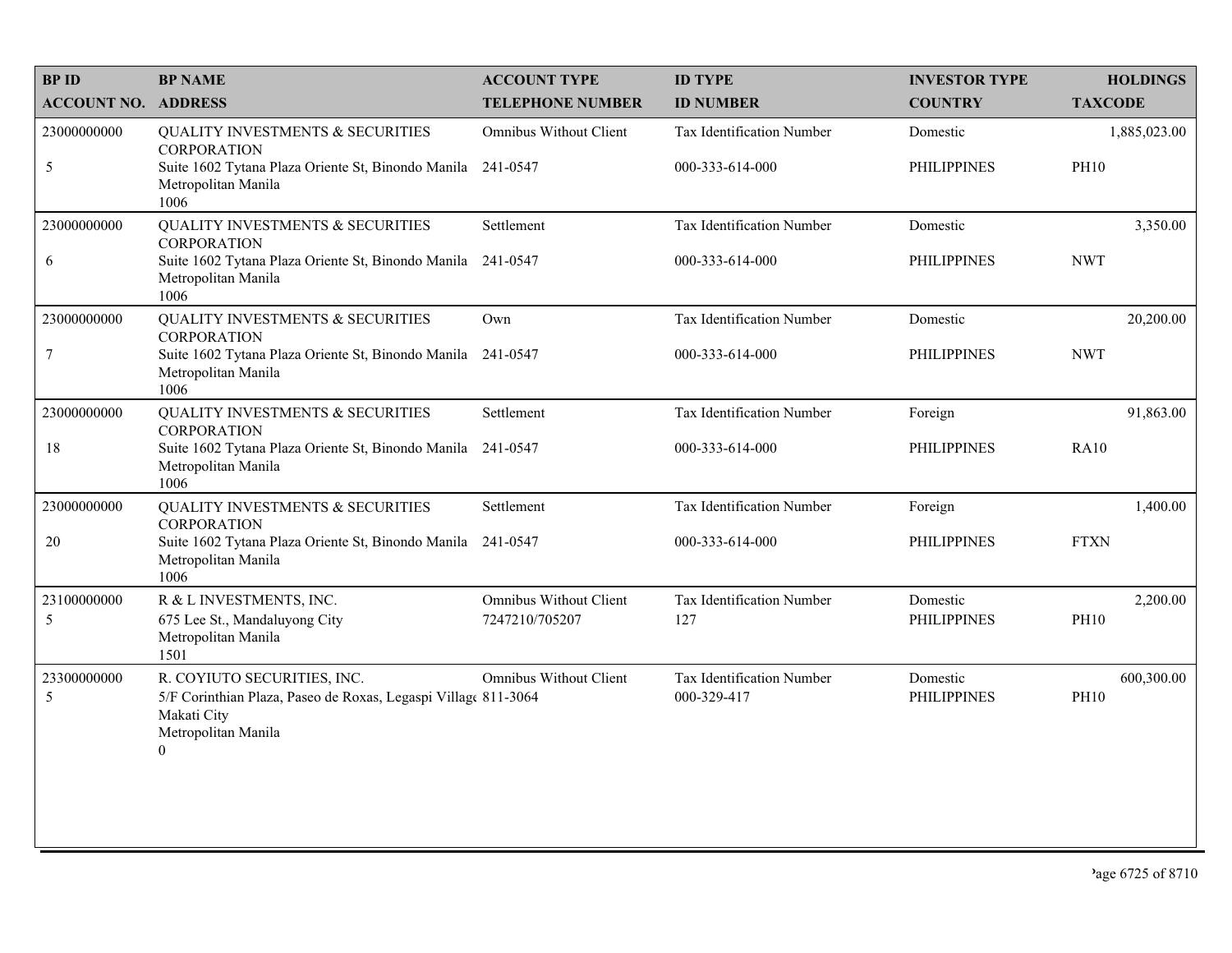| BP ID<br>ACCOUNT NO. | BP NAME<br>ADDRESS | ACCOUNT TYPE<br>TELEPHONE NUMBER | ID TYPE<br>ID NUMBER | INVESTOR TYPE<br>COUNTRY | HOLDINGS<br>TAXCODE |
|---|---|---|---|---|---|
| 23000000000<br>5 | QUALITY INVESTMENTS & SECURITIES CORPORATION<br>Suite 1602 Tytana Plaza Oriente St, Binondo Manila Metropolitan Manila 1006 | Omnibus Without Client<br>241-0547 | Tax Identification Number<br>000-333-614-000 | Domestic<br>PHILIPPINES | 1,885,023.00<br>PH10 |
| 23000000000<br>6 | QUALITY INVESTMENTS & SECURITIES CORPORATION<br>Suite 1602 Tytana Plaza Oriente St, Binondo Manila Metropolitan Manila 1006 | Settlement<br>241-0547 | Tax Identification Number<br>000-333-614-000 | Domestic<br>PHILIPPINES | 3,350.00<br>NWT |
| 23000000000<br>7 | QUALITY INVESTMENTS & SECURITIES CORPORATION<br>Suite 1602 Tytana Plaza Oriente St, Binondo Manila Metropolitan Manila 1006 | Own<br>241-0547 | Tax Identification Number<br>000-333-614-000 | Domestic<br>PHILIPPINES | 20,200.00<br>NWT |
| 23000000000<br>18 | QUALITY INVESTMENTS & SECURITIES CORPORATION<br>Suite 1602 Tytana Plaza Oriente St, Binondo Manila Metropolitan Manila 1006 | Settlement<br>241-0547 | Tax Identification Number<br>000-333-614-000 | Foreign<br>PHILIPPINES | 91,863.00<br>RA10 |
| 23000000000<br>20 | QUALITY INVESTMENTS & SECURITIES CORPORATION<br>Suite 1602 Tytana Plaza Oriente St, Binondo Manila Metropolitan Manila 1006 | Settlement<br>241-0547 | Tax Identification Number<br>000-333-614-000 | Foreign<br>PHILIPPINES | 1,400.00<br>FTXN |
| 23100000000<br>5 | R & L INVESTMENTS, INC.<br>675 Lee St., Mandaluyong City Metropolitan Manila 1501 | Omnibus Without Client<br>7247210/705207 | Tax Identification Number<br>127 | Domestic<br>PHILIPPINES | 2,200.00<br>PH10 |
| 23300000000<br>5 | R. COYIUTO SECURITIES, INC.<br>5/F Corinthian Plaza, Paseo de Roxas, Legaspi Village Makati City Metropolitan Manila 0 | Omnibus Without Client<br>811-3064 | Tax Identification Number<br>000-329-417 | Domestic<br>PHILIPPINES | 600,300.00<br>PH10 |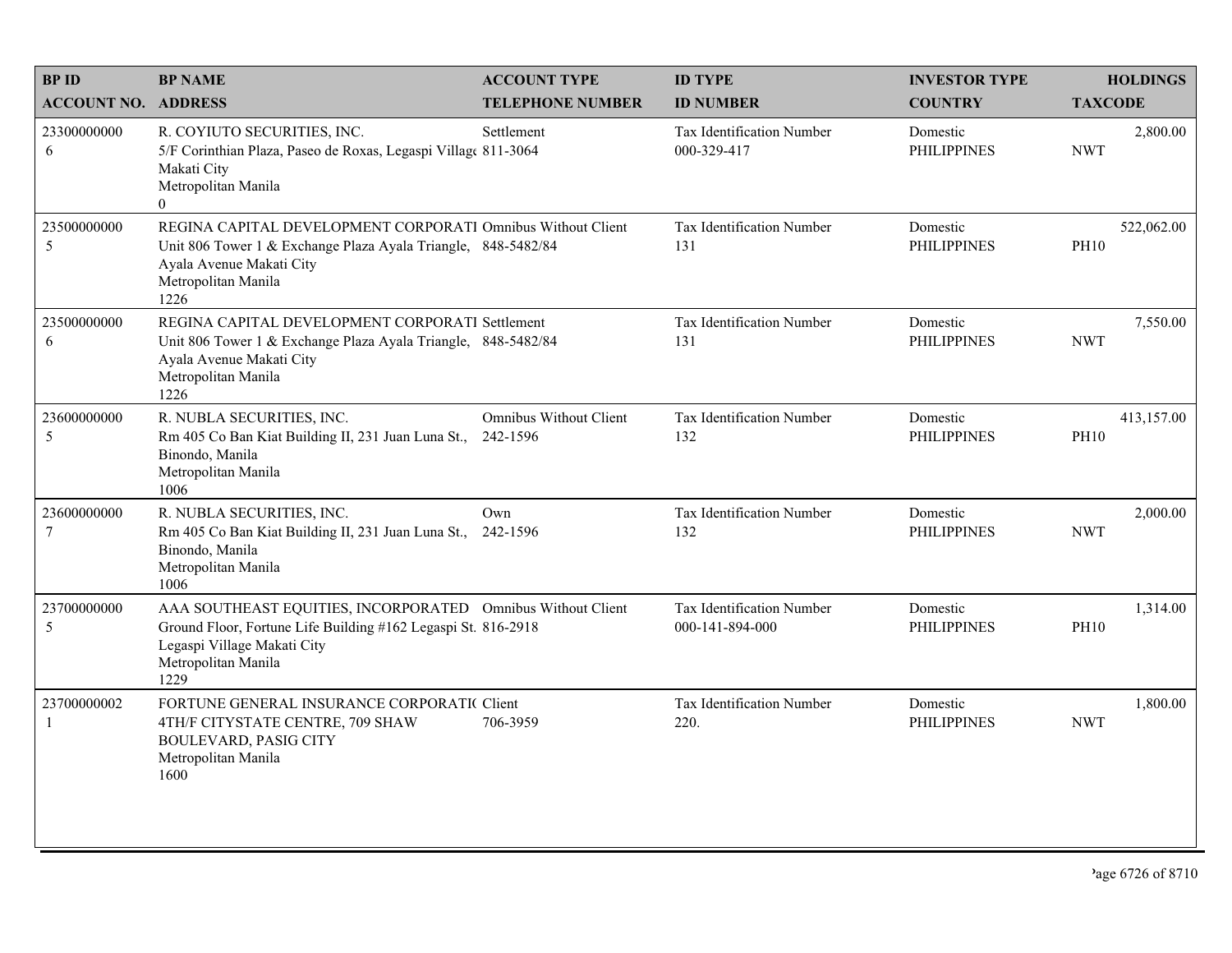| BP ID<br>ACCOUNT NO. | BP NAME<br>ADDRESS | ACCOUNT TYPE<br>TELEPHONE NUMBER | ID TYPE<br>ID NUMBER | INVESTOR TYPE<br>COUNTRY | HOLDINGS<br>TAXCODE |
|---|---|---|---|---|---|
| 23300000000<br>6 | R. COYIUTO SECURITIES, INC.<br>5/F Corinthian Plaza, Paseo de Roxas, Legaspi Village<br>Makati City<br>Metropolitan Manila<br>0 | Settlement<br>811-3064 | Tax Identification Number<br>000-329-417 | Domestic<br>PHILIPPINES | 2,800.00<br>NWT |
| 23500000000<br>5 | REGINA CAPITAL DEVELOPMENT CORPORATI<br>Unit 806 Tower 1 & Exchange Plaza Ayala Triangle,<br>Ayala Avenue Makati City<br>Metropolitan Manila<br>1226 | Omnibus Without Client<br>848-5482/84 | Tax Identification Number<br>131 | Domestic<br>PHILIPPINES | 522,062.00<br>PH10 |
| 23500000000<br>6 | REGINA CAPITAL DEVELOPMENT CORPORATI<br>Unit 806 Tower 1 & Exchange Plaza Ayala Triangle,<br>Ayala Avenue Makati City<br>Metropolitan Manila<br>1226 | Settlement<br>848-5482/84 | Tax Identification Number<br>131 | Domestic<br>PHILIPPINES | 7,550.00<br>NWT |
| 23600000000<br>5 | R. NUBLA SECURITIES, INC.<br>Rm 405 Co Ban Kiat Building II, 231 Juan Luna St.,<br>Binondo, Manila<br>Metropolitan Manila<br>1006 | Omnibus Without Client<br>242-1596 | Tax Identification Number<br>132 | Domestic<br>PHILIPPINES | 413,157.00<br>PH10 |
| 23600000000<br>7 | R. NUBLA SECURITIES, INC.<br>Rm 405 Co Ban Kiat Building II, 231 Juan Luna St.,<br>Binondo, Manila<br>Metropolitan Manila<br>1006 | Own<br>242-1596 | Tax Identification Number<br>132 | Domestic<br>PHILIPPINES | 2,000.00<br>NWT |
| 23700000000<br>5 | AAA SOUTHEAST EQUITIES, INCORPORATED<br>Ground Floor, Fortune Life Building #162 Legaspi St.<br>Legaspi Village Makati City<br>Metropolitan Manila<br>1229 | Omnibus Without Client<br>816-2918 | Tax Identification Number<br>000-141-894-000 | Domestic<br>PHILIPPINES | 1,314.00<br>PH10 |
| 23700000002<br>1 | FORTUNE GENERAL INSURANCE CORPORATI(<br>4TH/F CITYSTATE CENTRE, 709 SHAW<br>BOULEVARD, PASIG CITY<br>Metropolitan Manila<br>1600 | Client<br>706-3959 | Tax Identification Number<br>220. | Domestic<br>PHILIPPINES | 1,800.00<br>NWT |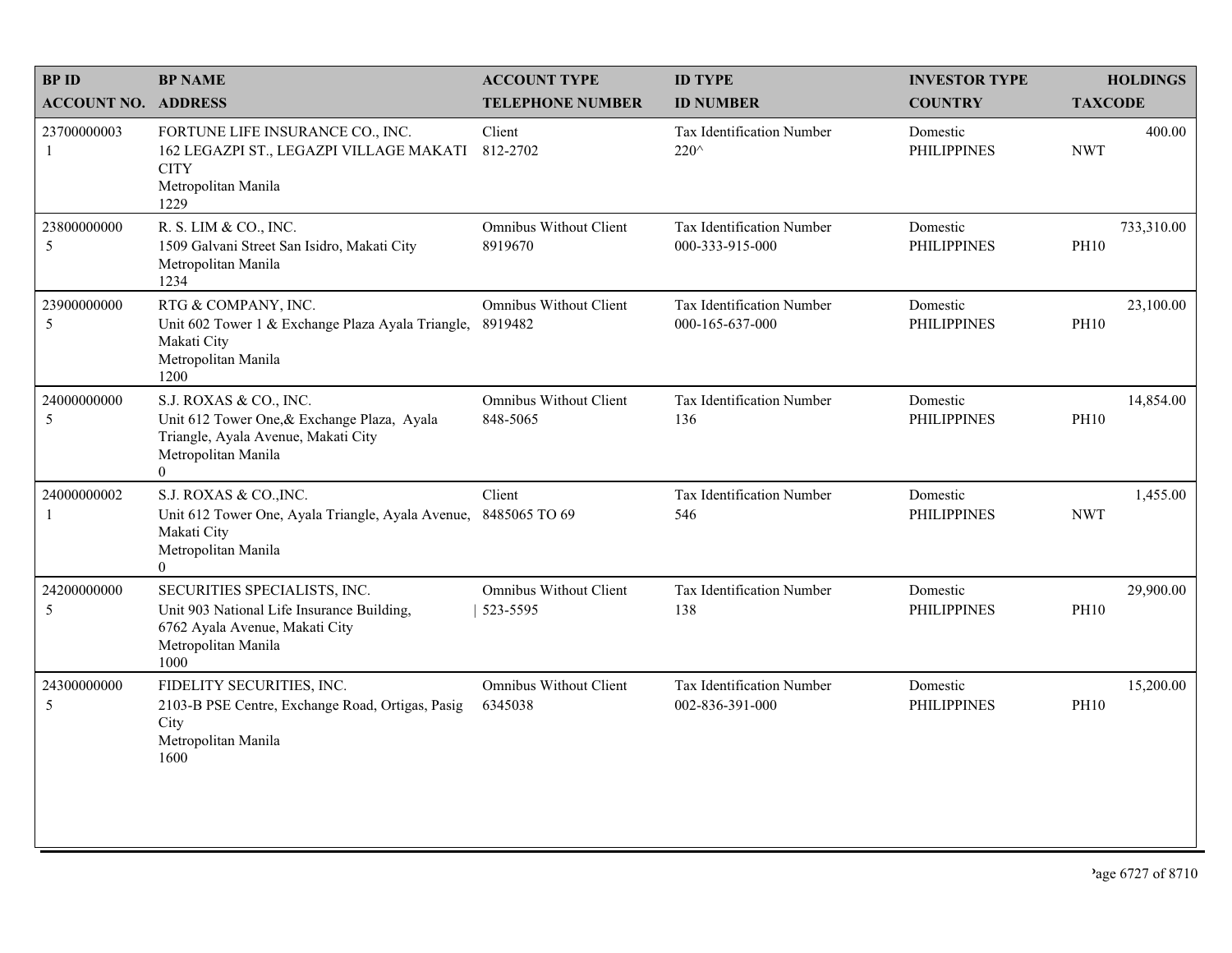| BP ID<br>ACCOUNT NO. | BP NAME<br>ADDRESS | ACCOUNT TYPE<br>TELEPHONE NUMBER | ID TYPE<br>ID NUMBER | INVESTOR TYPE<br>COUNTRY | HOLDINGS<br>TAXCODE |
|---|---|---|---|---|---|
| 23700000003<br>1 | FORTUNE LIFE INSURANCE CO., INC.<br>162 LEGAZPI ST., LEGAZPI VILLAGE MAKATI CITY<br>Metropolitan Manila<br>1229 | Client<br>812-2702 | Tax Identification Number<br>220^ | Domestic<br>PHILIPPINES | 400.00<br>NWT |
| 23800000000<br>5 | R. S. LIM & CO., INC.<br>1509 Galvani Street San Isidro, Makati City<br>Metropolitan Manila<br>1234 | Omnibus Without Client<br>8919670 | Tax Identification Number<br>000-333-915-000 | Domestic<br>PHILIPPINES | 733,310.00<br>PH10 |
| 23900000000<br>5 | RTG & COMPANY, INC.<br>Unit 602 Tower 1 & Exchange Plaza Ayala Triangle, Makati City<br>Metropolitan Manila<br>1200 | Omnibus Without Client<br>8919482 | Tax Identification Number<br>000-165-637-000 | Domestic<br>PHILIPPINES | 23,100.00<br>PH10 |
| 24000000000<br>5 | S.J. ROXAS & CO., INC.<br>Unit 612 Tower One,& Exchange Plaza, Ayala Triangle, Ayala Avenue, Makati City<br>Metropolitan Manila<br>0 | Omnibus Without Client<br>848-5065 | Tax Identification Number<br>136 | Domestic<br>PHILIPPINES | 14,854.00<br>PH10 |
| 24000000002<br>1 | S.J. ROXAS & CO.,INC.<br>Unit 612 Tower One, Ayala Triangle, Ayala Avenue, Makati City<br>Metropolitan Manila<br>0 | Client<br>8485065 TO 69 | Tax Identification Number<br>546 | Domestic<br>PHILIPPINES | 1,455.00<br>NWT |
| 24200000000<br>5 | SECURITIES SPECIALISTS, INC.<br>Unit 903 National Life Insurance Building, 6762 Ayala Avenue, Makati City<br>Metropolitan Manila<br>1000 | Omnibus Without Client<br>523-5595 | Tax Identification Number<br>138 | Domestic<br>PHILIPPINES | 29,900.00<br>PH10 |
| 24300000000<br>5 | FIDELITY SECURITIES, INC.<br>2103-B PSE Centre, Exchange Road, Ortigas, Pasig City<br>Metropolitan Manila<br>1600 | Omnibus Without Client<br>6345038 | Tax Identification Number<br>002-836-391-000 | Domestic<br>PHILIPPINES | 15,200.00<br>PH10 |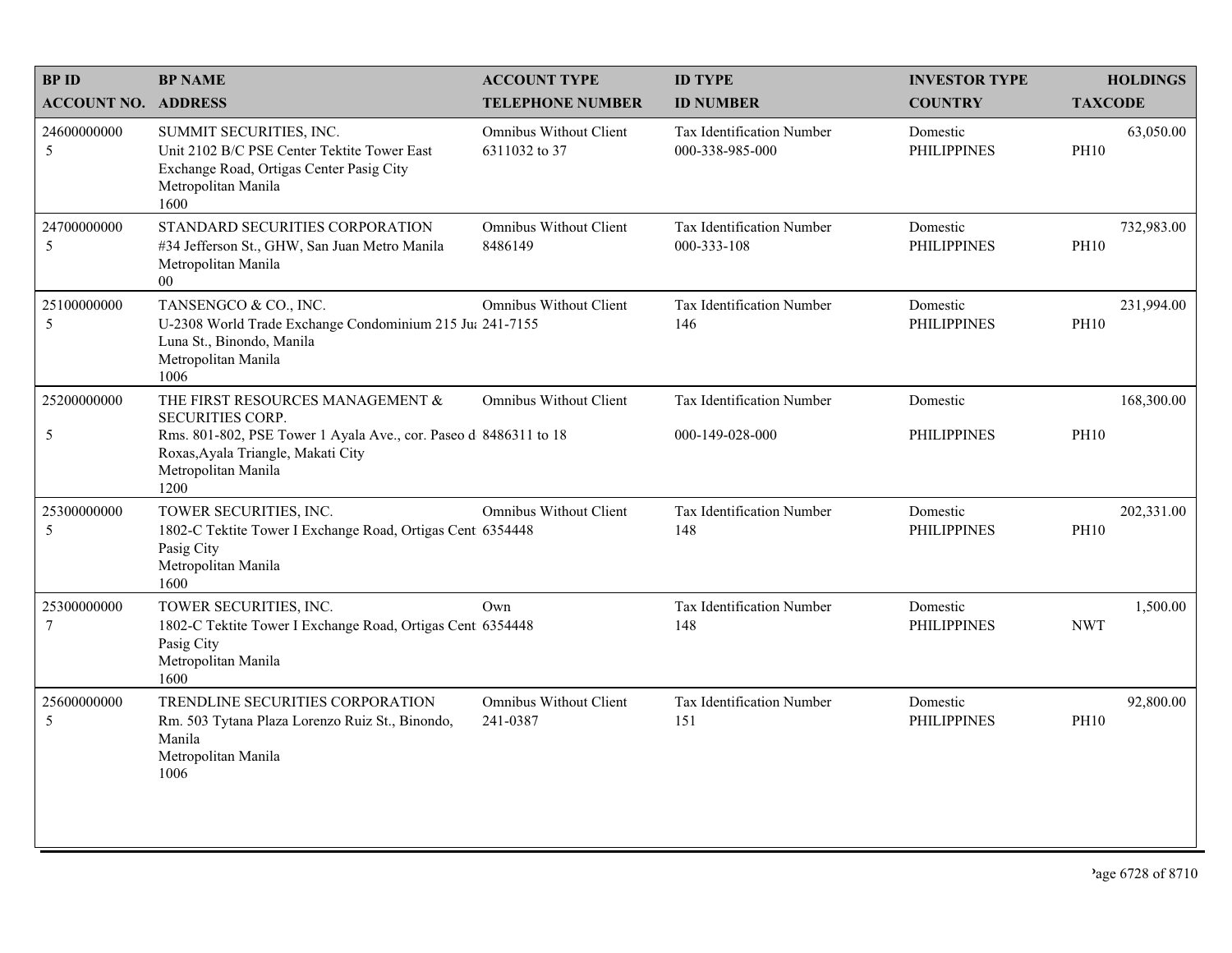| BP ID<br>ACCOUNT NO. | BP NAME<br>ADDRESS | ACCOUNT TYPE<br>TELEPHONE NUMBER | ID TYPE<br>ID NUMBER | INVESTOR TYPE<br>COUNTRY | HOLDINGS<br>TAXCODE |
|---|---|---|---|---|---|
| 24600000000<br>5 | SUMMIT SECURITIES, INC.<br>Unit 2102 B/C PSE Center Tektite Tower East Exchange Road, Ortigas Center Pasig City<br>Metropolitan Manila<br>1600 | Omnibus Without Client<br>6311032 to 37 | Tax Identification Number<br>000-338-985-000 | Domestic<br>PHILIPPINES | 63,050.00<br>PH10 |
| 24700000000<br>5 | STANDARD SECURITIES CORPORATION<br>#34 Jefferson St., GHW, San Juan Metro Manila<br>Metropolitan Manila<br>00 | Omnibus Without Client<br>8486149 | Tax Identification Number<br>000-333-108 | Domestic<br>PHILIPPINES | 732,983.00<br>PH10 |
| 25100000000<br>5 | TANSENGCO & CO., INC.<br>U-2308 World Trade Exchange Condominium 215 Ju: Luna St., Binondo, Manila<br>Metropolitan Manila<br>1006 | Omnibus Without Client<br>241-7155 | Tax Identification Number<br>146 | Domestic<br>PHILIPPINES | 231,994.00<br>PH10 |
| 25200000000<br>5 | THE FIRST RESOURCES MANAGEMENT & SECURITIES CORP.<br>Rms. 801-802, PSE Tower 1 Ayala Ave., cor. Paseo d Roxas,Ayala Triangle, Makati City<br>Metropolitan Manila<br>1200 | Omnibus Without Client<br>8486311 to 18 | Tax Identification Number<br>000-149-028-000 | Domestic<br>PHILIPPINES | 168,300.00<br>PH10 |
| 25300000000<br>5 | TOWER SECURITIES, INC.<br>1802-C Tektite Tower I Exchange Road, Ortigas Cent Pasig City<br>Metropolitan Manila<br>1600 | Omnibus Without Client<br>6354448 | Tax Identification Number<br>148 | Domestic<br>PHILIPPINES | 202,331.00<br>PH10 |
| 25300000000<br>7 | TOWER SECURITIES, INC.<br>1802-C Tektite Tower I Exchange Road, Ortigas Cent Pasig City<br>Metropolitan Manila<br>1600 | Own<br>6354448 | Tax Identification Number<br>148 | Domestic<br>PHILIPPINES | 1,500.00<br>NWT |
| 25600000000<br>5 | TRENDLINE SECURITIES CORPORATION<br>Rm. 503 Tytana Plaza Lorenzo Ruiz St., Binondo, Manila<br>Metropolitan Manila<br>1006 | Omnibus Without Client<br>241-0387 | Tax Identification Number<br>151 | Domestic<br>PHILIPPINES | 92,800.00<br>PH10 |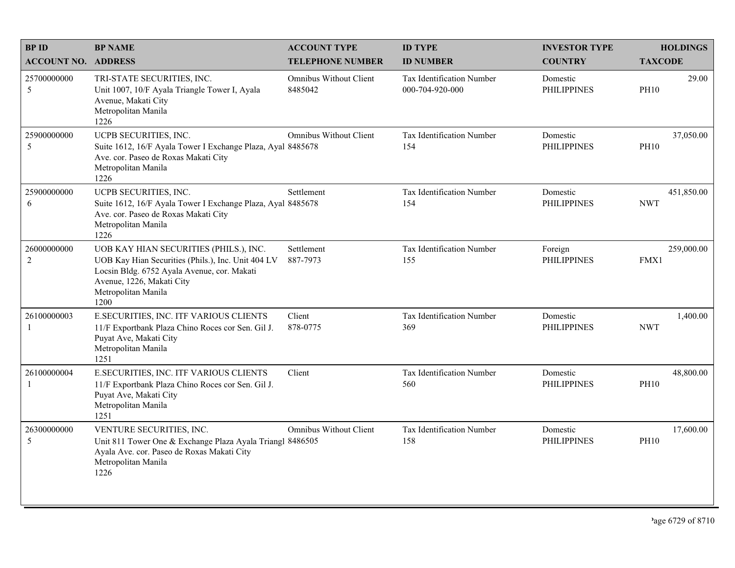| BP ID<br>ACCOUNT NO. | BP NAME<br>ADDRESS | ACCOUNT TYPE<br>TELEPHONE NUMBER | ID TYPE<br>ID NUMBER | INVESTOR TYPE<br>COUNTRY | HOLDINGS<br>TAXCODE |
|---|---|---|---|---|---|
| 25700000000<br>5 | TRI-STATE SECURITIES, INC.<br>Unit 1007, 10/F Ayala Triangle Tower I, Ayala Avenue, Makati City<br>Metropolitan Manila<br>1226 | Omnibus Without Client<br>8485042 | Tax Identification Number<br>000-704-920-000 | Domestic<br>PHILIPPINES | 29.00<br>PH10 |
| 25900000000<br>5 | UCPB SECURITIES, INC.<br>Suite 1612, 16/F Ayala Tower I Exchange Plaza, Ayal Ave. cor. Paseo de Roxas Makati City<br>Metropolitan Manila<br>1226 | Omnibus Without Client<br>8485678 | Tax Identification Number<br>154 | Domestic<br>PHILIPPINES | 37,050.00<br>PH10 |
| 25900000000<br>6 | UCPB SECURITIES, INC.<br>Suite 1612, 16/F Ayala Tower I Exchange Plaza, Ayal Ave. cor. Paseo de Roxas Makati City<br>Metropolitan Manila<br>1226 | Settlement<br>8485678 | Tax Identification Number<br>154 | Domestic<br>PHILIPPINES | 451,850.00<br>NWT |
| 26000000000<br>2 | UOB KAY HIAN SECURITIES (PHILS.), INC.<br>UOB Kay Hian Securities (Phils.), Inc. Unit 404 LV Locsin Bldg. 6752 Ayala Avenue, cor. Makati Avenue, 1226, Makati City<br>Metropolitan Manila<br>1200 | Settlement<br>887-7973 | Tax Identification Number<br>155 | Foreign<br>PHILIPPINES | 259,000.00<br>FMX1 |
| 26100000003<br>1 | E.SECURITIES, INC. ITF VARIOUS CLIENTS<br>11/F Exportbank Plaza Chino Roces cor Sen. Gil J. Puyat Ave, Makati City<br>Metropolitan Manila<br>1251 | Client<br>878-0775 | Tax Identification Number<br>369 | Domestic<br>PHILIPPINES | 1,400.00<br>NWT |
| 26100000004<br>1 | E.SECURITIES, INC. ITF VARIOUS CLIENTS<br>11/F Exportbank Plaza Chino Roces cor Sen. Gil J. Puyat Ave, Makati City<br>Metropolitan Manila<br>1251 | Client | Tax Identification Number<br>560 | Domestic<br>PHILIPPINES | 48,800.00<br>PH10 |
| 26300000000<br>5 | VENTURE SECURITIES, INC.<br>Unit 811 Tower One & Exchange Plaza Ayala Triangl Ayala Ave. cor. Paseo de Roxas Makati City<br>Metropolitan Manila<br>1226 | Omnibus Without Client<br>8486505 | Tax Identification Number<br>158 | Domestic<br>PHILIPPINES | 17,600.00<br>PH10 |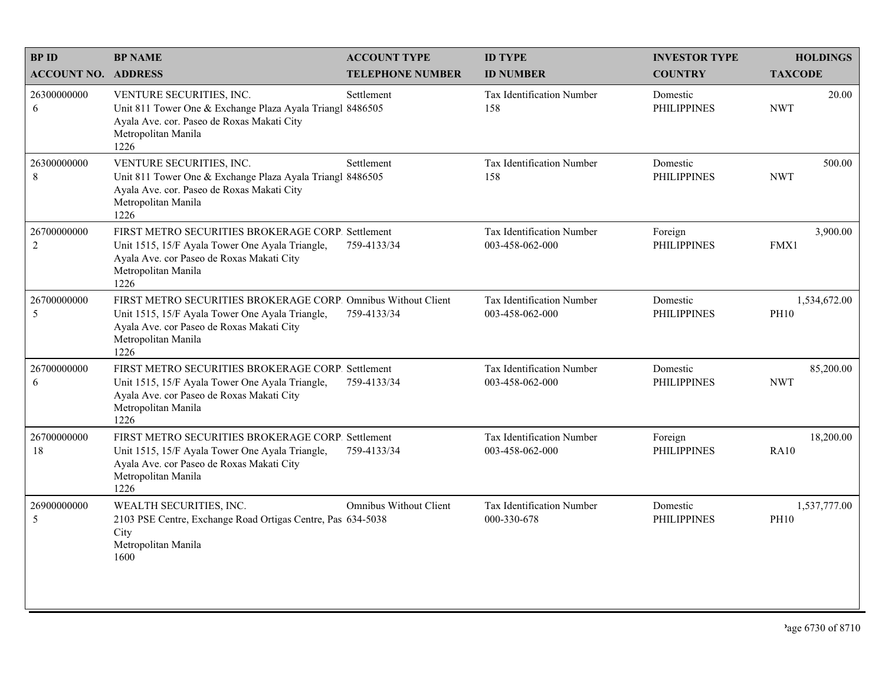| BP ID<br>ACCOUNT NO. | BP NAME<br>ADDRESS | ACCOUNT TYPE<br>TELEPHONE NUMBER | ID TYPE<br>ID NUMBER | INVESTOR TYPE<br>COUNTRY | HOLDINGS<br>TAXCODE |
|---|---|---|---|---|---|
| 26300000000<br>6 | VENTURE SECURITIES, INC.<br>Unit 811 Tower One & Exchange Plaza Ayala Triangl<br>Ayala Ave. cor. Paseo de Roxas Makati City<br>Metropolitan Manila<br>1226 | Settlement<br>8486505 | Tax Identification Number<br>158 | Domestic<br>PHILIPPINES | 20.00<br>NWT |
| 26300000000<br>8 | VENTURE SECURITIES, INC.<br>Unit 811 Tower One & Exchange Plaza Ayala Triangl<br>Ayala Ave. cor. Paseo de Roxas Makati City<br>Metropolitan Manila<br>1226 | Settlement<br>8486505 | Tax Identification Number<br>158 | Domestic<br>PHILIPPINES | 500.00<br>NWT |
| 26700000000<br>2 | FIRST METRO SECURITIES BROKERAGE CORP.<br>Unit 1515, 15/F Ayala Tower One Ayala Triangle,<br>Ayala Ave. cor Paseo de Roxas Makati City<br>Metropolitan Manila<br>1226 | Settlement<br>759-4133/34 | Tax Identification Number<br>003-458-062-000 | Foreign<br>PHILIPPINES | 3,900.00<br>FMX1 |
| 26700000000<br>5 | FIRST METRO SECURITIES BROKERAGE CORP.<br>Unit 1515, 15/F Ayala Tower One Ayala Triangle,<br>Ayala Ave. cor Paseo de Roxas Makati City<br>Metropolitan Manila<br>1226 | Omnibus Without Client<br>759-4133/34 | Tax Identification Number<br>003-458-062-000 | Domestic<br>PHILIPPINES | 1,534,672.00<br>PH10 |
| 26700000000<br>6 | FIRST METRO SECURITIES BROKERAGE CORP.<br>Unit 1515, 15/F Ayala Tower One Ayala Triangle,<br>Ayala Ave. cor Paseo de Roxas Makati City<br>Metropolitan Manila<br>1226 | Settlement<br>759-4133/34 | Tax Identification Number<br>003-458-062-000 | Domestic<br>PHILIPPINES | 85,200.00<br>NWT |
| 26700000000<br>18 | FIRST METRO SECURITIES BROKERAGE CORP.<br>Unit 1515, 15/F Ayala Tower One Ayala Triangle,<br>Ayala Ave. cor Paseo de Roxas Makati City<br>Metropolitan Manila<br>1226 | Settlement<br>759-4133/34 | Tax Identification Number<br>003-458-062-000 | Foreign<br>PHILIPPINES | 18,200.00<br>RA10 |
| 26900000000<br>5 | WEALTH SECURITIES, INC.<br>2103 PSE Centre, Exchange Road Ortigas Centre, Pas<br>City<br>Metropolitan Manila<br>1600 | Omnibus Without Client<br>634-5038 | Tax Identification Number<br>000-330-678 | Domestic<br>PHILIPPINES | 1,537,777.00<br>PH10 |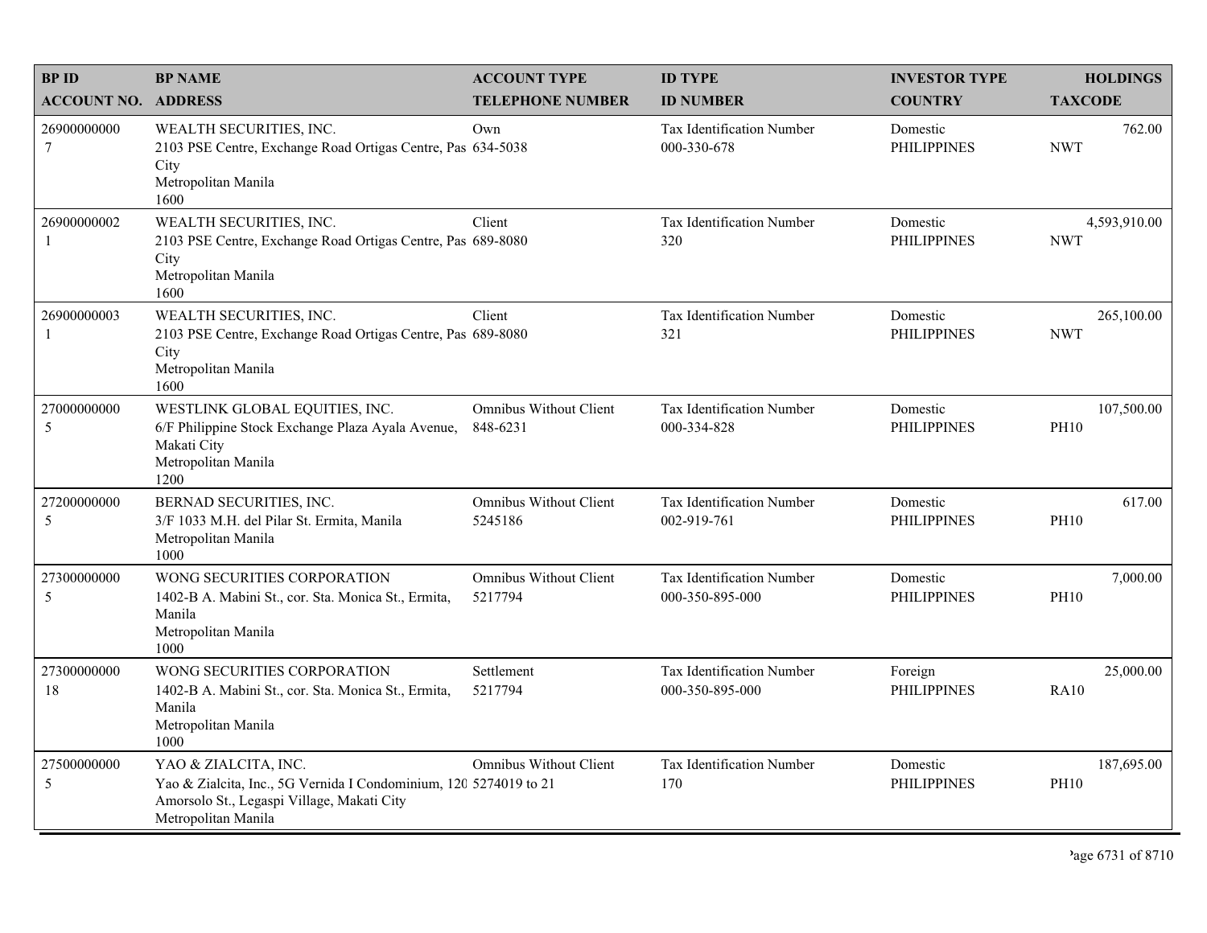| BP ID<br>ACCOUNT NO. | BP NAME<br>ADDRESS | ACCOUNT TYPE<br>TELEPHONE NUMBER | ID TYPE<br>ID NUMBER | INVESTOR TYPE<br>COUNTRY | HOLDINGS<br>TAXCODE |
|---|---|---|---|---|---|
| 26900000000<br>7 | WEALTH SECURITIES, INC.<br>2103 PSE Centre, Exchange Road Ortigas Centre, Pas City<br>Metropolitan Manila<br>1600 | Own<br>634-5038 | Tax Identification Number<br>000-330-678 | Domestic<br>PHILIPPINES | 762.00<br>NWT |
| 26900000002<br>1 | WEALTH SECURITIES, INC.<br>2103 PSE Centre, Exchange Road Ortigas Centre, Pas City<br>Metropolitan Manila<br>1600 | Client<br>689-8080 | Tax Identification Number<br>320 | Domestic<br>PHILIPPINES | 4,593,910.00<br>NWT |
| 26900000003<br>1 | WEALTH SECURITIES, INC.<br>2103 PSE Centre, Exchange Road Ortigas Centre, Pas City<br>Metropolitan Manila<br>1600 | Client<br>689-8080 | Tax Identification Number<br>321 | Domestic<br>PHILIPPINES | 265,100.00<br>NWT |
| 27000000000<br>5 | WESTLINK GLOBAL EQUITIES, INC.<br>6/F Philippine Stock Exchange Plaza Ayala Avenue, Makati City<br>Metropolitan Manila<br>1200 | Omnibus Without Client<br>848-6231 | Tax Identification Number<br>000-334-828 | Domestic<br>PHILIPPINES | 107,500.00<br>PH10 |
| 27200000000<br>5 | BERNAD SECURITIES, INC.<br>3/F 1033 M.H. del Pilar St. Ermita, Manila<br>Metropolitan Manila<br>1000 | Omnibus Without Client<br>5245186 | Tax Identification Number<br>002-919-761 | Domestic<br>PHILIPPINES | 617.00<br>PH10 |
| 27300000000<br>5 | WONG SECURITIES CORPORATION<br>1402-B A. Mabini St., cor. Sta. Monica St., Ermita, Manila<br>Metropolitan Manila<br>1000 | Omnibus Without Client<br>5217794 | Tax Identification Number<br>000-350-895-000 | Domestic<br>PHILIPPINES | 7,000.00<br>PH10 |
| 27300000000<br>18 | WONG SECURITIES CORPORATION<br>1402-B A. Mabini St., cor. Sta. Monica St., Ermita, Manila<br>Metropolitan Manila<br>1000 | Settlement<br>5217794 | Tax Identification Number<br>000-350-895-000 | Foreign<br>PHILIPPINES | 25,000.00<br>RA10 |
| 27500000000<br>5 | YAO & ZIALCITA, INC.<br>Yao & Zialcita, Inc., 5G Vernida I Condominium, 120 Amorsolo St., Legaspi Village, Makati City<br>Metropolitan Manila | Omnibus Without Client<br>5274019 to 21 | Tax Identification Number<br>170 | Domestic<br>PHILIPPINES | 187,695.00<br>PH10 |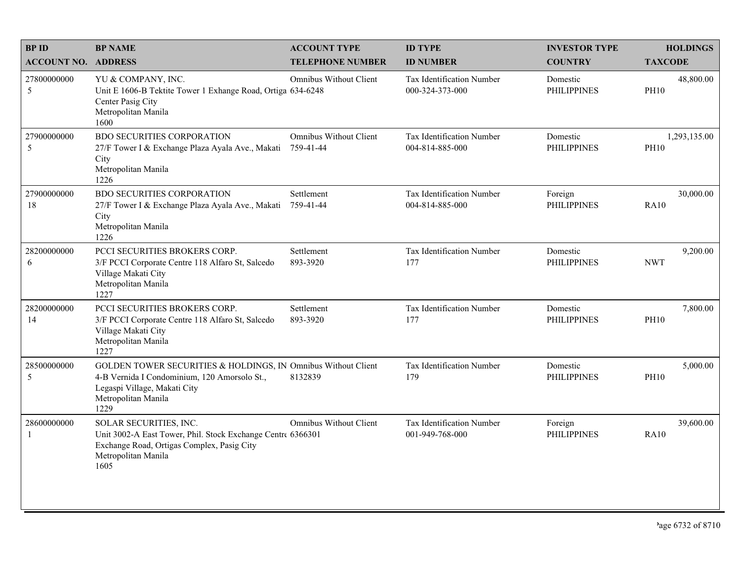| BP ID<br>ACCOUNT NO. | BP NAME<br>ADDRESS | ACCOUNT TYPE<br>TELEPHONE NUMBER | ID TYPE<br>ID NUMBER | INVESTOR TYPE<br>COUNTRY | HOLDINGS<br>TAXCODE |
|---|---|---|---|---|---|
| 27800000000<br>5 | YU & COMPANY, INC.<br>Unit E 1606-B Tektite Tower 1 Exhange Road, Ortiga Center Pasig City<br>Metropolitan Manila<br>1600 | Omnibus Without Client<br>634-6248 | Tax Identification Number<br>000-324-373-000 | Domestic<br>PHILIPPINES | 48,800.00<br>PH10 |
| 27900000000<br>5 | BDO SECURITIES CORPORATION<br>27/F Tower I & Exchange Plaza Ayala Ave., Makati City<br>Metropolitan Manila<br>1226 | Omnibus Without Client<br>759-41-44 | Tax Identification Number<br>004-814-885-000 | Domestic<br>PHILIPPINES | 1,293,135.00<br>PH10 |
| 27900000000<br>18 | BDO SECURITIES CORPORATION<br>27/F Tower I & Exchange Plaza Ayala Ave., Makati City<br>Metropolitan Manila<br>1226 | Settlement<br>759-41-44 | Tax Identification Number<br>004-814-885-000 | Foreign<br>PHILIPPINES | 30,000.00<br>RA10 |
| 28200000000<br>6 | PCCI SECURITIES BROKERS CORP.<br>3/F PCCI Corporate Centre 118 Alfaro St, Salcedo Village Makati City<br>Metropolitan Manila<br>1227 | Settlement<br>893-3920 | Tax Identification Number<br>177 | Domestic<br>PHILIPPINES | 9,200.00<br>NWT |
| 28200000000<br>14 | PCCI SECURITIES BROKERS CORP.<br>3/F PCCI Corporate Centre 118 Alfaro St, Salcedo Village Makati City<br>Metropolitan Manila<br>1227 | Settlement<br>893-3920 | Tax Identification Number<br>177 | Domestic<br>PHILIPPINES | 7,800.00<br>PH10 |
| 28500000000<br>5 | GOLDEN TOWER SECURITIES & HOLDINGS, IN<br>4-B Vernida I Condominium, 120 Amorsolo St., Legaspi Village, Makati City<br>Metropolitan Manila<br>1229 | Omnibus Without Client<br>8132839 | Tax Identification Number<br>179 | Domestic<br>PHILIPPINES | 5,000.00<br>PH10 |
| 28600000000<br>1 | SOLAR SECURITIES, INC.<br>Unit 3002-A East Tower, Phil. Stock Exchange Centre Exchange Road, Ortigas Complex, Pasig City<br>Metropolitan Manila<br>1605 | Omnibus Without Client<br>6366301 | Tax Identification Number<br>001-949-768-000 | Foreign<br>PHILIPPINES | 39,600.00<br>RA10 |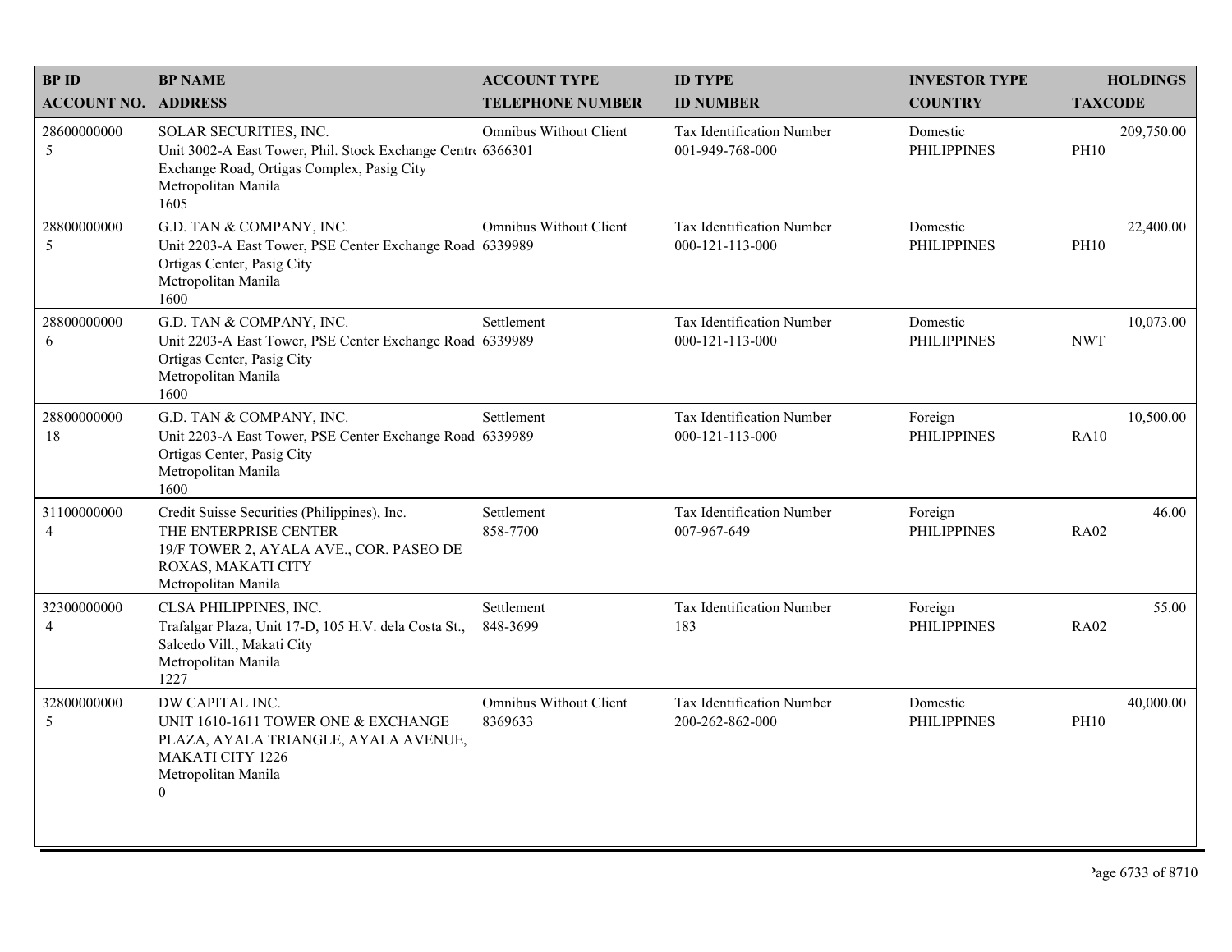| BP ID<br>ACCOUNT NO. | BP NAME<br>ADDRESS | ACCOUNT TYPE<br>TELEPHONE NUMBER | ID TYPE<br>ID NUMBER | INVESTOR TYPE<br>COUNTRY | HOLDINGS<br>TAXCODE |
|---|---|---|---|---|---|
| 28600000000<br>5 | SOLAR SECURITIES, INC.<br>Unit 3002-A East Tower, Phil. Stock Exchange Centre Exchange Road, Ortigas Complex, Pasig City<br>Metropolitan Manila<br>1605 | Omnibus Without Client<br>6366301 | Tax Identification Number<br>001-949-768-000 | Domestic<br>PHILIPPINES | 209,750.00<br>PH10 |
| 28800000000<br>5 | G.D. TAN & COMPANY, INC.<br>Unit 2203-A East Tower, PSE Center Exchange Road, Ortigas Center, Pasig City<br>Metropolitan Manila<br>1600 | Omnibus Without Client<br>6339989 | Tax Identification Number<br>000-121-113-000 | Domestic<br>PHILIPPINES | 22,400.00<br>PH10 |
| 28800000000<br>6 | G.D. TAN & COMPANY, INC.<br>Unit 2203-A East Tower, PSE Center Exchange Road, Ortigas Center, Pasig City<br>Metropolitan Manila<br>1600 | Settlement<br>6339989 | Tax Identification Number<br>000-121-113-000 | Domestic<br>PHILIPPINES | 10,073.00<br>NWT |
| 28800000000<br>18 | G.D. TAN & COMPANY, INC.<br>Unit 2203-A East Tower, PSE Center Exchange Road, Ortigas Center, Pasig City<br>Metropolitan Manila<br>1600 | Settlement<br>6339989 | Tax Identification Number<br>000-121-113-000 | Foreign<br>PHILIPPINES | 10,500.00<br>RA10 |
| 31100000000<br>4 | Credit Suisse Securities (Philippines), Inc.<br>THE ENTERPRISE CENTER<br>19/F TOWER 2, AYALA AVE., COR. PASEO DE ROXAS, MAKATI CITY<br>Metropolitan Manila | Settlement<br>858-7700 | Tax Identification Number<br>007-967-649 | Foreign<br>PHILIPPINES | 46.00<br>RA02 |
| 32300000000<br>4 | CLSA PHILIPPINES, INC.<br>Trafalgar Plaza, Unit 17-D, 105 H.V. dela Costa St., Salcedo Vill., Makati City<br>Metropolitan Manila<br>1227 | Settlement<br>848-3699 | Tax Identification Number<br>183 | Foreign<br>PHILIPPINES | 55.00<br>RA02 |
| 32800000000<br>5 | DW CAPITAL INC.<br>UNIT 1610-1611 TOWER ONE & EXCHANGE PLAZA, AYALA TRIANGLE, AYALA AVENUE, MAKATI CITY 1226<br>Metropolitan Manila<br>0 | Omnibus Without Client<br>8369633 | Tax Identification Number<br>200-262-862-000 | Domestic<br>PHILIPPINES | 40,000.00<br>PH10 |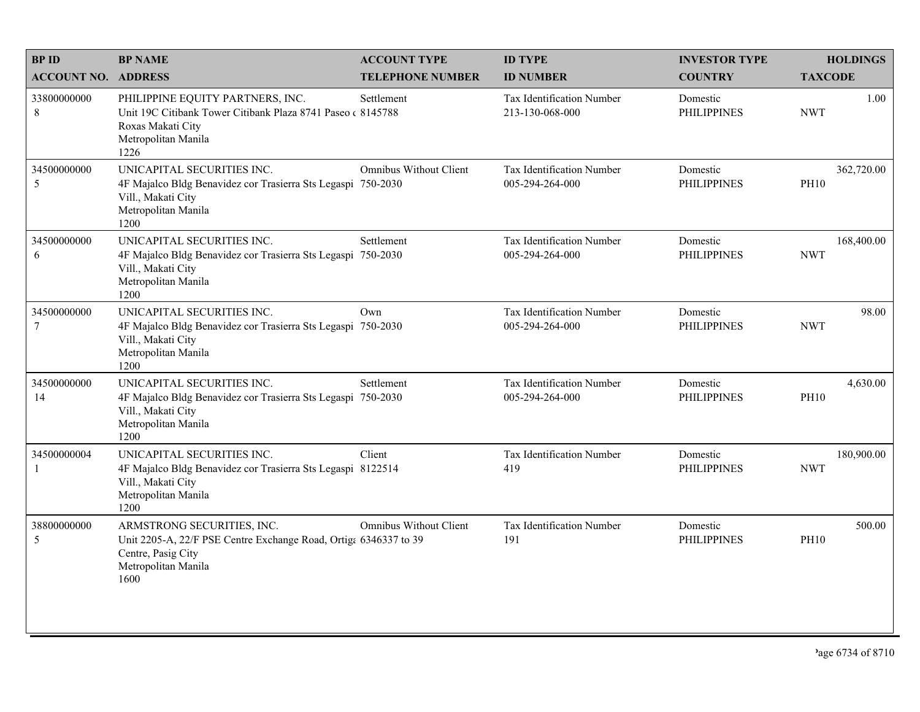| BP ID<br>ACCOUNT NO. | BP NAME<br>ADDRESS | ACCOUNT TYPE<br>TELEPHONE NUMBER | ID TYPE<br>ID NUMBER | INVESTOR TYPE<br>COUNTRY | HOLDINGS<br>TAXCODE |
|---|---|---|---|---|---|
| 33800000000<br>8 | PHILIPPINE EQUITY PARTNERS, INC.<br>Unit 19C Citibank Tower Citibank Plaza 8741 Paseo c<br>Roxas Makati City<br>Metropolitan Manila<br>1226 | Settlement<br>8145788 | Tax Identification Number<br>213-130-068-000 | Domestic<br>PHILIPPINES | 1.00<br>NWT |
| 34500000000<br>5 | UNICAPITAL SECURITIES INC.<br>4F Majalco Bldg Benavidez cor Trasierra Sts Legaspi<br>Vill., Makati City<br>Metropolitan Manila<br>1200 | Omnibus Without Client<br>750-2030 | Tax Identification Number<br>005-294-264-000 | Domestic<br>PHILIPPINES | 362,720.00<br>PH10 |
| 34500000000<br>6 | UNICAPITAL SECURITIES INC.<br>4F Majalco Bldg Benavidez cor Trasierra Sts Legaspi<br>Vill., Makati City<br>Metropolitan Manila<br>1200 | Settlement<br>750-2030 | Tax Identification Number<br>005-294-264-000 | Domestic<br>PHILIPPINES | 168,400.00<br>NWT |
| 34500000000<br>7 | UNICAPITAL SECURITIES INC.<br>4F Majalco Bldg Benavidez cor Trasierra Sts Legaspi<br>Vill., Makati City<br>Metropolitan Manila<br>1200 | Own<br>750-2030 | Tax Identification Number<br>005-294-264-000 | Domestic<br>PHILIPPINES | 98.00<br>NWT |
| 34500000000<br>14 | UNICAPITAL SECURITIES INC.<br>4F Majalco Bldg Benavidez cor Trasierra Sts Legaspi<br>Vill., Makati City<br>Metropolitan Manila<br>1200 | Settlement<br>750-2030 | Tax Identification Number<br>005-294-264-000 | Domestic<br>PHILIPPINES | 4,630.00<br>PH10 |
| 34500000004<br>1 | UNICAPITAL SECURITIES INC.<br>4F Majalco Bldg Benavidez cor Trasierra Sts Legaspi<br>Vill., Makati City<br>Metropolitan Manila<br>1200 | Client<br>8122514 | Tax Identification Number<br>419 | Domestic<br>PHILIPPINES | 180,900.00<br>NWT |
| 38800000000<br>5 | ARMSTRONG SECURITIES, INC.<br>Unit 2205-A, 22/F PSE Centre Exchange Road, Ortiga<br>Centre, Pasig City<br>Metropolitan Manila<br>1600 | Omnibus Without Client<br>6346337 to 39 | Tax Identification Number<br>191 | Domestic<br>PHILIPPINES | 500.00<br>PH10 |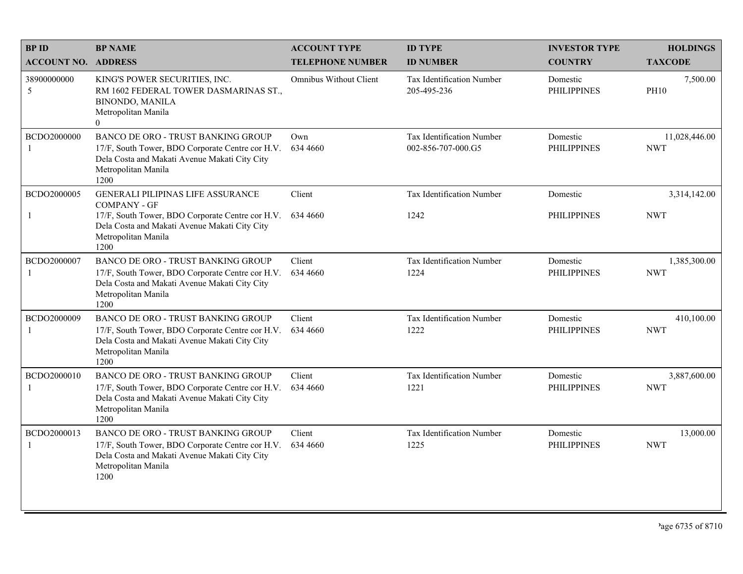| BP ID<br>ACCOUNT NO. | BP NAME<br>ADDRESS | ACCOUNT TYPE<br>TELEPHONE NUMBER | ID TYPE<br>ID NUMBER | INVESTOR TYPE<br>COUNTRY | HOLDINGS<br>TAXCODE |
|---|---|---|---|---|---|
| 38900000000<br>5 | KING'S POWER SECURITIES, INC.<br>RM 1602 FEDERAL TOWER DASMARINAS ST., BINONDO, MANILA<br>Metropolitan Manila<br>0 | Omnibus Without Client | Tax Identification Number<br>205-495-236 | Domestic<br>PHILIPPINES | 7,500.00<br>PH10 |
| BCDO2000000<br>1 | BANCO DE ORO - TRUST BANKING GROUP<br>17/F, South Tower, BDO Corporate Centre cor H.V. Dela Costa and Makati Avenue Makati City City<br>Metropolitan Manila<br>1200 | Own<br>634 4660 | Tax Identification Number<br>002-856-707-000.G5 | Domestic<br>PHILIPPINES | 11,028,446.00<br>NWT |
| BCDO2000005<br>1 | GENERALI PILIPINAS LIFE ASSURANCE COMPANY - GF<br>17/F, South Tower, BDO Corporate Centre cor H.V. Dela Costa and Makati Avenue Makati City City<br>Metropolitan Manila<br>1200 | Client<br>634 4660 | Tax Identification Number<br>1242 | Domestic<br>PHILIPPINES | 3,314,142.00<br>NWT |
| BCDO2000007<br>1 | BANCO DE ORO - TRUST BANKING GROUP<br>17/F, South Tower, BDO Corporate Centre cor H.V. Dela Costa and Makati Avenue Makati City City<br>Metropolitan Manila<br>1200 | Client<br>634 4660 | Tax Identification Number<br>1224 | Domestic<br>PHILIPPINES | 1,385,300.00<br>NWT |
| BCDO2000009<br>1 | BANCO DE ORO - TRUST BANKING GROUP<br>17/F, South Tower, BDO Corporate Centre cor H.V. Dela Costa and Makati Avenue Makati City City<br>Metropolitan Manila<br>1200 | Client<br>634 4660 | Tax Identification Number<br>1222 | Domestic<br>PHILIPPINES | 410,100.00<br>NWT |
| BCDO2000010<br>1 | BANCO DE ORO - TRUST BANKING GROUP<br>17/F, South Tower, BDO Corporate Centre cor H.V. Dela Costa and Makati Avenue Makati City City<br>Metropolitan Manila<br>1200 | Client<br>634 4660 | Tax Identification Number<br>1221 | Domestic<br>PHILIPPINES | 3,887,600.00<br>NWT |
| BCDO2000013<br>1 | BANCO DE ORO - TRUST BANKING GROUP<br>17/F, South Tower, BDO Corporate Centre cor H.V. Dela Costa and Makati Avenue Makati City City<br>Metropolitan Manila<br>1200 | Client<br>634 4660 | Tax Identification Number<br>1225 | Domestic<br>PHILIPPINES | 13,000.00<br>NWT |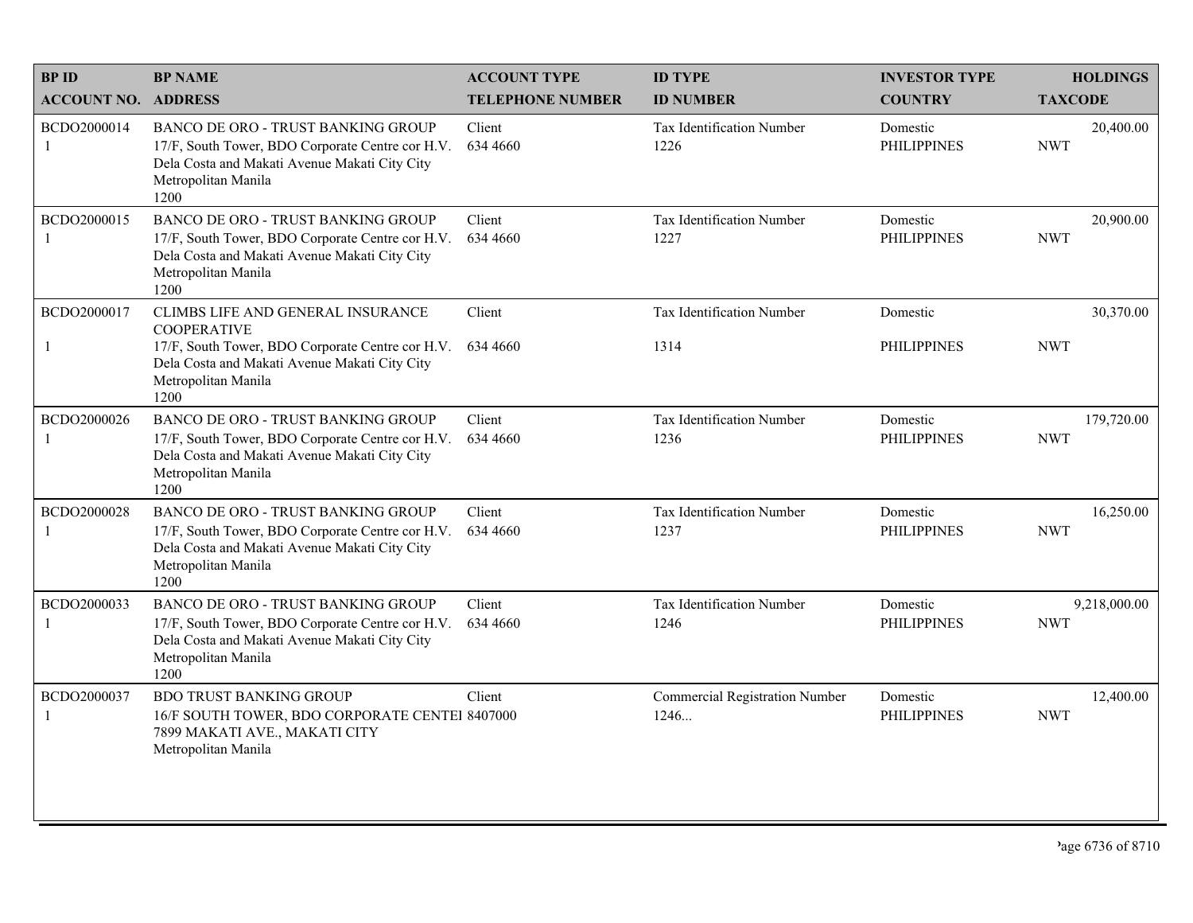| BP ID<br>ACCOUNT NO. | BP NAME<br>ADDRESS | ACCOUNT TYPE<br>TELEPHONE NUMBER | ID TYPE<br>ID NUMBER | INVESTOR TYPE<br>COUNTRY | HOLDINGS<br>TAXCODE |
|---|---|---|---|---|---|
| BCDO2000014<br>1 | BANCO DE ORO - TRUST BANKING GROUP<br>17/F, South Tower, BDO Corporate Centre cor H.V. Dela Costa and Makati Avenue Makati City City Metropolitan Manila<br>1200 | Client<br>634 4660 | Tax Identification Number<br>1226 | Domestic<br>PHILIPPINES | 20,400.00<br>NWT |
| BCDO2000015<br>1 | BANCO DE ORO - TRUST BANKING GROUP<br>17/F, South Tower, BDO Corporate Centre cor H.V. Dela Costa and Makati Avenue Makati City City Metropolitan Manila<br>1200 | Client<br>634 4660 | Tax Identification Number<br>1227 | Domestic<br>PHILIPPINES | 20,900.00<br>NWT |
| BCDO2000017<br>1 | CLIMBS LIFE AND GENERAL INSURANCE COOPERATIVE<br>17/F, South Tower, BDO Corporate Centre cor H.V. Dela Costa and Makati Avenue Makati City City Metropolitan Manila<br>1200 | Client<br>634 4660 | Tax Identification Number<br>1314 | Domestic<br>PHILIPPINES | 30,370.00<br>NWT |
| BCDO2000026<br>1 | BANCO DE ORO - TRUST BANKING GROUP<br>17/F, South Tower, BDO Corporate Centre cor H.V. Dela Costa and Makati Avenue Makati City City Metropolitan Manila<br>1200 | Client<br>634 4660 | Tax Identification Number<br>1236 | Domestic<br>PHILIPPINES | 179,720.00<br>NWT |
| BCDO2000028<br>1 | BANCO DE ORO - TRUST BANKING GROUP<br>17/F, South Tower, BDO Corporate Centre cor H.V. Dela Costa and Makati Avenue Makati City City Metropolitan Manila<br>1200 | Client<br>634 4660 | Tax Identification Number<br>1237 | Domestic<br>PHILIPPINES | 16,250.00<br>NWT |
| BCDO2000033<br>1 | BANCO DE ORO - TRUST BANKING GROUP<br>17/F, South Tower, BDO Corporate Centre cor H.V. Dela Costa and Makati Avenue Makati City City Metropolitan Manila<br>1200 | Client<br>634 4660 | Tax Identification Number<br>1246 | Domestic<br>PHILIPPINES | 9,218,000.00<br>NWT |
| BCDO2000037<br>1 | BDO TRUST BANKING GROUP<br>16/F SOUTH TOWER, BDO CORPORATE CENTEI 7899 MAKATI AVE., MAKATI CITY<br>Metropolitan Manila | Client<br>8407000 | Commercial Registration Number<br>1246... | Domestic<br>PHILIPPINES | 12,400.00<br>NWT |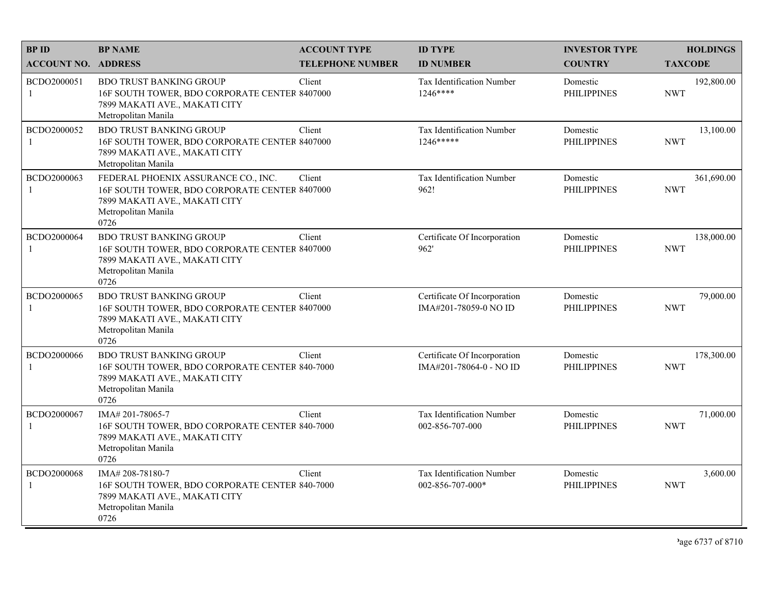| BP ID<br>ACCOUNT NO. | BP NAME<br>ADDRESS | ACCOUNT TYPE<br>TELEPHONE NUMBER | ID TYPE<br>ID NUMBER | INVESTOR TYPE<br>COUNTRY | HOLDINGS<br>TAXCODE |
|---|---|---|---|---|---|
| BCDO2000051<br>1 | BDO TRUST BANKING GROUP<br>16F SOUTH TOWER, BDO CORPORATE CENTER<br>7899 MAKATI AVE., MAKATI CITY<br>Metropolitan Manila | Client<br>8407000 | Tax Identification Number<br>1246**** | Domestic<br>PHILIPPINES | 192,800.00<br>NWT |
| BCDO2000052<br>1 | BDO TRUST BANKING GROUP<br>16F SOUTH TOWER, BDO CORPORATE CENTER<br>7899 MAKATI AVE., MAKATI CITY<br>Metropolitan Manila | Client<br>8407000 | Tax Identification Number<br>1246***** | Domestic<br>PHILIPPINES | 13,100.00<br>NWT |
| BCDO2000063<br>1 | FEDERAL PHOENIX ASSURANCE CO., INC.<br>16F SOUTH TOWER, BDO CORPORATE CENTER<br>7899 MAKATI AVE., MAKATI CITY<br>Metropolitan Manila<br>0726 | Client<br>8407000 | Tax Identification Number<br>962! | Domestic<br>PHILIPPINES | 361,690.00<br>NWT |
| BCDO2000064<br>1 | BDO TRUST BANKING GROUP<br>16F SOUTH TOWER, BDO CORPORATE CENTER<br>7899 MAKATI AVE., MAKATI CITY<br>Metropolitan Manila<br>0726 | Client<br>8407000 | Certificate Of Incorporation<br>962' | Domestic<br>PHILIPPINES | 138,000.00<br>NWT |
| BCDO2000065<br>1 | BDO TRUST BANKING GROUP<br>16F SOUTH TOWER, BDO CORPORATE CENTER<br>7899 MAKATI AVE., MAKATI CITY<br>Metropolitan Manila<br>0726 | Client<br>8407000 | Certificate Of Incorporation<br>IMA#201-78059-0 NO ID | Domestic<br>PHILIPPINES | 79,000.00<br>NWT |
| BCDO2000066<br>1 | BDO TRUST BANKING GROUP<br>16F SOUTH TOWER, BDO CORPORATE CENTER<br>7899 MAKATI AVE., MAKATI CITY<br>Metropolitan Manila<br>0726 | Client<br>840-7000 | Certificate Of Incorporation<br>IMA#201-78064-0 - NO ID | Domestic<br>PHILIPPINES | 178,300.00<br>NWT |
| BCDO2000067<br>1 | IMA# 201-78065-7<br>16F SOUTH TOWER, BDO CORPORATE CENTER<br>7899 MAKATI AVE., MAKATI CITY<br>Metropolitan Manila<br>0726 | Client<br>840-7000 | Tax Identification Number<br>002-856-707-000 | Domestic<br>PHILIPPINES | 71,000.00<br>NWT |
| BCDO2000068<br>1 | IMA# 208-78180-7<br>16F SOUTH TOWER, BDO CORPORATE CENTER<br>7899 MAKATI AVE., MAKATI CITY<br>Metropolitan Manila<br>0726 | Client<br>840-7000 | Tax Identification Number<br>002-856-707-000* | Domestic<br>PHILIPPINES | 3,600.00<br>NWT |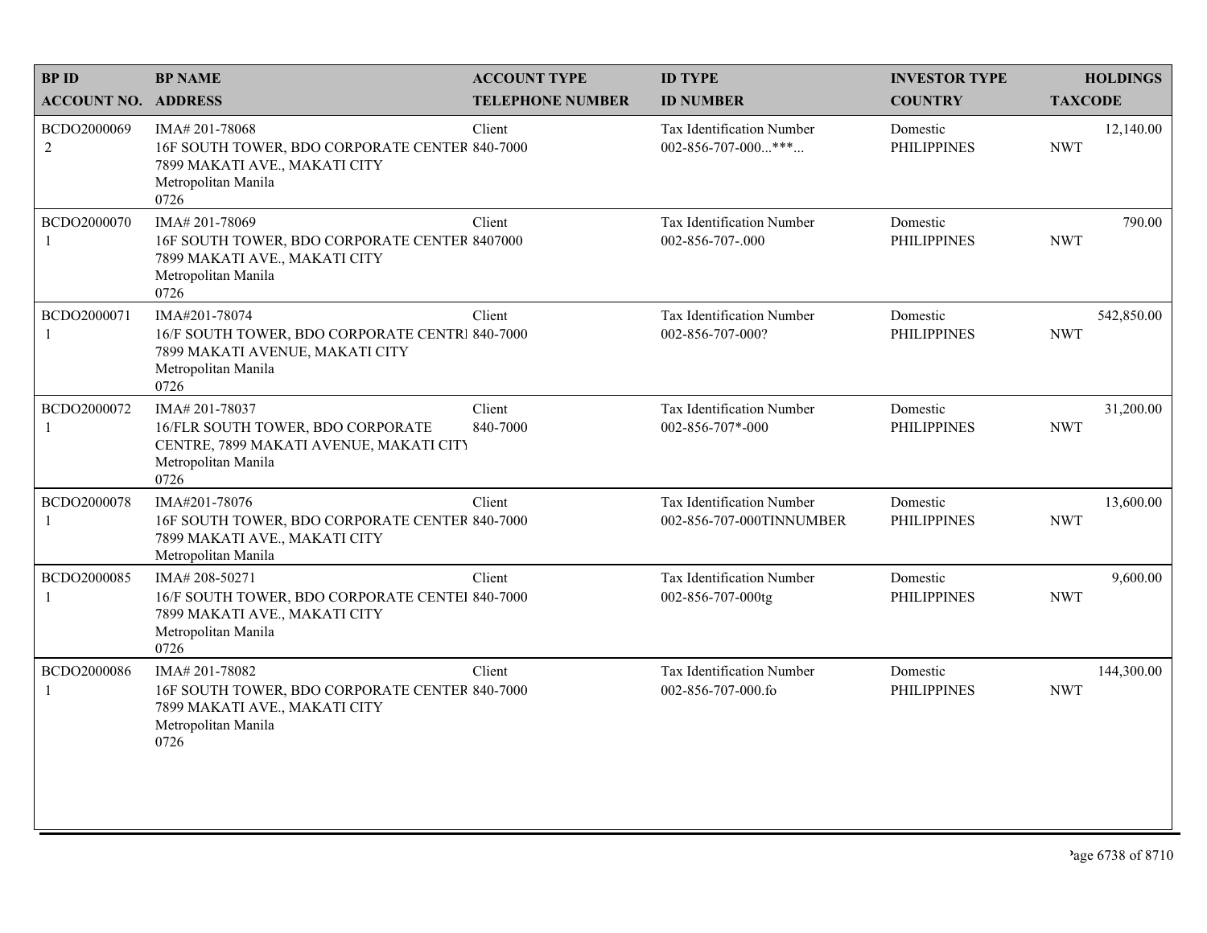| BP ID<br>ACCOUNT NO. | BP NAME<br>ADDRESS | ACCOUNT TYPE<br>TELEPHONE NUMBER | ID TYPE<br>ID NUMBER | INVESTOR TYPE<br>COUNTRY | HOLDINGS<br>TAXCODE |
|---|---|---|---|---|---|
| BCDO2000069<br>2 | IMA# 201-78068<br>16F SOUTH TOWER, BDO CORPORATE CENTER<br>7899 MAKATI AVE., MAKATI CITY<br>Metropolitan Manila<br>0726 | Client<br>840-7000 | Tax Identification Number<br>002-856-707-000...***... | Domestic<br>PHILIPPINES | 12,140.00<br>NWT |
| BCDO2000070<br>1 | IMA# 201-78069<br>16F SOUTH TOWER, BDO CORPORATE CENTER<br>7899 MAKATI AVE., MAKATI CITY<br>Metropolitan Manila<br>0726 | Client<br>8407000 | Tax Identification Number<br>002-856-707-.000 | Domestic<br>PHILIPPINES | 790.00<br>NWT |
| BCDO2000071<br>1 | IMA#201-78074<br>16/F SOUTH TOWER, BDO CORPORATE CENTRI<br>7899 MAKATI AVENUE, MAKATI CITY<br>Metropolitan Manila<br>0726 | Client<br>840-7000 | Tax Identification Number<br>002-856-707-000? | Domestic<br>PHILIPPINES | 542,850.00<br>NWT |
| BCDO2000072<br>1 | IMA# 201-78037<br>16/FLR SOUTH TOWER, BDO CORPORATE<br>CENTRE, 7899 MAKATI AVENUE, MAKATI CITY<br>Metropolitan Manila<br>0726 | Client<br>840-7000 | Tax Identification Number<br>002-856-707*-000 | Domestic<br>PHILIPPINES | 31,200.00<br>NWT |
| BCDO2000078<br>1 | IMA#201-78076<br>16F SOUTH TOWER, BDO CORPORATE CENTER<br>7899 MAKATI AVE., MAKATI CITY<br>Metropolitan Manila | Client<br>840-7000 | Tax Identification Number<br>002-856-707-000TINNUMBER | Domestic<br>PHILIPPINES | 13,600.00<br>NWT |
| BCDO2000085<br>1 | IMA# 208-50271<br>16/F SOUTH TOWER, BDO CORPORATE CENTEI<br>7899 MAKATI AVE., MAKATI CITY<br>Metropolitan Manila<br>0726 | Client<br>840-7000 | Tax Identification Number<br>002-856-707-000tg | Domestic<br>PHILIPPINES | 9,600.00<br>NWT |
| BCDO2000086<br>1 | IMA# 201-78082<br>16F SOUTH TOWER, BDO CORPORATE CENTER<br>7899 MAKATI AVE., MAKATI CITY<br>Metropolitan Manila<br>0726 | Client<br>840-7000 | Tax Identification Number<br>002-856-707-000.fo | Domestic<br>PHILIPPINES | 144,300.00<br>NWT |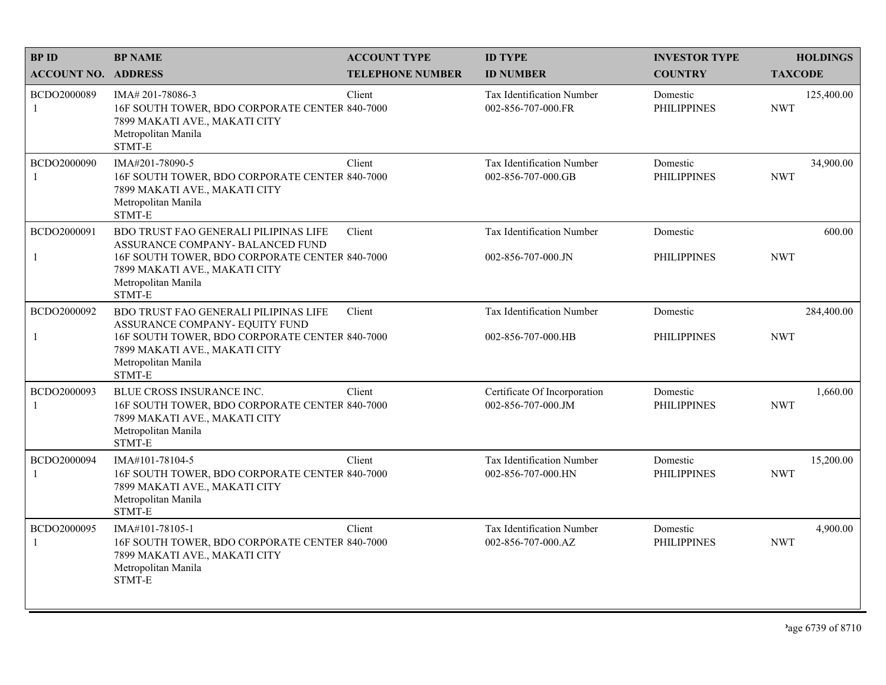| BP ID<br>ACCOUNT NO. | BP NAME<br>ADDRESS | ACCOUNT TYPE<br>TELEPHONE NUMBER | ID TYPE<br>ID NUMBER | INVESTOR TYPE<br>COUNTRY | HOLDINGS<br>TAXCODE |
|---|---|---|---|---|---|
| BCDO2000089<br>1 | IMA# 201-78086-3<br>16F SOUTH TOWER, BDO CORPORATE CENTER<br>7899 MAKATI AVE., MAKATI CITY<br>Metropolitan Manila<br>STMT-E | Client<br>840-7000 | Tax Identification Number<br>002-856-707-000.FR | Domestic<br>PHILIPPINES | 125,400.00<br>NWT |
| BCDO2000090<br>1 | IMA#201-78090-5<br>16F SOUTH TOWER, BDO CORPORATE CENTER<br>7899 MAKATI AVE., MAKATI CITY<br>Metropolitan Manila<br>STMT-E | Client<br>840-7000 | Tax Identification Number<br>002-856-707-000.GB | Domestic<br>PHILIPPINES | 34,900.00<br>NWT |
| BCDO2000091<br>1 | BDO TRUST FAO GENERALI PILIPINAS LIFE ASSURANCE COMPANY- BALANCED FUND<br>16F SOUTH TOWER, BDO CORPORATE CENTER<br>7899 MAKATI AVE., MAKATI CITY<br>Metropolitan Manila<br>STMT-E | Client<br>840-7000 | Tax Identification Number<br>002-856-707-000.JN | Domestic<br>PHILIPPINES | 600.00<br>NWT |
| BCDO2000092<br>1 | BDO TRUST FAO GENERALI PILIPINAS LIFE ASSURANCE COMPANY- EQUITY FUND<br>16F SOUTH TOWER, BDO CORPORATE CENTER<br>7899 MAKATI AVE., MAKATI CITY<br>Metropolitan Manila<br>STMT-E | Client<br>840-7000 | Tax Identification Number<br>002-856-707-000.HB | Domestic<br>PHILIPPINES | 284,400.00<br>NWT |
| BCDO2000093<br>1 | BLUE CROSS INSURANCE INC.<br>16F SOUTH TOWER, BDO CORPORATE CENTER<br>7899 MAKATI AVE., MAKATI CITY<br>Metropolitan Manila<br>STMT-E | Client<br>840-7000 | Certificate Of Incorporation<br>002-856-707-000.JM | Domestic<br>PHILIPPINES | 1,660.00<br>NWT |
| BCDO2000094<br>1 | IMA#101-78104-5<br>16F SOUTH TOWER, BDO CORPORATE CENTER<br>7899 MAKATI AVE., MAKATI CITY<br>Metropolitan Manila<br>STMT-E | Client<br>840-7000 | Tax Identification Number<br>002-856-707-000.HN | Domestic<br>PHILIPPINES | 15,200.00<br>NWT |
| BCDO2000095<br>1 | IMA#101-78105-1<br>16F SOUTH TOWER, BDO CORPORATE CENTER<br>7899 MAKATI AVE., MAKATI CITY<br>Metropolitan Manila<br>STMT-E | Client<br>840-7000 | Tax Identification Number<br>002-856-707-000.AZ | Domestic<br>PHILIPPINES | 4,900.00<br>NWT |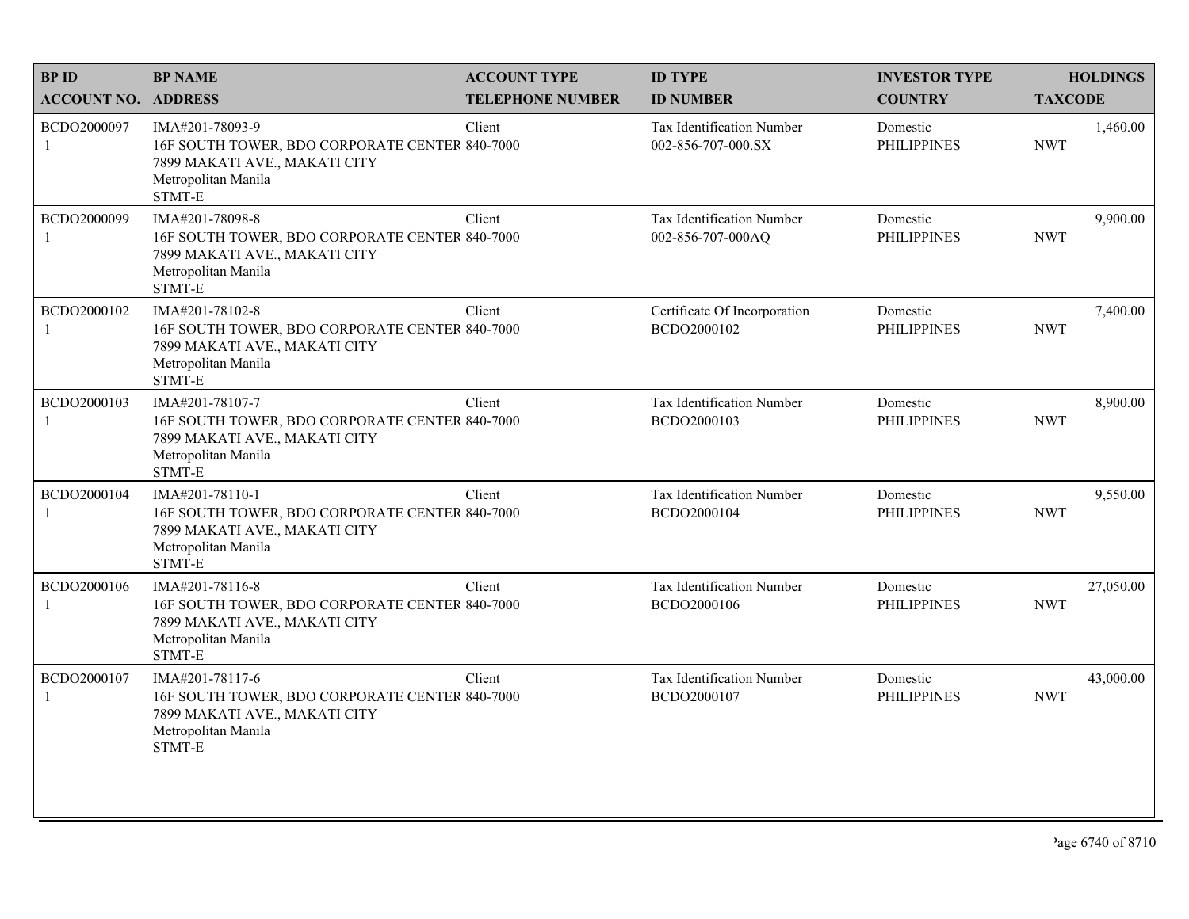| BP ID<br>ACCOUNT NO. | BP NAME<br>ADDRESS | ACCOUNT TYPE<br>TELEPHONE NUMBER | ID TYPE<br>ID NUMBER | INVESTOR TYPE<br>COUNTRY | HOLDINGS<br>TAXCODE |
|---|---|---|---|---|---|
| BCDO2000097<br>1 | IMA#201-78093-9<br>16F SOUTH TOWER, BDO CORPORATE CENTER<br>7899 MAKATI AVE., MAKATI CITY<br>Metropolitan Manila<br>STMT-E | Client<br>840-7000 | Tax Identification Number<br>002-856-707-000.SX | Domestic<br>PHILIPPINES | 1,460.00<br>NWT |
| BCDO2000099<br>1 | IMA#201-78098-8<br>16F SOUTH TOWER, BDO CORPORATE CENTER<br>7899 MAKATI AVE., MAKATI CITY<br>Metropolitan Manila<br>STMT-E | Client<br>840-7000 | Tax Identification Number<br>002-856-707-000AQ | Domestic<br>PHILIPPINES | 9,900.00<br>NWT |
| BCDO2000102<br>1 | IMA#201-78102-8<br>16F SOUTH TOWER, BDO CORPORATE CENTER<br>7899 MAKATI AVE., MAKATI CITY<br>Metropolitan Manila<br>STMT-E | Client<br>840-7000 | Certificate Of Incorporation<br>BCDO2000102 | Domestic<br>PHILIPPINES | 7,400.00<br>NWT |
| BCDO2000103<br>1 | IMA#201-78107-7<br>16F SOUTH TOWER, BDO CORPORATE CENTER<br>7899 MAKATI AVE., MAKATI CITY<br>Metropolitan Manila<br>STMT-E | Client<br>840-7000 | Tax Identification Number<br>BCDO2000103 | Domestic<br>PHILIPPINES | 8,900.00<br>NWT |
| BCDO2000104<br>1 | IMA#201-78110-1<br>16F SOUTH TOWER, BDO CORPORATE CENTER<br>7899 MAKATI AVE., MAKATI CITY<br>Metropolitan Manila<br>STMT-E | Client<br>840-7000 | Tax Identification Number<br>BCDO2000104 | Domestic<br>PHILIPPINES | 9,550.00<br>NWT |
| BCDO2000106<br>1 | IMA#201-78116-8<br>16F SOUTH TOWER, BDO CORPORATE CENTER<br>7899 MAKATI AVE., MAKATI CITY<br>Metropolitan Manila<br>STMT-E | Client<br>840-7000 | Tax Identification Number<br>BCDO2000106 | Domestic<br>PHILIPPINES | 27,050.00<br>NWT |
| BCDO2000107<br>1 | IMA#201-78117-6<br>16F SOUTH TOWER, BDO CORPORATE CENTER<br>7899 MAKATI AVE., MAKATI CITY<br>Metropolitan Manila<br>STMT-E | Client<br>840-7000 | Tax Identification Number<br>BCDO2000107 | Domestic<br>PHILIPPINES | 43,000.00<br>NWT |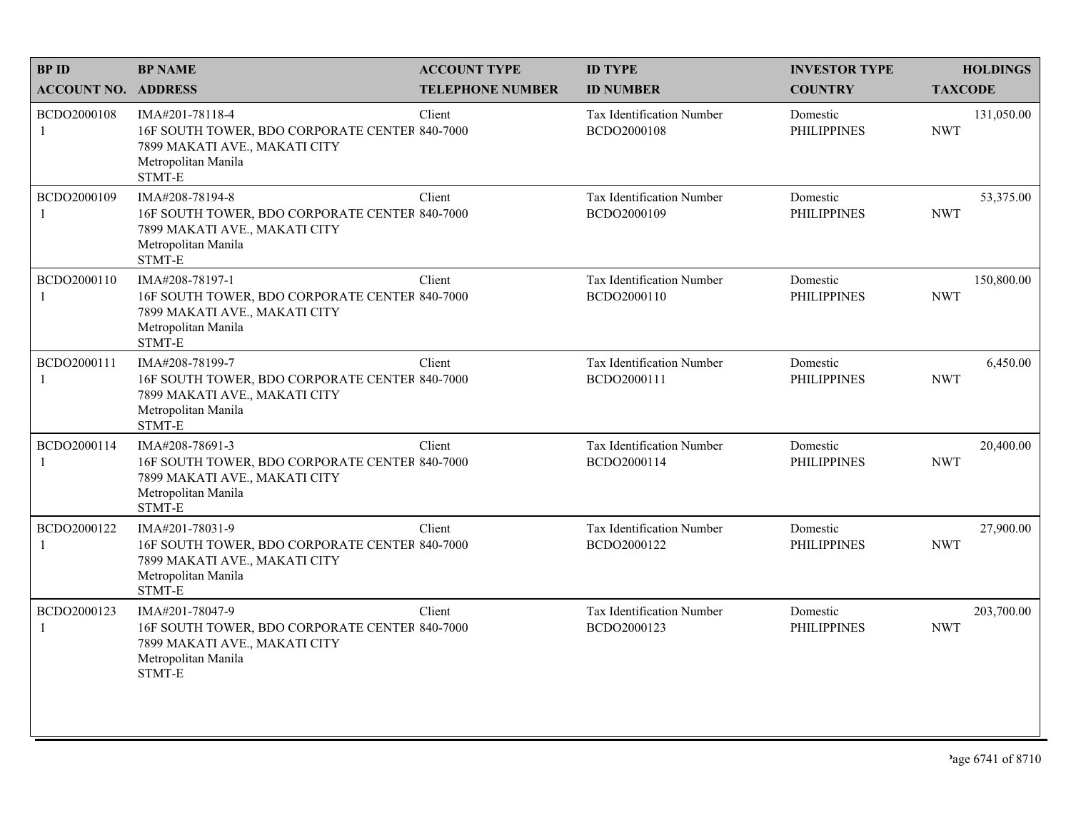| BP ID<br>ACCOUNT NO. | BP NAME<br>ADDRESS | ACCOUNT TYPE<br>TELEPHONE NUMBER | ID TYPE<br>ID NUMBER | INVESTOR TYPE<br>COUNTRY | HOLDINGS<br>TAXCODE |
|---|---|---|---|---|---|
| BCDO2000108<br>1 | IMA#201-78118-4<br>16F SOUTH TOWER, BDO CORPORATE CENTER<br>7899 MAKATI AVE., MAKATI CITY<br>Metropolitan Manila<br>STMT-E | Client<br>840-7000 | Tax Identification Number<br>BCDO2000108 | Domestic<br>PHILIPPINES | 131,050.00<br>NWT |
| BCDO2000109<br>1 | IMA#208-78194-8<br>16F SOUTH TOWER, BDO CORPORATE CENTER<br>7899 MAKATI AVE., MAKATI CITY<br>Metropolitan Manila<br>STMT-E | Client<br>840-7000 | Tax Identification Number<br>BCDO2000109 | Domestic<br>PHILIPPINES | 53,375.00<br>NWT |
| BCDO2000110<br>1 | IMA#208-78197-1<br>16F SOUTH TOWER, BDO CORPORATE CENTER<br>7899 MAKATI AVE., MAKATI CITY<br>Metropolitan Manila<br>STMT-E | Client<br>840-7000 | Tax Identification Number<br>BCDO2000110 | Domestic<br>PHILIPPINES | 150,800.00<br>NWT |
| BCDO2000111<br>1 | IMA#208-78199-7<br>16F SOUTH TOWER, BDO CORPORATE CENTER<br>7899 MAKATI AVE., MAKATI CITY<br>Metropolitan Manila<br>STMT-E | Client<br>840-7000 | Tax Identification Number<br>BCDO2000111 | Domestic<br>PHILIPPINES | 6,450.00<br>NWT |
| BCDO2000114<br>1 | IMA#208-78691-3<br>16F SOUTH TOWER, BDO CORPORATE CENTER<br>7899 MAKATI AVE., MAKATI CITY<br>Metropolitan Manila<br>STMT-E | Client<br>840-7000 | Tax Identification Number<br>BCDO2000114 | Domestic<br>PHILIPPINES | 20,400.00<br>NWT |
| BCDO2000122<br>1 | IMA#201-78031-9<br>16F SOUTH TOWER, BDO CORPORATE CENTER<br>7899 MAKATI AVE., MAKATI CITY<br>Metropolitan Manila<br>STMT-E | Client<br>840-7000 | Tax Identification Number<br>BCDO2000122 | Domestic<br>PHILIPPINES | 27,900.00<br>NWT |
| BCDO2000123<br>1 | IMA#201-78047-9<br>16F SOUTH TOWER, BDO CORPORATE CENTER<br>7899 MAKATI AVE., MAKATI CITY<br>Metropolitan Manila<br>STMT-E | Client<br>840-7000 | Tax Identification Number<br>BCDO2000123 | Domestic<br>PHILIPPINES | 203,700.00<br>NWT |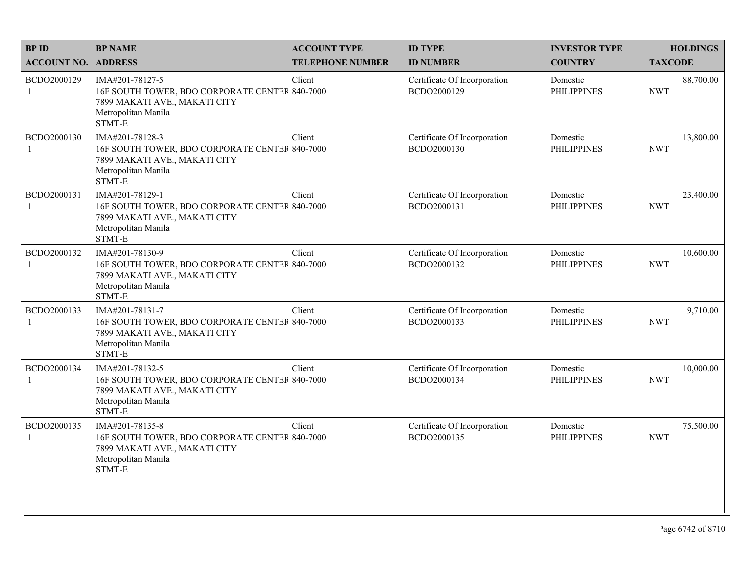| BP ID<br>ACCOUNT NO. | BP NAME<br>ADDRESS | ACCOUNT TYPE<br>TELEPHONE NUMBER | ID TYPE<br>ID NUMBER | INVESTOR TYPE<br>COUNTRY | HOLDINGS<br>TAXCODE |
|---|---|---|---|---|---|
| BCDO2000129<br>1 | IMA#201-78127-5<br>16F SOUTH TOWER, BDO CORPORATE CENTER<br>7899 MAKATI AVE., MAKATI CITY<br>Metropolitan Manila<br>STMT-E | Client<br>840-7000 | Certificate Of Incorporation<br>BCDO2000129 | Domestic<br>PHILIPPINES | 88,700.00<br>NWT |
| BCDO2000130<br>1 | IMA#201-78128-3<br>16F SOUTH TOWER, BDO CORPORATE CENTER<br>7899 MAKATI AVE., MAKATI CITY<br>Metropolitan Manila<br>STMT-E | Client<br>840-7000 | Certificate Of Incorporation<br>BCDO2000130 | Domestic<br>PHILIPPINES | 13,800.00<br>NWT |
| BCDO2000131<br>1 | IMA#201-78129-1<br>16F SOUTH TOWER, BDO CORPORATE CENTER<br>7899 MAKATI AVE., MAKATI CITY<br>Metropolitan Manila<br>STMT-E | Client<br>840-7000 | Certificate Of Incorporation<br>BCDO2000131 | Domestic<br>PHILIPPINES | 23,400.00<br>NWT |
| BCDO2000132<br>1 | IMA#201-78130-9<br>16F SOUTH TOWER, BDO CORPORATE CENTER<br>7899 MAKATI AVE., MAKATI CITY<br>Metropolitan Manila<br>STMT-E | Client<br>840-7000 | Certificate Of Incorporation<br>BCDO2000132 | Domestic<br>PHILIPPINES | 10,600.00<br>NWT |
| BCDO2000133<br>1 | IMA#201-78131-7<br>16F SOUTH TOWER, BDO CORPORATE CENTER<br>7899 MAKATI AVE., MAKATI CITY<br>Metropolitan Manila<br>STMT-E | Client<br>840-7000 | Certificate Of Incorporation<br>BCDO2000133 | Domestic<br>PHILIPPINES | 9,710.00<br>NWT |
| BCDO2000134<br>1 | IMA#201-78132-5<br>16F SOUTH TOWER, BDO CORPORATE CENTER<br>7899 MAKATI AVE., MAKATI CITY<br>Metropolitan Manila<br>STMT-E | Client<br>840-7000 | Certificate Of Incorporation<br>BCDO2000134 | Domestic<br>PHILIPPINES | 10,000.00<br>NWT |
| BCDO2000135<br>1 | IMA#201-78135-8<br>16F SOUTH TOWER, BDO CORPORATE CENTER<br>7899 MAKATI AVE., MAKATI CITY<br>Metropolitan Manila<br>STMT-E | Client<br>840-7000 | Certificate Of Incorporation<br>BCDO2000135 | Domestic<br>PHILIPPINES | 75,500.00<br>NWT |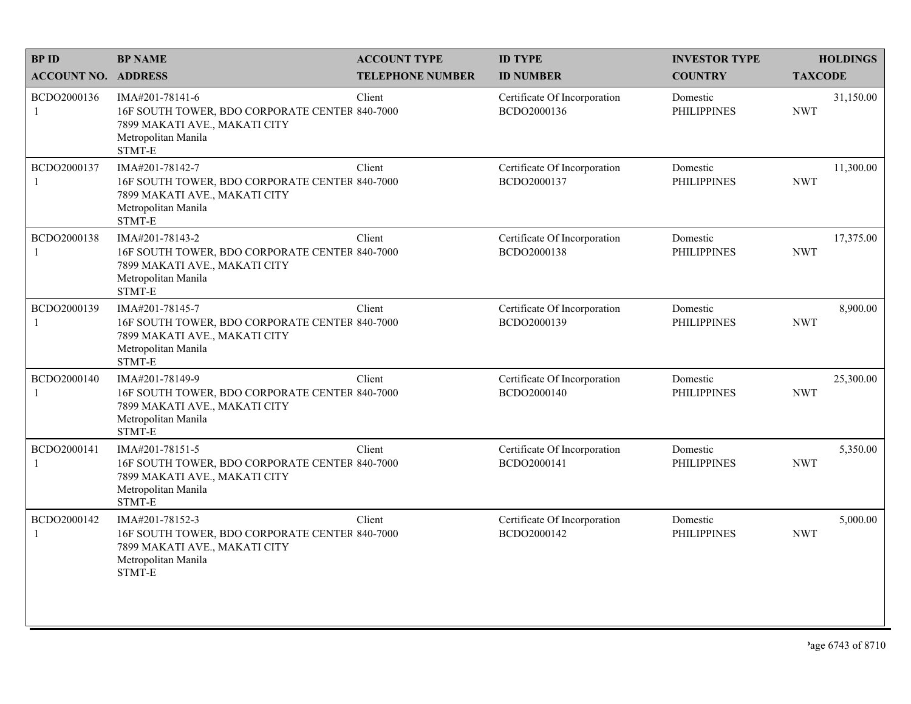| BP ID<br>ACCOUNT NO. | BP NAME<br>ADDRESS | ACCOUNT TYPE<br>TELEPHONE NUMBER | ID TYPE<br>ID NUMBER | INVESTOR TYPE<br>COUNTRY | HOLDINGS<br>TAXCODE |
|---|---|---|---|---|---|
| BCDO2000136<br>1 | IMA#201-78141-6<br>16F SOUTH TOWER, BDO CORPORATE CENTER<br>7899 MAKATI AVE., MAKATI CITY<br>Metropolitan Manila<br>STMT-E | Client<br>840-7000 | Certificate Of Incorporation<br>BCDO2000136 | Domestic<br>PHILIPPINES | 31,150.00<br>NWT |
| BCDO2000137<br>1 | IMA#201-78142-7<br>16F SOUTH TOWER, BDO CORPORATE CENTER<br>7899 MAKATI AVE., MAKATI CITY<br>Metropolitan Manila<br>STMT-E | Client<br>840-7000 | Certificate Of Incorporation<br>BCDO2000137 | Domestic<br>PHILIPPINES | 11,300.00<br>NWT |
| BCDO2000138<br>1 | IMA#201-78143-2<br>16F SOUTH TOWER, BDO CORPORATE CENTER<br>7899 MAKATI AVE., MAKATI CITY<br>Metropolitan Manila<br>STMT-E | Client<br>840-7000 | Certificate Of Incorporation<br>BCDO2000138 | Domestic<br>PHILIPPINES | 17,375.00<br>NWT |
| BCDO2000139<br>1 | IMA#201-78145-7<br>16F SOUTH TOWER, BDO CORPORATE CENTER<br>7899 MAKATI AVE., MAKATI CITY<br>Metropolitan Manila<br>STMT-E | Client<br>840-7000 | Certificate Of Incorporation<br>BCDO2000139 | Domestic<br>PHILIPPINES | 8,900.00<br>NWT |
| BCDO2000140<br>1 | IMA#201-78149-9<br>16F SOUTH TOWER, BDO CORPORATE CENTER<br>7899 MAKATI AVE., MAKATI CITY<br>Metropolitan Manila<br>STMT-E | Client<br>840-7000 | Certificate Of Incorporation<br>BCDO2000140 | Domestic<br>PHILIPPINES | 25,300.00<br>NWT |
| BCDO2000141<br>1 | IMA#201-78151-5<br>16F SOUTH TOWER, BDO CORPORATE CENTER<br>7899 MAKATI AVE., MAKATI CITY<br>Metropolitan Manila<br>STMT-E | Client<br>840-7000 | Certificate Of Incorporation<br>BCDO2000141 | Domestic<br>PHILIPPINES | 5,350.00<br>NWT |
| BCDO2000142<br>1 | IMA#201-78152-3<br>16F SOUTH TOWER, BDO CORPORATE CENTER<br>7899 MAKATI AVE., MAKATI CITY<br>Metropolitan Manila<br>STMT-E | Client<br>840-7000 | Certificate Of Incorporation<br>BCDO2000142 | Domestic<br>PHILIPPINES | 5,000.00<br>NWT |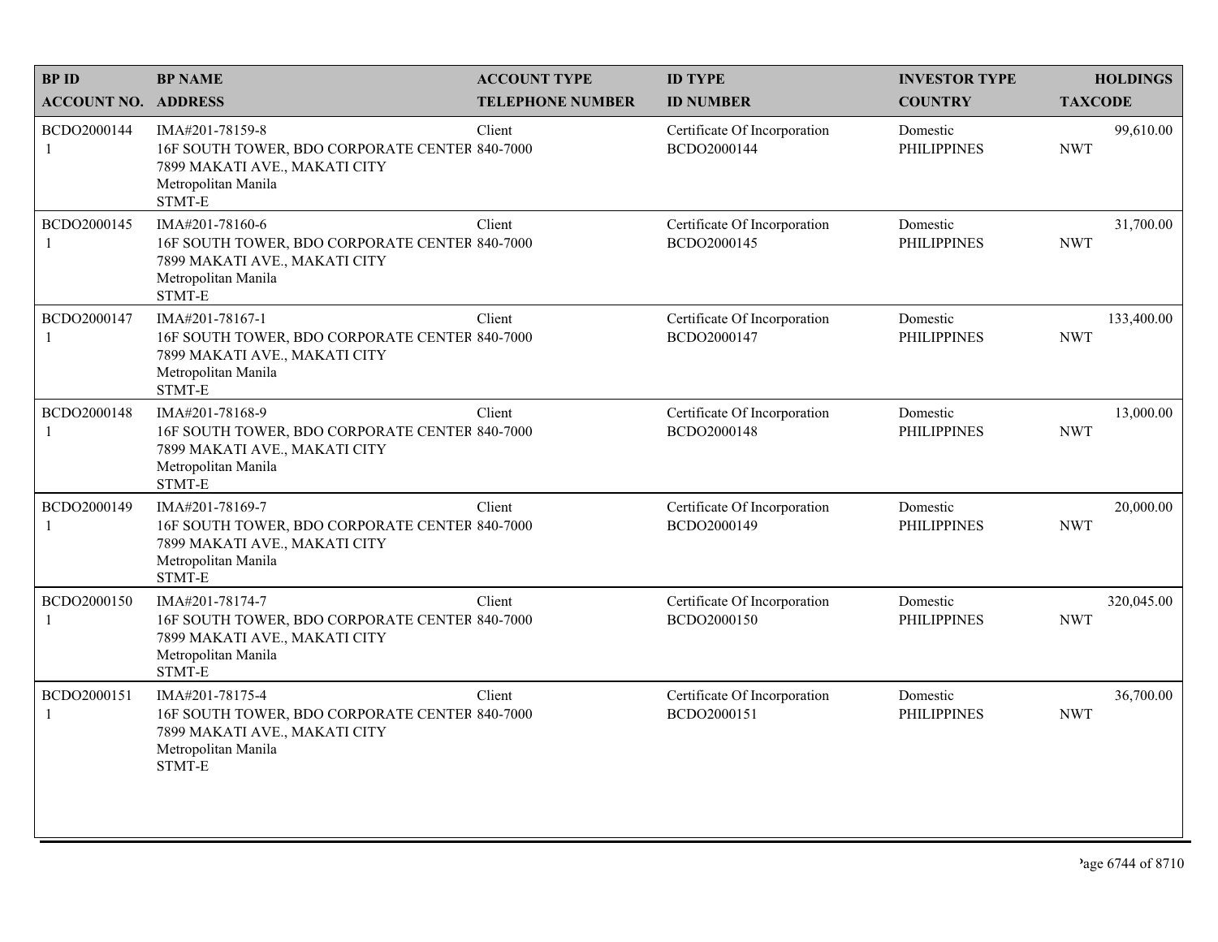| BP ID<br>ACCOUNT NO. | BP NAME<br>ADDRESS | ACCOUNT TYPE<br>TELEPHONE NUMBER | ID TYPE<br>ID NUMBER | INVESTOR TYPE<br>COUNTRY | HOLDINGS<br>TAXCODE |
|---|---|---|---|---|---|
| BCDO2000144<br>1 | IMA#201-78159-8<br>16F SOUTH TOWER, BDO CORPORATE CENTER<br>7899 MAKATI AVE., MAKATI CITY<br>Metropolitan Manila<br>STMT-E | Client<br>840-7000 | Certificate Of Incorporation<br>BCDO2000144 | Domestic<br>PHILIPPINES | 99,610.00<br>NWT |
| BCDO2000145<br>1 | IMA#201-78160-6<br>16F SOUTH TOWER, BDO CORPORATE CENTER<br>7899 MAKATI AVE., MAKATI CITY<br>Metropolitan Manila<br>STMT-E | Client<br>840-7000 | Certificate Of Incorporation<br>BCDO2000145 | Domestic<br>PHILIPPINES | 31,700.00<br>NWT |
| BCDO2000147<br>1 | IMA#201-78167-1<br>16F SOUTH TOWER, BDO CORPORATE CENTER<br>7899 MAKATI AVE., MAKATI CITY<br>Metropolitan Manila<br>STMT-E | Client<br>840-7000 | Certificate Of Incorporation<br>BCDO2000147 | Domestic<br>PHILIPPINES | 133,400.00<br>NWT |
| BCDO2000148<br>1 | IMA#201-78168-9<br>16F SOUTH TOWER, BDO CORPORATE CENTER<br>7899 MAKATI AVE., MAKATI CITY<br>Metropolitan Manila<br>STMT-E | Client<br>840-7000 | Certificate Of Incorporation<br>BCDO2000148 | Domestic<br>PHILIPPINES | 13,000.00<br>NWT |
| BCDO2000149<br>1 | IMA#201-78169-7<br>16F SOUTH TOWER, BDO CORPORATE CENTER<br>7899 MAKATI AVE., MAKATI CITY<br>Metropolitan Manila<br>STMT-E | Client<br>840-7000 | Certificate Of Incorporation<br>BCDO2000149 | Domestic<br>PHILIPPINES | 20,000.00<br>NWT |
| BCDO2000150<br>1 | IMA#201-78174-7<br>16F SOUTH TOWER, BDO CORPORATE CENTER<br>7899 MAKATI AVE., MAKATI CITY<br>Metropolitan Manila<br>STMT-E | Client<br>840-7000 | Certificate Of Incorporation<br>BCDO2000150 | Domestic<br>PHILIPPINES | 320,045.00<br>NWT |
| BCDO2000151<br>1 | IMA#201-78175-4<br>16F SOUTH TOWER, BDO CORPORATE CENTER<br>7899 MAKATI AVE., MAKATI CITY<br>Metropolitan Manila<br>STMT-E | Client<br>840-7000 | Certificate Of Incorporation<br>BCDO2000151 | Domestic<br>PHILIPPINES | 36,700.00<br>NWT |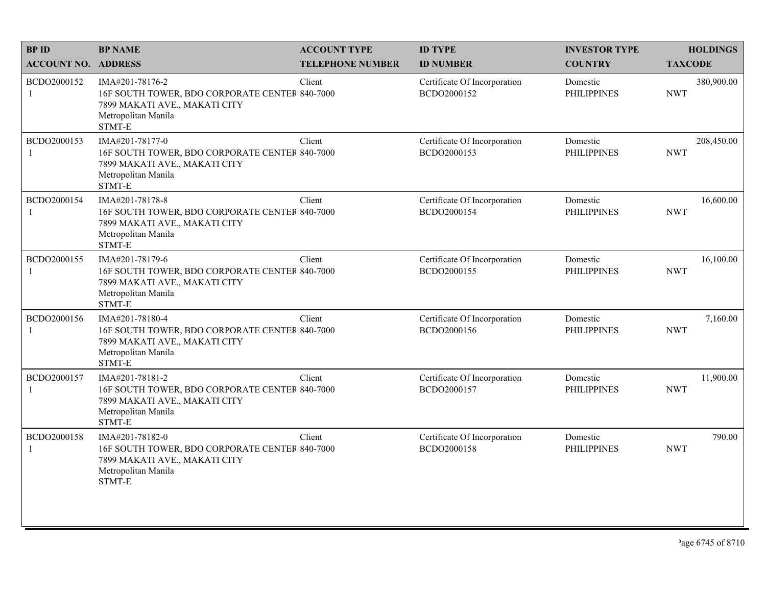| BP ID<br>ACCOUNT NO. | BP NAME<br>ADDRESS | ACCOUNT TYPE<br>TELEPHONE NUMBER | ID TYPE<br>ID NUMBER | INVESTOR TYPE<br>COUNTRY | HOLDINGS<br>TAXCODE |
|---|---|---|---|---|---|
| BCDO2000152<br>1 | IMA#201-78176-2<br>16F SOUTH TOWER, BDO CORPORATE CENTER<br>7899 MAKATI AVE., MAKATI CITY<br>Metropolitan Manila<br>STMT-E | Client<br>840-7000 | Certificate Of Incorporation<br>BCDO2000152 | Domestic<br>PHILIPPINES | 380,900.00<br>NWT |
| BCDO2000153<br>1 | IMA#201-78177-0<br>16F SOUTH TOWER, BDO CORPORATE CENTER<br>7899 MAKATI AVE., MAKATI CITY<br>Metropolitan Manila<br>STMT-E | Client<br>840-7000 | Certificate Of Incorporation<br>BCDO2000153 | Domestic<br>PHILIPPINES | 208,450.00<br>NWT |
| BCDO2000154<br>1 | IMA#201-78178-8<br>16F SOUTH TOWER, BDO CORPORATE CENTER<br>7899 MAKATI AVE., MAKATI CITY<br>Metropolitan Manila<br>STMT-E | Client<br>840-7000 | Certificate Of Incorporation<br>BCDO2000154 | Domestic<br>PHILIPPINES | 16,600.00<br>NWT |
| BCDO2000155<br>1 | IMA#201-78179-6<br>16F SOUTH TOWER, BDO CORPORATE CENTER<br>7899 MAKATI AVE., MAKATI CITY<br>Metropolitan Manila<br>STMT-E | Client<br>840-7000 | Certificate Of Incorporation<br>BCDO2000155 | Domestic<br>PHILIPPINES | 16,100.00<br>NWT |
| BCDO2000156<br>1 | IMA#201-78180-4<br>16F SOUTH TOWER, BDO CORPORATE CENTER<br>7899 MAKATI AVE., MAKATI CITY<br>Metropolitan Manila<br>STMT-E | Client<br>840-7000 | Certificate Of Incorporation<br>BCDO2000156 | Domestic<br>PHILIPPINES | 7,160.00<br>NWT |
| BCDO2000157<br>1 | IMA#201-78181-2<br>16F SOUTH TOWER, BDO CORPORATE CENTER<br>7899 MAKATI AVE., MAKATI CITY<br>Metropolitan Manila<br>STMT-E | Client<br>840-7000 | Certificate Of Incorporation<br>BCDO2000157 | Domestic<br>PHILIPPINES | 11,900.00<br>NWT |
| BCDO2000158<br>1 | IMA#201-78182-0<br>16F SOUTH TOWER, BDO CORPORATE CENTER<br>7899 MAKATI AVE., MAKATI CITY<br>Metropolitan Manila<br>STMT-E | Client<br>840-7000 | Certificate Of Incorporation<br>BCDO2000158 | Domestic<br>PHILIPPINES | 790.00<br>NWT |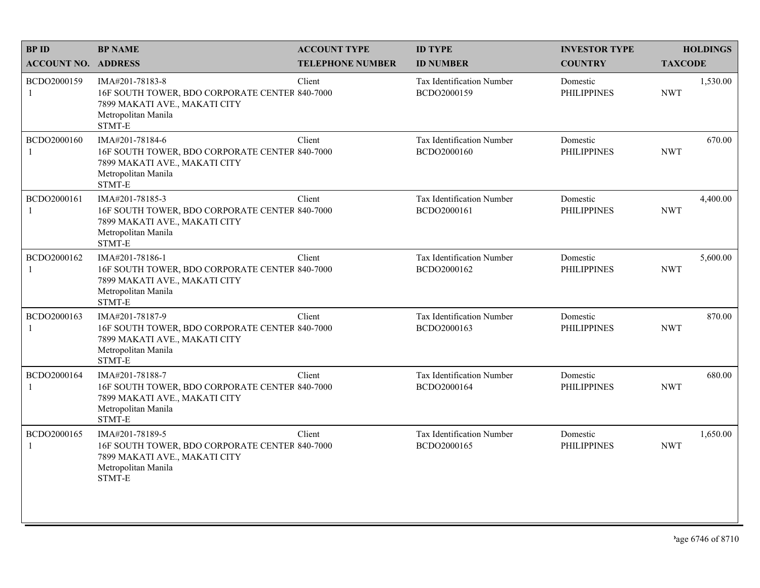| BP ID<br>ACCOUNT NO. | BP NAME<br>ADDRESS | ACCOUNT TYPE<br>TELEPHONE NUMBER | ID TYPE<br>ID NUMBER | INVESTOR TYPE<br>COUNTRY | HOLDINGS<br>TAXCODE |
|---|---|---|---|---|---|
| BCDO2000159<br>1 | IMA#201-78183-8<br>16F SOUTH TOWER, BDO CORPORATE CENTER<br>7899 MAKATI AVE., MAKATI CITY<br>Metropolitan Manila<br>STMT-E | Client<br>840-7000 | Tax Identification Number<br>BCDO2000159 | Domestic<br>PHILIPPINES | 1,530.00<br>NWT |
| BCDO2000160<br>1 | IMA#201-78184-6<br>16F SOUTH TOWER, BDO CORPORATE CENTER<br>7899 MAKATI AVE., MAKATI CITY<br>Metropolitan Manila<br>STMT-E | Client<br>840-7000 | Tax Identification Number<br>BCDO2000160 | Domestic<br>PHILIPPINES | 670.00<br>NWT |
| BCDO2000161<br>1 | IMA#201-78185-3<br>16F SOUTH TOWER, BDO CORPORATE CENTER<br>7899 MAKATI AVE., MAKATI CITY<br>Metropolitan Manila<br>STMT-E | Client<br>840-7000 | Tax Identification Number<br>BCDO2000161 | Domestic<br>PHILIPPINES | 4,400.00<br>NWT |
| BCDO2000162<br>1 | IMA#201-78186-1<br>16F SOUTH TOWER, BDO CORPORATE CENTER<br>7899 MAKATI AVE., MAKATI CITY<br>Metropolitan Manila<br>STMT-E | Client<br>840-7000 | Tax Identification Number<br>BCDO2000162 | Domestic<br>PHILIPPINES | 5,600.00<br>NWT |
| BCDO2000163<br>1 | IMA#201-78187-9<br>16F SOUTH TOWER, BDO CORPORATE CENTER<br>7899 MAKATI AVE., MAKATI CITY<br>Metropolitan Manila<br>STMT-E | Client<br>840-7000 | Tax Identification Number<br>BCDO2000163 | Domestic<br>PHILIPPINES | 870.00<br>NWT |
| BCDO2000164<br>1 | IMA#201-78188-7<br>16F SOUTH TOWER, BDO CORPORATE CENTER<br>7899 MAKATI AVE., MAKATI CITY<br>Metropolitan Manila<br>STMT-E | Client<br>840-7000 | Tax Identification Number<br>BCDO2000164 | Domestic<br>PHILIPPINES | 680.00<br>NWT |
| BCDO2000165<br>1 | IMA#201-78189-5<br>16F SOUTH TOWER, BDO CORPORATE CENTER<br>7899 MAKATI AVE., MAKATI CITY<br>Metropolitan Manila<br>STMT-E | Client<br>840-7000 | Tax Identification Number<br>BCDO2000165 | Domestic<br>PHILIPPINES | 1,650.00<br>NWT |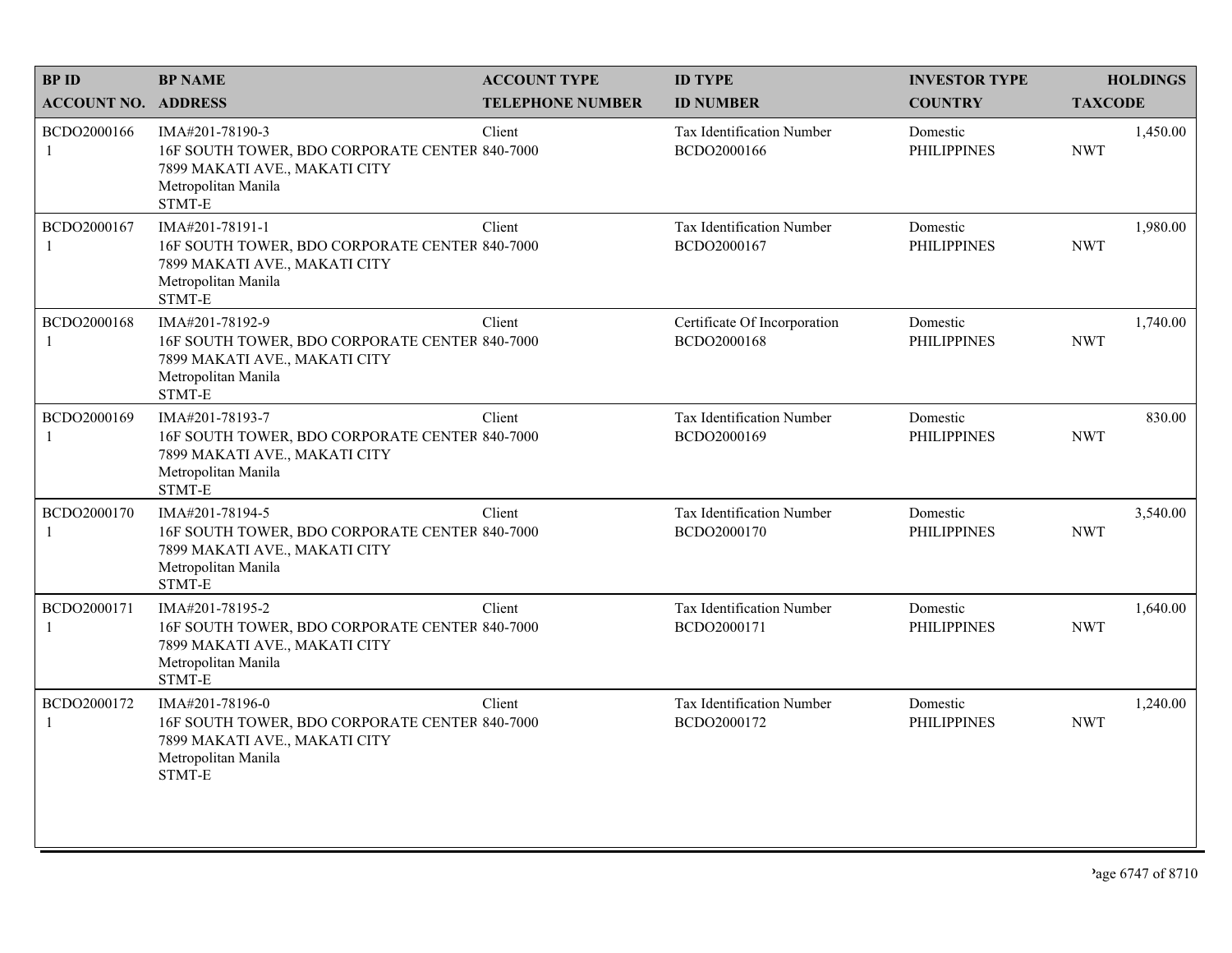| BP ID<br>ACCOUNT NO. | BP NAME<br>ADDRESS | ACCOUNT TYPE<br>TELEPHONE NUMBER | ID TYPE<br>ID NUMBER | INVESTOR TYPE<br>COUNTRY | HOLDINGS<br>TAXCODE |
|---|---|---|---|---|---|
| BCDO2000166<br>1 | IMA#201-78190-3<br>16F SOUTH TOWER, BDO CORPORATE CENTER<br>7899 MAKATI AVE., MAKATI CITY<br>Metropolitan Manila<br>STMT-E | Client<br>840-7000 | Tax Identification Number<br>BCDO2000166 | Domestic<br>PHILIPPINES | 1,450.00<br>NWT |
| BCDO2000167<br>1 | IMA#201-78191-1<br>16F SOUTH TOWER, BDO CORPORATE CENTER<br>7899 MAKATI AVE., MAKATI CITY<br>Metropolitan Manila<br>STMT-E | Client<br>840-7000 | Tax Identification Number<br>BCDO2000167 | Domestic<br>PHILIPPINES | 1,980.00<br>NWT |
| BCDO2000168<br>1 | IMA#201-78192-9<br>16F SOUTH TOWER, BDO CORPORATE CENTER<br>7899 MAKATI AVE., MAKATI CITY<br>Metropolitan Manila<br>STMT-E | Client<br>840-7000 | Certificate Of Incorporation<br>BCDO2000168 | Domestic<br>PHILIPPINES | 1,740.00<br>NWT |
| BCDO2000169<br>1 | IMA#201-78193-7<br>16F SOUTH TOWER, BDO CORPORATE CENTER<br>7899 MAKATI AVE., MAKATI CITY<br>Metropolitan Manila<br>STMT-E | Client<br>840-7000 | Tax Identification Number<br>BCDO2000169 | Domestic<br>PHILIPPINES | 830.00<br>NWT |
| BCDO2000170<br>1 | IMA#201-78194-5<br>16F SOUTH TOWER, BDO CORPORATE CENTER<br>7899 MAKATI AVE., MAKATI CITY<br>Metropolitan Manila<br>STMT-E | Client<br>840-7000 | Tax Identification Number<br>BCDO2000170 | Domestic<br>PHILIPPINES | 3,540.00<br>NWT |
| BCDO2000171<br>1 | IMA#201-78195-2<br>16F SOUTH TOWER, BDO CORPORATE CENTER<br>7899 MAKATI AVE., MAKATI CITY<br>Metropolitan Manila<br>STMT-E | Client<br>840-7000 | Tax Identification Number<br>BCDO2000171 | Domestic<br>PHILIPPINES | 1,640.00<br>NWT |
| BCDO2000172<br>1 | IMA#201-78196-0<br>16F SOUTH TOWER, BDO CORPORATE CENTER<br>7899 MAKATI AVE., MAKATI CITY<br>Metropolitan Manila<br>STMT-E | Client<br>840-7000 | Tax Identification Number<br>BCDO2000172 | Domestic<br>PHILIPPINES | 1,240.00<br>NWT |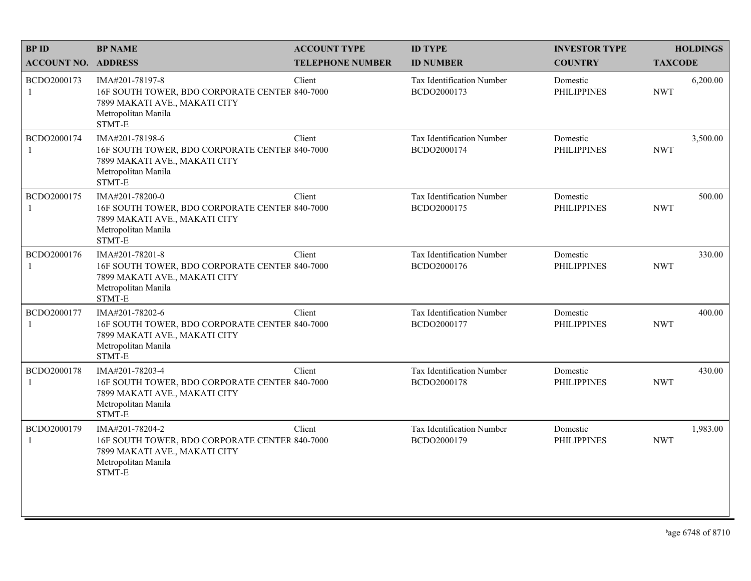| BP ID<br>ACCOUNT NO. | BP NAME<br>ADDRESS | ACCOUNT TYPE<br>TELEPHONE NUMBER | ID TYPE<br>ID NUMBER | INVESTOR TYPE<br>COUNTRY | HOLDINGS<br>TAXCODE |
|---|---|---|---|---|---|
| BCDO2000173<br>1 | IMA#201-78197-8<br>16F SOUTH TOWER, BDO CORPORATE CENTER<br>7899 MAKATI AVE., MAKATI CITY<br>Metropolitan Manila<br>STMT-E | Client<br>840-7000 | Tax Identification Number<br>BCDO2000173 | Domestic<br>PHILIPPINES | 6,200.00<br>NWT |
| BCDO2000174<br>1 | IMA#201-78198-6<br>16F SOUTH TOWER, BDO CORPORATE CENTER<br>7899 MAKATI AVE., MAKATI CITY<br>Metropolitan Manila<br>STMT-E | Client<br>840-7000 | Tax Identification Number<br>BCDO2000174 | Domestic<br>PHILIPPINES | 3,500.00<br>NWT |
| BCDO2000175<br>1 | IMA#201-78200-0<br>16F SOUTH TOWER, BDO CORPORATE CENTER<br>7899 MAKATI AVE., MAKATI CITY<br>Metropolitan Manila<br>STMT-E | Client<br>840-7000 | Tax Identification Number<br>BCDO2000175 | Domestic<br>PHILIPPINES | 500.00<br>NWT |
| BCDO2000176<br>1 | IMA#201-78201-8<br>16F SOUTH TOWER, BDO CORPORATE CENTER<br>7899 MAKATI AVE., MAKATI CITY<br>Metropolitan Manila<br>STMT-E | Client<br>840-7000 | Tax Identification Number<br>BCDO2000176 | Domestic<br>PHILIPPINES | 330.00<br>NWT |
| BCDO2000177<br>1 | IMA#201-78202-6<br>16F SOUTH TOWER, BDO CORPORATE CENTER<br>7899 MAKATI AVE., MAKATI CITY<br>Metropolitan Manila<br>STMT-E | Client<br>840-7000 | Tax Identification Number<br>BCDO2000177 | Domestic<br>PHILIPPINES | 400.00<br>NWT |
| BCDO2000178<br>1 | IMA#201-78203-4<br>16F SOUTH TOWER, BDO CORPORATE CENTER<br>7899 MAKATI AVE., MAKATI CITY<br>Metropolitan Manila<br>STMT-E | Client<br>840-7000 | Tax Identification Number<br>BCDO2000178 | Domestic<br>PHILIPPINES | 430.00<br>NWT |
| BCDO2000179<br>1 | IMA#201-78204-2<br>16F SOUTH TOWER, BDO CORPORATE CENTER<br>7899 MAKATI AVE., MAKATI CITY<br>Metropolitan Manila<br>STMT-E | Client<br>840-7000 | Tax Identification Number<br>BCDO2000179 | Domestic<br>PHILIPPINES | 1,983.00<br>NWT |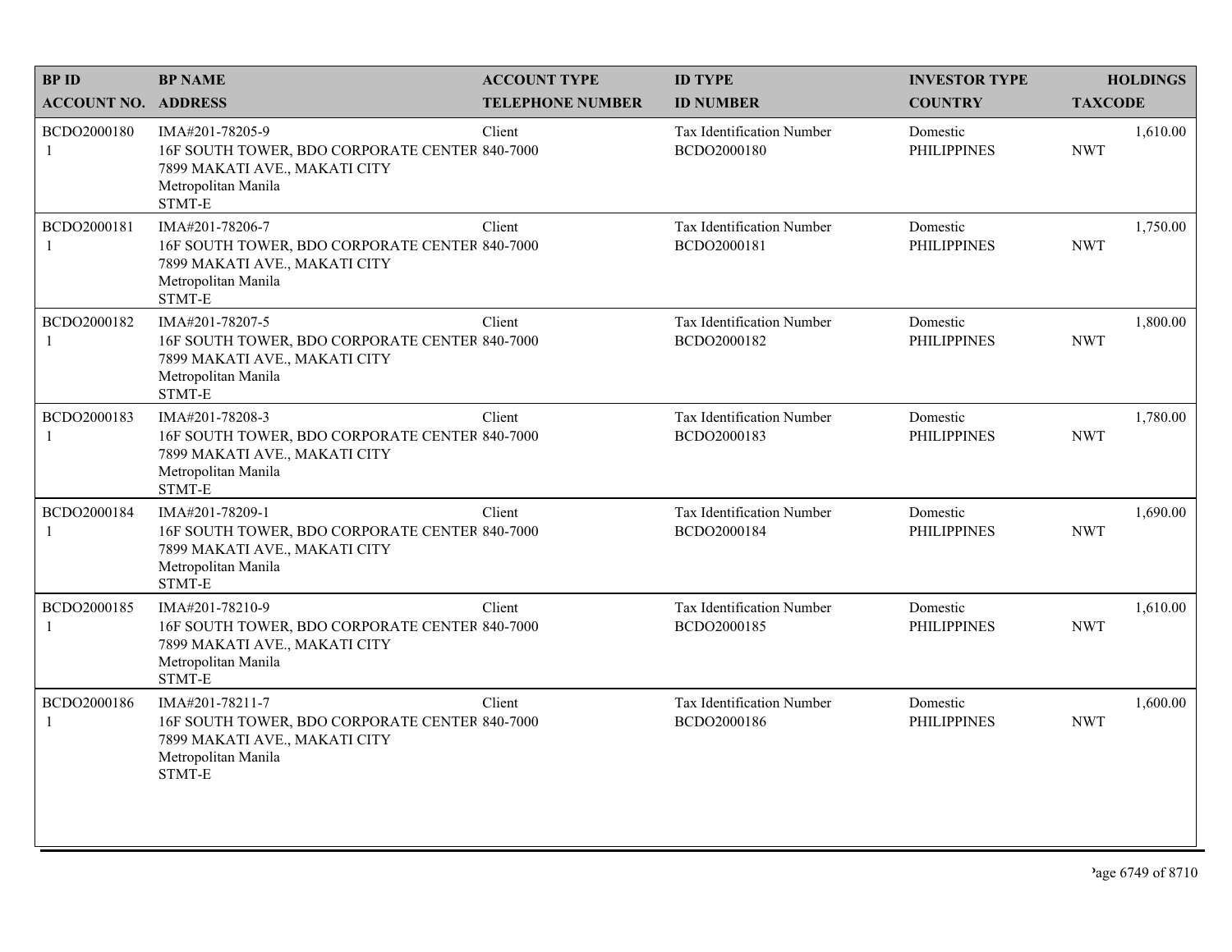| BP ID<br>ACCOUNT NO. | BP NAME<br>ADDRESS | ACCOUNT TYPE<br>TELEPHONE NUMBER | ID TYPE<br>ID NUMBER | INVESTOR TYPE<br>COUNTRY | HOLDINGS<br>TAXCODE |
|---|---|---|---|---|---|
| BCDO2000180<br>1 | IMA#201-78205-9<br>16F SOUTH TOWER, BDO CORPORATE CENTER<br>7899 MAKATI AVE., MAKATI CITY<br>Metropolitan Manila<br>STMT-E | Client<br>840-7000 | Tax Identification Number<br>BCDO2000180 | Domestic<br>PHILIPPINES | 1,610.00<br>NWT |
| BCDO2000181<br>1 | IMA#201-78206-7<br>16F SOUTH TOWER, BDO CORPORATE CENTER<br>7899 MAKATI AVE., MAKATI CITY<br>Metropolitan Manila<br>STMT-E | Client<br>840-7000 | Tax Identification Number<br>BCDO2000181 | Domestic<br>PHILIPPINES | 1,750.00<br>NWT |
| BCDO2000182<br>1 | IMA#201-78207-5<br>16F SOUTH TOWER, BDO CORPORATE CENTER<br>7899 MAKATI AVE., MAKATI CITY<br>Metropolitan Manila<br>STMT-E | Client<br>840-7000 | Tax Identification Number<br>BCDO2000182 | Domestic<br>PHILIPPINES | 1,800.00<br>NWT |
| BCDO2000183<br>1 | IMA#201-78208-3<br>16F SOUTH TOWER, BDO CORPORATE CENTER<br>7899 MAKATI AVE., MAKATI CITY<br>Metropolitan Manila<br>STMT-E | Client<br>840-7000 | Tax Identification Number<br>BCDO2000183 | Domestic<br>PHILIPPINES | 1,780.00<br>NWT |
| BCDO2000184<br>1 | IMA#201-78209-1<br>16F SOUTH TOWER, BDO CORPORATE CENTER<br>7899 MAKATI AVE., MAKATI CITY<br>Metropolitan Manila<br>STMT-E | Client<br>840-7000 | Tax Identification Number<br>BCDO2000184 | Domestic<br>PHILIPPINES | 1,690.00<br>NWT |
| BCDO2000185<br>1 | IMA#201-78210-9<br>16F SOUTH TOWER, BDO CORPORATE CENTER<br>7899 MAKATI AVE., MAKATI CITY<br>Metropolitan Manila<br>STMT-E | Client<br>840-7000 | Tax Identification Number<br>BCDO2000185 | Domestic<br>PHILIPPINES | 1,610.00<br>NWT |
| BCDO2000186<br>1 | IMA#201-78211-7<br>16F SOUTH TOWER, BDO CORPORATE CENTER<br>7899 MAKATI AVE., MAKATI CITY<br>Metropolitan Manila<br>STMT-E | Client<br>840-7000 | Tax Identification Number<br>BCDO2000186 | Domestic<br>PHILIPPINES | 1,600.00<br>NWT |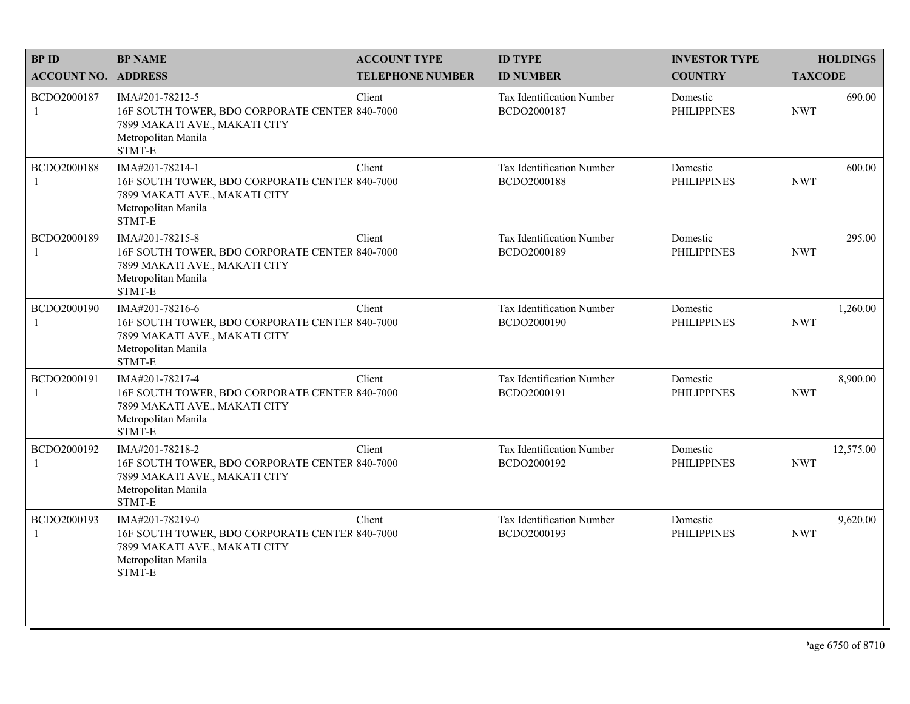| BP ID<br>ACCOUNT NO. | BP NAME<br>ADDRESS | ACCOUNT TYPE<br>TELEPHONE NUMBER | ID TYPE<br>ID NUMBER | INVESTOR TYPE<br>COUNTRY | HOLDINGS<br>TAXCODE |
|---|---|---|---|---|---|
| BCDO2000187<br>1 | IMA#201-78212-5<br>16F SOUTH TOWER, BDO CORPORATE CENTER<br>7899 MAKATI AVE., MAKATI CITY<br>Metropolitan Manila<br>STMT-E | Client<br>840-7000 | Tax Identification Number<br>BCDO2000187 | Domestic<br>PHILIPPINES | 690.00<br>NWT |
| BCDO2000188<br>1 | IMA#201-78214-1<br>16F SOUTH TOWER, BDO CORPORATE CENTER<br>7899 MAKATI AVE., MAKATI CITY<br>Metropolitan Manila<br>STMT-E | Client<br>840-7000 | Tax Identification Number<br>BCDO2000188 | Domestic<br>PHILIPPINES | 600.00<br>NWT |
| BCDO2000189<br>1 | IMA#201-78215-8<br>16F SOUTH TOWER, BDO CORPORATE CENTER<br>7899 MAKATI AVE., MAKATI CITY<br>Metropolitan Manila<br>STMT-E | Client<br>840-7000 | Tax Identification Number<br>BCDO2000189 | Domestic<br>PHILIPPINES | 295.00<br>NWT |
| BCDO2000190<br>1 | IMA#201-78216-6<br>16F SOUTH TOWER, BDO CORPORATE CENTER<br>7899 MAKATI AVE., MAKATI CITY<br>Metropolitan Manila<br>STMT-E | Client<br>840-7000 | Tax Identification Number<br>BCDO2000190 | Domestic<br>PHILIPPINES | 1,260.00<br>NWT |
| BCDO2000191<br>1 | IMA#201-78217-4<br>16F SOUTH TOWER, BDO CORPORATE CENTER<br>7899 MAKATI AVE., MAKATI CITY<br>Metropolitan Manila<br>STMT-E | Client<br>840-7000 | Tax Identification Number<br>BCDO2000191 | Domestic<br>PHILIPPINES | 8,900.00<br>NWT |
| BCDO2000192<br>1 | IMA#201-78218-2<br>16F SOUTH TOWER, BDO CORPORATE CENTER<br>7899 MAKATI AVE., MAKATI CITY<br>Metropolitan Manila<br>STMT-E | Client<br>840-7000 | Tax Identification Number<br>BCDO2000192 | Domestic<br>PHILIPPINES | 12,575.00<br>NWT |
| BCDO2000193<br>1 | IMA#201-78219-0<br>16F SOUTH TOWER, BDO CORPORATE CENTER<br>7899 MAKATI AVE., MAKATI CITY<br>Metropolitan Manila<br>STMT-E | Client<br>840-7000 | Tax Identification Number<br>BCDO2000193 | Domestic<br>PHILIPPINES | 9,620.00<br>NWT |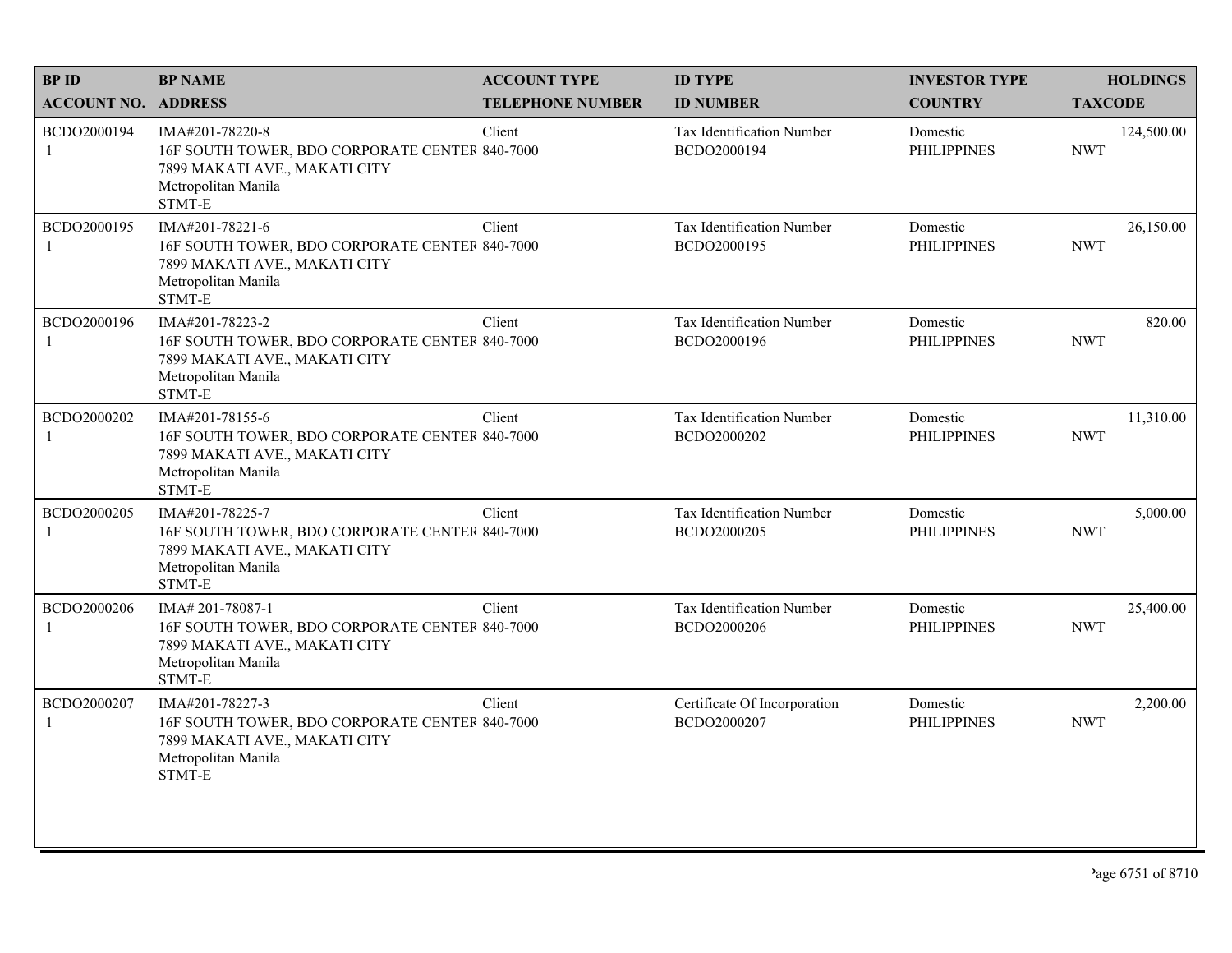| BP ID<br>ACCOUNT NO. | BP NAME<br>ADDRESS | ACCOUNT TYPE<br>TELEPHONE NUMBER | ID TYPE<br>ID NUMBER | INVESTOR TYPE<br>COUNTRY | HOLDINGS<br>TAXCODE |
|---|---|---|---|---|---|
| BCDO2000194<br>1 | IMA#201-78220-8<br>16F SOUTH TOWER, BDO CORPORATE CENTER<br>7899 MAKATI AVE., MAKATI CITY<br>Metropolitan Manila<br>STMT-E | Client<br>840-7000 | Tax Identification Number<br>BCDO2000194 | Domestic<br>PHILIPPINES | 124,500.00<br>NWT |
| BCDO2000195<br>1 | IMA#201-78221-6<br>16F SOUTH TOWER, BDO CORPORATE CENTER<br>7899 MAKATI AVE., MAKATI CITY<br>Metropolitan Manila<br>STMT-E | Client<br>840-7000 | Tax Identification Number<br>BCDO2000195 | Domestic<br>PHILIPPINES | 26,150.00<br>NWT |
| BCDO2000196<br>1 | IMA#201-78223-2<br>16F SOUTH TOWER, BDO CORPORATE CENTER<br>7899 MAKATI AVE., MAKATI CITY<br>Metropolitan Manila<br>STMT-E | Client<br>840-7000 | Tax Identification Number<br>BCDO2000196 | Domestic<br>PHILIPPINES | 820.00<br>NWT |
| BCDO2000202<br>1 | IMA#201-78155-6<br>16F SOUTH TOWER, BDO CORPORATE CENTER<br>7899 MAKATI AVE., MAKATI CITY<br>Metropolitan Manila<br>STMT-E | Client<br>840-7000 | Tax Identification Number<br>BCDO2000202 | Domestic<br>PHILIPPINES | 11,310.00<br>NWT |
| BCDO2000205<br>1 | IMA#201-78225-7<br>16F SOUTH TOWER, BDO CORPORATE CENTER<br>7899 MAKATI AVE., MAKATI CITY<br>Metropolitan Manila<br>STMT-E | Client<br>840-7000 | Tax Identification Number<br>BCDO2000205 | Domestic<br>PHILIPPINES | 5,000.00<br>NWT |
| BCDO2000206<br>1 | IMA# 201-78087-1<br>16F SOUTH TOWER, BDO CORPORATE CENTER<br>7899 MAKATI AVE., MAKATI CITY<br>Metropolitan Manila<br>STMT-E | Client<br>840-7000 | Tax Identification Number<br>BCDO2000206 | Domestic<br>PHILIPPINES | 25,400.00<br>NWT |
| BCDO2000207<br>1 | IMA#201-78227-3<br>16F SOUTH TOWER, BDO CORPORATE CENTER<br>7899 MAKATI AVE., MAKATI CITY<br>Metropolitan Manila<br>STMT-E | Client<br>840-7000 | Certificate Of Incorporation<br>BCDO2000207 | Domestic<br>PHILIPPINES | 2,200.00<br>NWT |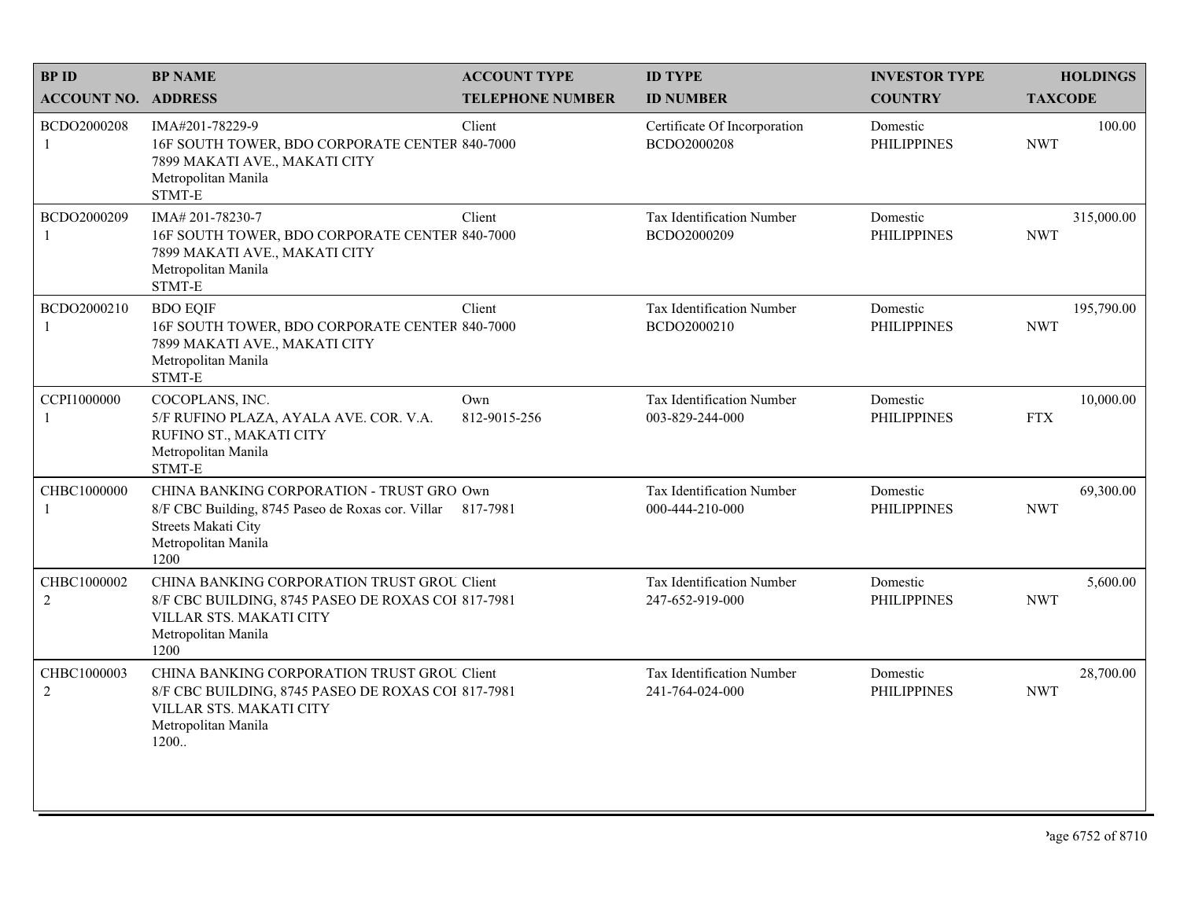| BP ID<br>ACCOUNT NO. | BP NAME<br>ADDRESS | ACCOUNT TYPE<br>TELEPHONE NUMBER | ID TYPE<br>ID NUMBER | INVESTOR TYPE<br>COUNTRY | HOLDINGS<br>TAXCODE |
|---|---|---|---|---|---|
| BCDO2000208<br>1 | IMA#201-78229-9<br>16F SOUTH TOWER, BDO CORPORATE CENTER<br>7899 MAKATI AVE., MAKATI CITY<br>Metropolitan Manila<br>STMT-E | Client<br>840-7000 | Certificate Of Incorporation<br>BCDO2000208 | Domestic<br>PHILIPPINES | 100.00<br>NWT |
| BCDO2000209<br>1 | IMA# 201-78230-7<br>16F SOUTH TOWER, BDO CORPORATE CENTER<br>7899 MAKATI AVE., MAKATI CITY<br>Metropolitan Manila<br>STMT-E | Client<br>840-7000 | Tax Identification Number<br>BCDO2000209 | Domestic<br>PHILIPPINES | 315,000.00<br>NWT |
| BCDO2000210<br>1 | BDO EQIF<br>16F SOUTH TOWER, BDO CORPORATE CENTER<br>7899 MAKATI AVE., MAKATI CITY<br>Metropolitan Manila<br>STMT-E | Client<br>840-7000 | Tax Identification Number<br>BCDO2000210 | Domestic<br>PHILIPPINES | 195,790.00<br>NWT |
| CCPI1000000<br>1 | COCOPLANS, INC.<br>5/F RUFINO PLAZA, AYALA AVE. COR. V.A. RUFINO ST., MAKATI CITY<br>Metropolitan Manila<br>STMT-E | Own<br>812-9015-256 | Tax Identification Number<br>003-829-244-000 | Domestic<br>PHILIPPINES | 10,000.00<br>FTX |
| CHBC1000000<br>1 | CHINA BANKING CORPORATION - TRUST GRO<br>8/F CBC Building, 8745 Paseo de Roxas cor. Villar Streets Makati City<br>Metropolitan Manila<br>1200 | Own<br>817-7981 | Tax Identification Number<br>000-444-210-000 | Domestic<br>PHILIPPINES | 69,300.00<br>NWT |
| CHBC1000002<br>2 | CHINA BANKING CORPORATION TRUST GROU<br>8/F CBC BUILDING, 8745 PASEO DE ROXAS COI<br>VILLAR STS. MAKATI CITY<br>Metropolitan Manila<br>1200 | Client<br>817-7981 | Tax Identification Number<br>247-652-919-000 | Domestic<br>PHILIPPINES | 5,600.00<br>NWT |
| CHBC1000003<br>2 | CHINA BANKING CORPORATION TRUST GROU<br>8/F CBC BUILDING, 8745 PASEO DE ROXAS COI<br>VILLAR STS. MAKATI CITY<br>Metropolitan Manila<br>1200.. | Client<br>817-7981 | Tax Identification Number<br>241-764-024-000 | Domestic<br>PHILIPPINES | 28,700.00<br>NWT |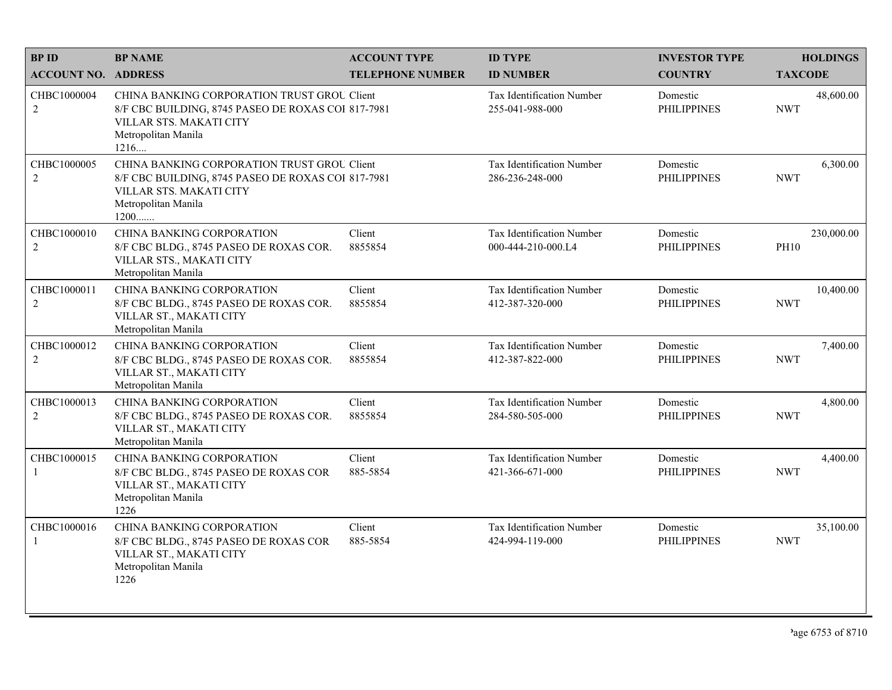| BP ID<br>ACCOUNT NO. | BP NAME<br>ADDRESS | ACCOUNT TYPE<br>TELEPHONE NUMBER | ID TYPE<br>ID NUMBER | INVESTOR TYPE<br>COUNTRY | HOLDINGS<br>TAXCODE |
|---|---|---|---|---|---|
| CHBC1000004<br>2 | CHINA BANKING CORPORATION TRUST GROU<br>8/F CBC BUILDING, 8745 PASEO DE ROXAS COI<br>VILLAR STS. MAKATI CITY<br>Metropolitan Manila<br>1216.... | Client<br>817-7981 | Tax Identification Number<br>255-041-988-000 | Domestic<br>PHILIPPINES | 48,600.00<br>NWT |
| CHBC1000005<br>2 | CHINA BANKING CORPORATION TRUST GROU<br>8/F CBC BUILDING, 8745 PASEO DE ROXAS COI<br>VILLAR STS. MAKATI CITY<br>Metropolitan Manila<br>1200....... | Client<br>817-7981 | Tax Identification Number<br>286-236-248-000 | Domestic<br>PHILIPPINES | 6,300.00<br>NWT |
| CHBC1000010<br>2 | CHINA BANKING CORPORATION<br>8/F CBC BLDG., 8745 PASEO DE ROXAS COR.<br>VILLAR STS., MAKATI CITY<br>Metropolitan Manila | Client<br>8855854 | Tax Identification Number<br>000-444-210-000.L4 | Domestic<br>PHILIPPINES | 230,000.00<br>PH10 |
| CHBC1000011<br>2 | CHINA BANKING CORPORATION<br>8/F CBC BLDG., 8745 PASEO DE ROXAS COR.<br>VILLAR ST., MAKATI CITY<br>Metropolitan Manila | Client<br>8855854 | Tax Identification Number<br>412-387-320-000 | Domestic<br>PHILIPPINES | 10,400.00<br>NWT |
| CHBC1000012<br>2 | CHINA BANKING CORPORATION<br>8/F CBC BLDG., 8745 PASEO DE ROXAS COR.<br>VILLAR ST., MAKATI CITY<br>Metropolitan Manila | Client<br>8855854 | Tax Identification Number<br>412-387-822-000 | Domestic<br>PHILIPPINES | 7,400.00<br>NWT |
| CHBC1000013<br>2 | CHINA BANKING CORPORATION<br>8/F CBC BLDG., 8745 PASEO DE ROXAS COR.<br>VILLAR ST., MAKATI CITY<br>Metropolitan Manila | Client<br>8855854 | Tax Identification Number<br>284-580-505-000 | Domestic<br>PHILIPPINES | 4,800.00<br>NWT |
| CHBC1000015<br>1 | CHINA BANKING CORPORATION<br>8/F CBC BLDG., 8745 PASEO DE ROXAS COR<br>VILLAR ST., MAKATI CITY<br>Metropolitan Manila<br>1226 | Client<br>885-5854 | Tax Identification Number<br>421-366-671-000 | Domestic<br>PHILIPPINES | 4,400.00<br>NWT |
| CHBC1000016<br>1 | CHINA BANKING CORPORATION<br>8/F CBC BLDG., 8745 PASEO DE ROXAS COR<br>VILLAR ST., MAKATI CITY<br>Metropolitan Manila<br>1226 | Client<br>885-5854 | Tax Identification Number<br>424-994-119-000 | Domestic<br>PHILIPPINES | 35,100.00<br>NWT |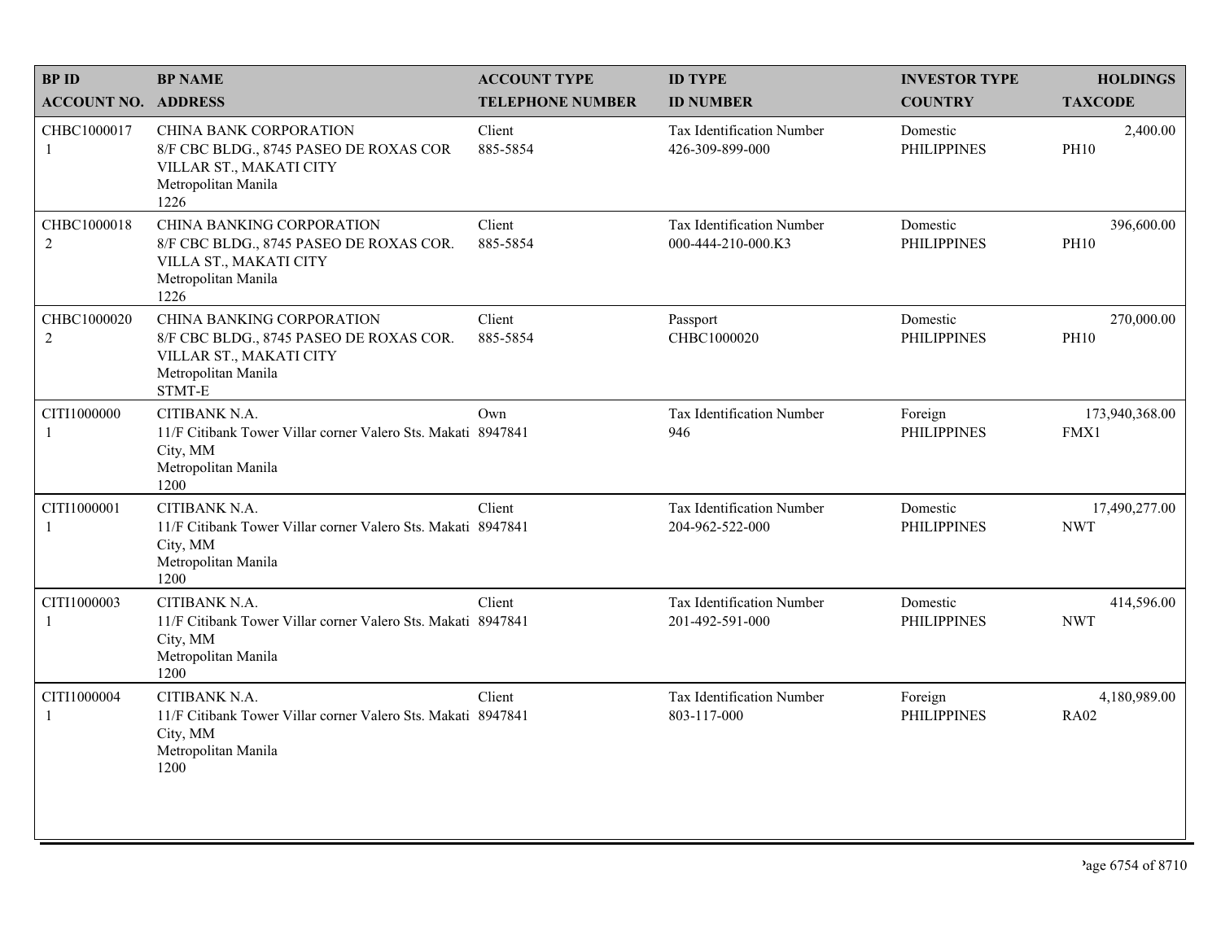| BP ID<br>ACCOUNT NO. | BP NAME<br>ADDRESS | ACCOUNT TYPE<br>TELEPHONE NUMBER | ID TYPE<br>ID NUMBER | INVESTOR TYPE<br>COUNTRY | HOLDINGS<br>TAXCODE |
|---|---|---|---|---|---|
| CHBC1000017<br>1 | CHINA BANK CORPORATION<br>8/F CBC BLDG., 8745 PASEO DE ROXAS COR VILLAR ST., MAKATI CITY<br>Metropolitan Manila<br>1226 | Client<br>885-5854 | Tax Identification Number<br>426-309-899-000 | Domestic<br>PHILIPPINES | 2,400.00<br>PH10 |
| CHBC1000018<br>2 | CHINA BANKING CORPORATION<br>8/F CBC BLDG., 8745 PASEO DE ROXAS COR. VILLA ST., MAKATI CITY<br>Metropolitan Manila<br>1226 | Client<br>885-5854 | Tax Identification Number<br>000-444-210-000.K3 | Domestic<br>PHILIPPINES | 396,600.00<br>PH10 |
| CHBC1000020<br>2 | CHINA BANKING CORPORATION<br>8/F CBC BLDG., 8745 PASEO DE ROXAS COR. VILLAR ST., MAKATI CITY<br>Metropolitan Manila<br>STMT-E | Client<br>885-5854 | Passport<br>CHBC1000020 | Domestic<br>PHILIPPINES | 270,000.00<br>PH10 |
| CITI1000000<br>1 | CITIBANK N.A.<br>11/F Citibank Tower Villar corner Valero Sts. Makati City, MM<br>Metropolitan Manila<br>1200 | Own<br>8947841 | Tax Identification Number<br>946 | Foreign<br>PHILIPPINES | 173,940,368.00<br>FMX1 |
| CITI1000001<br>1 | CITIBANK N.A.<br>11/F Citibank Tower Villar corner Valero Sts. Makati City, MM<br>Metropolitan Manila<br>1200 | Client<br>8947841 | Tax Identification Number<br>204-962-522-000 | Domestic<br>PHILIPPINES | 17,490,277.00<br>NWT |
| CITI1000003<br>1 | CITIBANK N.A.<br>11/F Citibank Tower Villar corner Valero Sts. Makati City, MM<br>Metropolitan Manila<br>1200 | Client<br>8947841 | Tax Identification Number<br>201-492-591-000 | Domestic<br>PHILIPPINES | 414,596.00<br>NWT |
| CITI1000004<br>1 | CITIBANK N.A.<br>11/F Citibank Tower Villar corner Valero Sts. Makati City, MM<br>Metropolitan Manila<br>1200 | Client<br>8947841 | Tax Identification Number<br>803-117-000 | Foreign<br>PHILIPPINES | 4,180,989.00<br>RA02 |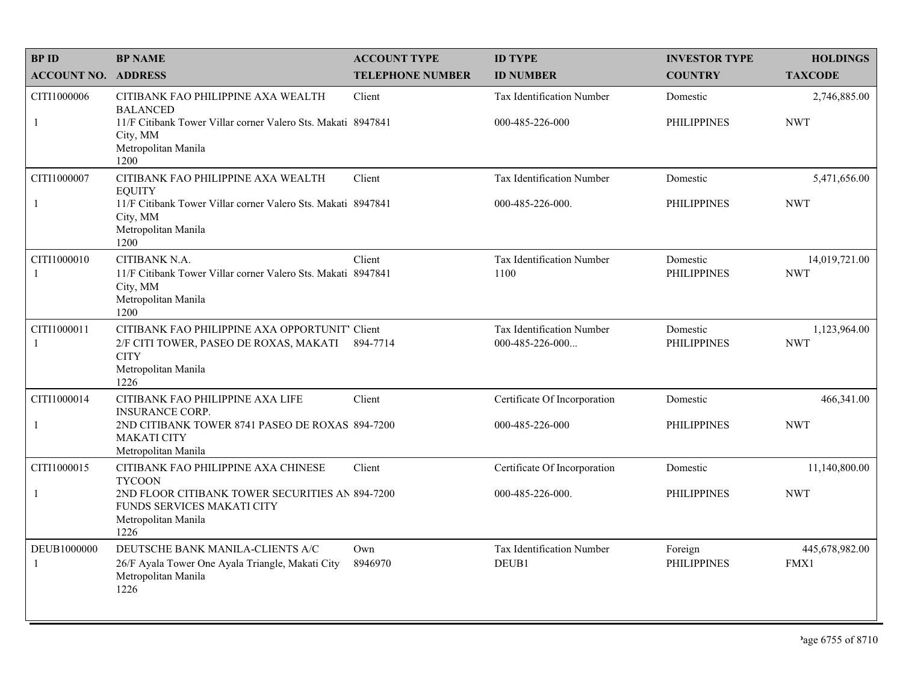| BP ID<br>ACCOUNT NO. | BP NAME<br>ADDRESS | ACCOUNT TYPE<br>TELEPHONE NUMBER | ID TYPE<br>ID NUMBER | INVESTOR TYPE<br>COUNTRY | HOLDINGS<br>TAXCODE |
|---|---|---|---|---|---|
| CITI1000006<br>1 | CITIBANK FAO PHILIPPINE AXA WEALTH BALANCED<br>11/F Citibank Tower Villar corner Valero Sts. Makati City, MM<br>Metropolitan Manila<br>1200 | Client<br>8947841 | Tax Identification Number<br>000-485-226-000 | Domestic<br>PHILIPPINES | 2,746,885.00<br>NWT |
| CITI1000007<br>1 | CITIBANK FAO PHILIPPINE AXA WEALTH EQUITY<br>11/F Citibank Tower Villar corner Valero Sts. Makati City, MM<br>Metropolitan Manila<br>1200 | Client<br>8947841 | Tax Identification Number<br>000-485-226-000. | Domestic<br>PHILIPPINES | 5,471,656.00<br>NWT |
| CITI1000010<br>1 | CITIBANK N.A.<br>11/F Citibank Tower Villar corner Valero Sts. Makati City, MM<br>Metropolitan Manila<br>1200 | Client<br>8947841 | Tax Identification Number<br>1100 | Domestic<br>PHILIPPINES | 14,019,721.00<br>NWT |
| CITI1000011<br>1 | CITIBANK FAO PHILIPPINE AXA OPPORTUNIT'<br>2/F CITI TOWER, PASEO DE ROXAS, MAKATI CITY<br>Metropolitan Manila<br>1226 | Client<br>894-7714 | Tax Identification Number<br>000-485-226-000... | Domestic<br>PHILIPPINES | 1,123,964.00<br>NWT |
| CITI1000014<br>1 | CITIBANK FAO PHILIPPINE AXA LIFE INSURANCE CORP.<br>2ND CITIBANK TOWER 8741 PASEO DE ROXAS MAKATI CITY<br>Metropolitan Manila | Client<br>894-7200 | Certificate Of Incorporation<br>000-485-226-000 | Domestic<br>PHILIPPINES | 466,341.00<br>NWT |
| CITI1000015<br>1 | CITIBANK FAO PHILIPPINE AXA CHINESE TYCOON<br>2ND FLOOR CITIBANK TOWER SECURITIES AN FUNDS SERVICES MAKATI CITY<br>Metropolitan Manila<br>1226 | Client<br>894-7200 | Certificate Of Incorporation<br>000-485-226-000. | Domestic<br>PHILIPPINES | 11,140,800.00<br>NWT |
| DEUB1000000<br>1 | DEUTSCHE BANK MANILA-CLIENTS A/C<br>26/F Ayala Tower One Ayala Triangle, Makati City<br>Metropolitan Manila<br>1226 | Own<br>8946970 | Tax Identification Number<br>DEUB1 | Foreign<br>PHILIPPINES | 445,678,982.00<br>FMX1 |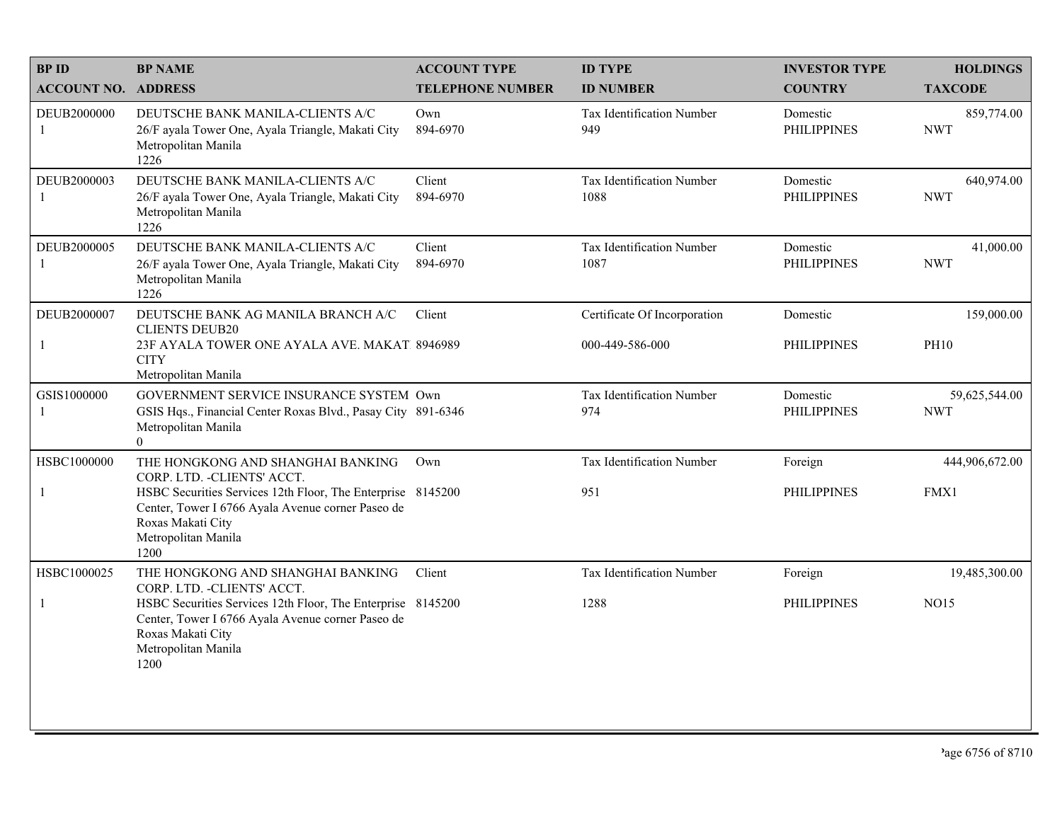| BP ID<br>ACCOUNT NO. | BP NAME<br>ADDRESS | ACCOUNT TYPE<br>TELEPHONE NUMBER | ID TYPE<br>ID NUMBER | INVESTOR TYPE<br>COUNTRY | HOLDINGS<br>TAXCODE |
|---|---|---|---|---|---|
| DEUB2000000<br>1 | DEUTSCHE BANK MANILA-CLIENTS A/C<br>26/F ayala Tower One, Ayala Triangle, Makati City<br>Metropolitan Manila<br>1226 | Own<br>894-6970 | Tax Identification Number<br>949 | Domestic<br>PHILIPPINES | 859,774.00<br>NWT |
| DEUB2000003<br>1 | DEUTSCHE BANK MANILA-CLIENTS A/C<br>26/F ayala Tower One, Ayala Triangle, Makati City<br>Metropolitan Manila<br>1226 | Client<br>894-6970 | Tax Identification Number<br>1088 | Domestic<br>PHILIPPINES | 640,974.00<br>NWT |
| DEUB2000005<br>1 | DEUTSCHE BANK MANILA-CLIENTS A/C<br>26/F ayala Tower One, Ayala Triangle, Makati City<br>Metropolitan Manila<br>1226 | Client<br>894-6970 | Tax Identification Number<br>1087 | Domestic<br>PHILIPPINES | 41,000.00<br>NWT |
| DEUB2000007<br>1 | DEUTSCHE BANK AG MANILA BRANCH A/C CLIENTS DEUB20<br>23F AYALA TOWER ONE AYALA AVE. MAKATI CITY<br>Metropolitan Manila | Client<br>8946989 | Certificate Of Incorporation<br>000-449-586-000 | Domestic<br>PHILIPPINES | 159,000.00<br>PH10 |
| GSIS1000000<br>1 | GOVERNMENT SERVICE INSURANCE SYSTEM<br>GSIS Hqs., Financial Center Roxas Blvd., Pasay City<br>Metropolitan Manila<br>0 | Own<br>891-6346 | Tax Identification Number<br>974 | Domestic<br>PHILIPPINES | 59,625,544.00<br>NWT |
| HSBC1000000<br>1 | THE HONGKONG AND SHANGHAI BANKING CORP. LTD. -CLIENTS' ACCT.<br>HSBC Securities Services 12th Floor, The Enterprise Center, Tower I 6766 Ayala Avenue corner Paseo de Roxas Makati City<br>Metropolitan Manila<br>1200 | Own<br>8145200 | Tax Identification Number<br>951 | Foreign<br>PHILIPPINES | 444,906,672.00<br>FMX1 |
| HSBC1000025<br>1 | THE HONGKONG AND SHANGHAI BANKING CORP. LTD. -CLIENTS' ACCT.<br>HSBC Securities Services 12th Floor, The Enterprise Center, Tower I 6766 Ayala Avenue corner Paseo de Roxas Makati City<br>Metropolitan Manila<br>1200 | Client<br>8145200 | Tax Identification Number<br>1288 | Foreign<br>PHILIPPINES | 19,485,300.00<br>NO15 |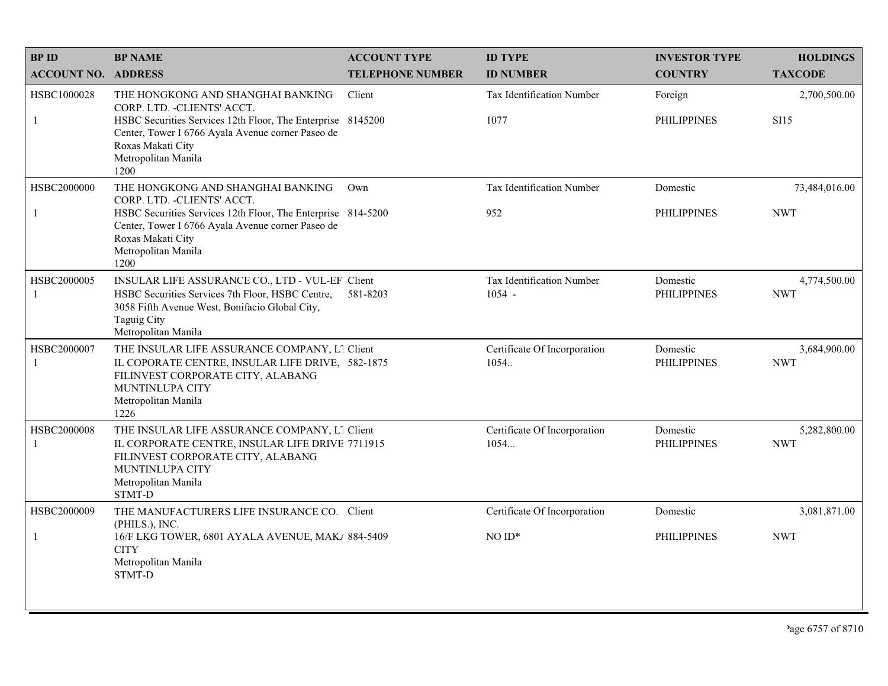| BP ID<br>ACCOUNT NO. | BP NAME<br>ADDRESS | ACCOUNT TYPE<br>TELEPHONE NUMBER | ID TYPE<br>ID NUMBER | INVESTOR TYPE<br>COUNTRY | HOLDINGS<br>TAXCODE |
|---|---|---|---|---|---|
| HSBC1000028<br>1 | THE HONGKONG AND SHANGHAI BANKING CORP. LTD. -CLIENTS' ACCT.<br>HSBC Securities Services 12th Floor, The Enterprise Center, Tower I 6766 Ayala Avenue corner Paseo de Roxas Makati City<br>Metropolitan Manila<br>1200 | Client<br>8145200 | Tax Identification Number<br>1077 | Foreign<br>PHILIPPINES | 2,700,500.00<br>SI15 |
| HSBC2000000<br>1 | THE HONGKONG AND SHANGHAI BANKING CORP. LTD. -CLIENTS' ACCT.<br>HSBC Securities Services 12th Floor, The Enterprise Center, Tower I 6766 Ayala Avenue corner Paseo de Roxas Makati City<br>Metropolitan Manila<br>1200 | Own<br>814-5200 | Tax Identification Number<br>952 | Domestic<br>PHILIPPINES | 73,484,016.00<br>NWT |
| HSBC2000005<br>1 | INSULAR LIFE ASSURANCE CO., LTD - VUL-EF<br>HSBC Securities Services 7th Floor, HSBC Centre, 3058 Fifth Avenue West, Bonifacio Global City, Taguig City<br>Metropolitan Manila | Client<br>581-8203 | Tax Identification Number<br>1054 - | Domestic<br>PHILIPPINES | 4,774,500.00<br>NWT |
| HSBC2000007<br>1 | THE INSULAR LIFE ASSURANCE COMPANY, LT<br>IL COPORATE CENTRE, INSULAR LIFE DRIVE, FILINVEST CORPORATE CITY, ALABANG MUNTINLUPA CITY<br>Metropolitan Manila<br>1226 | Client<br>582-1875 | Certificate Of Incorporation<br>1054.. | Domestic<br>PHILIPPINES | 3,684,900.00<br>NWT |
| HSBC2000008<br>1 | THE INSULAR LIFE ASSURANCE COMPANY, LT<br>IL CORPORATE CENTRE, INSULAR LIFE DRIVE FILINVEST CORPORATE CITY, ALABANG MUNTINLUPA CITY<br>Metropolitan Manila<br>STMT-D | Client<br>7711915 | Certificate Of Incorporation<br>1054... | Domestic<br>PHILIPPINES | 5,282,800.00<br>NWT |
| HSBC2000009<br>1 | THE MANUFACTURERS LIFE INSURANCE CO. (PHILS.), INC.<br>16/F LKG TOWER, 6801 AYALA AVENUE, MAKA CITY<br>Metropolitan Manila<br>STMT-D | Client<br>884-5409 | Certificate Of Incorporation<br>NO ID* | Domestic<br>PHILIPPINES | 3,081,871.00<br>NWT |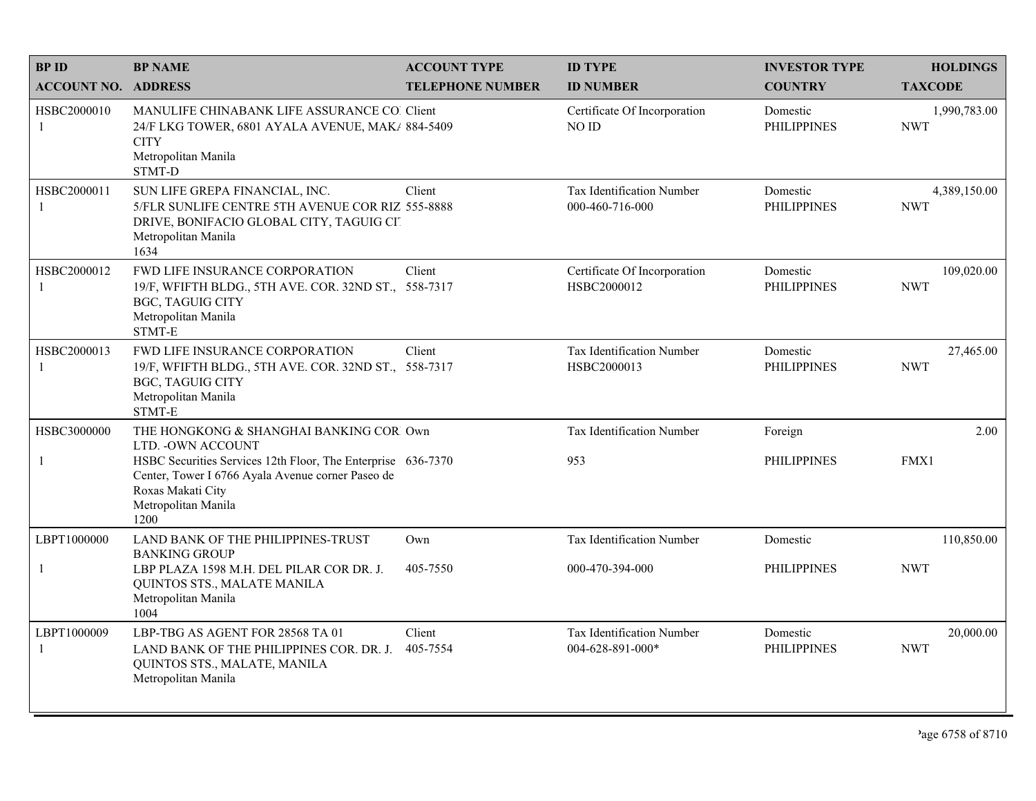| BP ID<br>ACCOUNT NO. | BP NAME<br>ADDRESS | ACCOUNT TYPE<br>TELEPHONE NUMBER | ID TYPE<br>ID NUMBER | INVESTOR TYPE<br>COUNTRY | HOLDINGS<br>TAXCODE |
|---|---|---|---|---|---|
| HSBC2000010<br>1 | MANULIFE CHINABANK LIFE ASSURANCE CO<br>24/F LKG TOWER, 6801 AYALA AVENUE, MAK/<br>CITY<br>Metropolitan Manila<br>STMT-D | Client<br>884-5409 | Certificate Of Incorporation<br>NO ID | Domestic<br>PHILIPPINES | 1,990,783.00<br>NWT |
| HSBC2000011<br>1 | SUN LIFE GREPA FINANCIAL, INC.<br>5/FLR SUNLIFE CENTRE 5TH AVENUE COR RIZ<br>DRIVE, BONIFACIO GLOBAL CITY, TAGUIG CI<br>Metropolitan Manila<br>1634 | Client<br>555-8888 | Tax Identification Number<br>000-460-716-000 | Domestic<br>PHILIPPINES | 4,389,150.00<br>NWT |
| HSBC2000012<br>1 | FWD LIFE INSURANCE CORPORATION<br>19/F, WFIFTH BLDG., 5TH AVE. COR. 32ND ST.,<br>BGC, TAGUIG CITY<br>Metropolitan Manila<br>STMT-E | Client<br>558-7317 | Certificate Of Incorporation<br>HSBC2000012 | Domestic<br>PHILIPPINES | 109,020.00<br>NWT |
| HSBC2000013<br>1 | FWD LIFE INSURANCE CORPORATION<br>19/F, WFIFTH BLDG., 5TH AVE. COR. 32ND ST.,<br>BGC, TAGUIG CITY<br>Metropolitan Manila<br>STMT-E | Client<br>558-7317 | Tax Identification Number<br>HSBC2000013 | Domestic<br>PHILIPPINES | 27,465.00<br>NWT |
| HSBC3000000<br>1 | THE HONGKONG & SHANGHAI BANKING COR<br>LTD. -OWN ACCOUNT<br>HSBC Securities Services 12th Floor, The Enterprise<br>Center, Tower I 6766 Ayala Avenue corner Paseo de<br>Roxas Makati City<br>Metropolitan Manila<br>1200 | Own<br>636-7370 | Tax Identification Number<br>953 | Foreign<br>PHILIPPINES | 2.00<br>FMX1 |
| LBPT1000000<br>1 | LAND BANK OF THE PHILIPPINES-TRUST<br>BANKING GROUP<br>LBP PLAZA 1598 M.H. DEL PILAR COR DR. J.<br>QUINTOS STS., MALATE MANILA<br>Metropolitan Manila<br>1004 | Own<br>405-7550 | Tax Identification Number<br>000-470-394-000 | Domestic<br>PHILIPPINES | 110,850.00<br>NWT |
| LBPT1000009<br>1 | LBP-TBG AS AGENT FOR 28568 TA 01<br>LAND BANK OF THE PHILIPPINES COR. DR. J.<br>QUINTOS STS., MALATE, MANILA<br>Metropolitan Manila | Client<br>405-7554 | Tax Identification Number<br>004-628-891-000* | Domestic<br>PHILIPPINES | 20,000.00<br>NWT |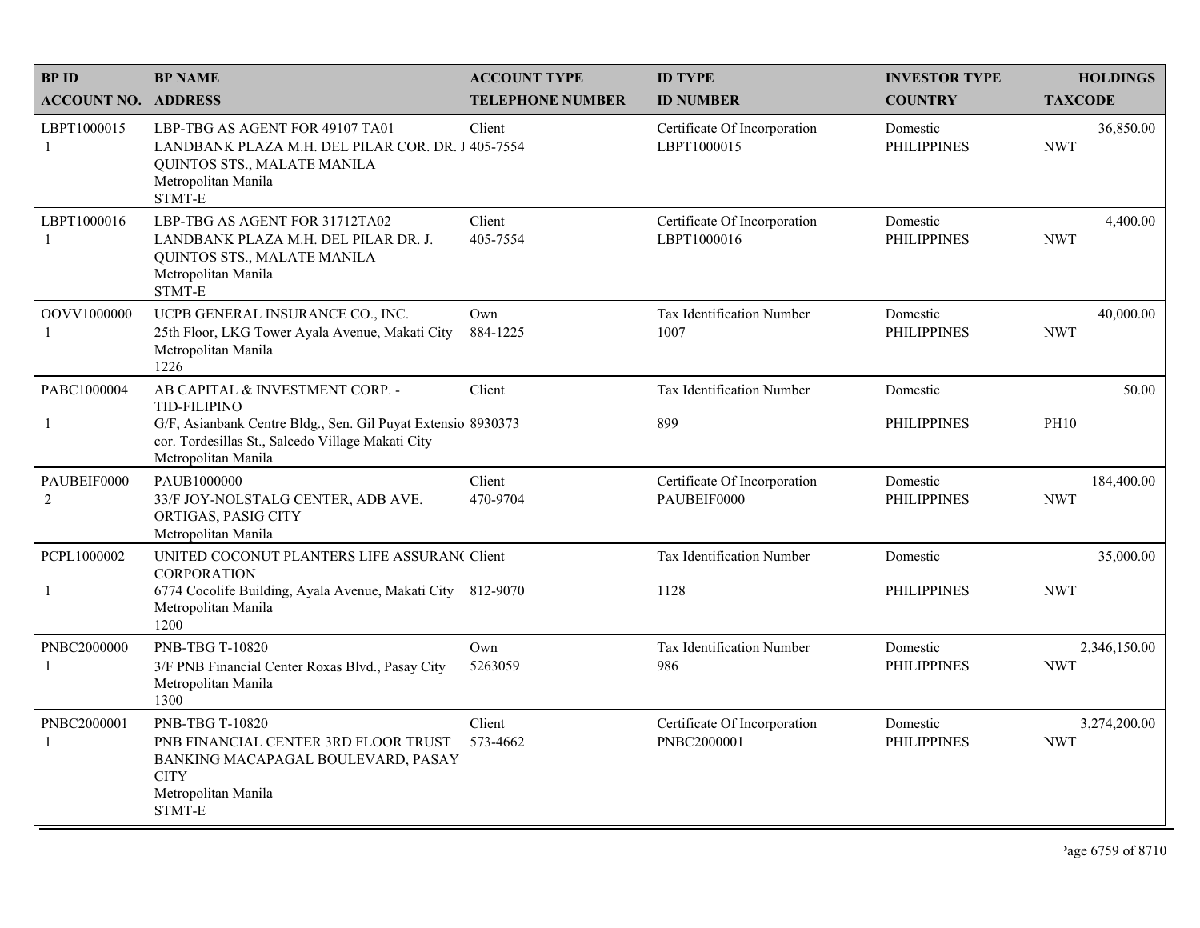| BP ID<br>ACCOUNT NO. | BP NAME<br>ADDRESS | ACCOUNT TYPE<br>TELEPHONE NUMBER | ID TYPE<br>ID NUMBER | INVESTOR TYPE<br>COUNTRY | HOLDINGS<br>TAXCODE |
|---|---|---|---|---|---|
| LBPT1000015<br>1 | LBP-TBG AS AGENT FOR 49107 TA01<br>LANDBANK PLAZA M.H. DEL PILAR COR. DR. J QUINTOS STS., MALATE MANILA<br>Metropolitan Manila<br>STMT-E | Client<br>405-7554 | Certificate Of Incorporation<br>LBPT1000015 | Domestic<br>PHILIPPINES | 36,850.00<br>NWT |
| LBPT1000016<br>1 | LBP-TBG AS AGENT FOR 31712TA02<br>LANDBANK PLAZA M.H. DEL PILAR DR. J. QUINTOS STS., MALATE MANILA<br>Metropolitan Manila<br>STMT-E | Client<br>405-7554 | Certificate Of Incorporation<br>LBPT1000016 | Domestic<br>PHILIPPINES | 4,400.00<br>NWT |
| OOVV1000000<br>1 | UCPB GENERAL INSURANCE CO., INC.<br>25th Floor, LKG Tower Ayala Avenue, Makati City<br>Metropolitan Manila<br>1226 | Own<br>884-1225 | Tax Identification Number<br>1007 | Domestic<br>PHILIPPINES | 40,000.00<br>NWT |
| PABC1000004<br>1 | AB CAPITAL & INVESTMENT CORP. - TID-FILIPINO<br>G/F, Asianbank Centre Bldg., Sen. Gil Puyat Extensio cor. Tordesillas St., Salcedo Village Makati City<br>Metropolitan Manila | Client<br>8930373 | Tax Identification Number<br>899 | Domestic<br>PHILIPPINES | 50.00<br>PH10 |
| PAUBEIF0000<br>2 | PAUB1000000<br>33/F JOY-NOLSTALG CENTER, ADB AVE. ORTIGAS, PASIG CITY<br>Metropolitan Manila | Client<br>470-9704 | Certificate Of Incorporation<br>PAUBEIF0000 | Domestic<br>PHILIPPINES | 184,400.00<br>NWT |
| PCPL1000002<br>1 | UNITED COCONUT PLANTERS LIFE ASSURAN( CORPORATION<br>6774 Cocolife Building, Ayala Avenue, Makati City<br>Metropolitan Manila<br>1200 | Client<br>812-9070 | Tax Identification Number<br>1128 | Domestic<br>PHILIPPINES | 35,000.00<br>NWT |
| PNBC2000000<br>1 | PNB-TBG T-10820<br>3/F PNB Financial Center Roxas Blvd., Pasay City<br>Metropolitan Manila<br>1300 | Own<br>5263059 | Tax Identification Number<br>986 | Domestic<br>PHILIPPINES | 2,346,150.00<br>NWT |
| PNBC2000001<br>1 | PNB-TBG T-10820<br>PNB FINANCIAL CENTER 3RD FLOOR TRUST BANKING MACAPAGAL BOULEVARD, PASAY CITY<br>Metropolitan Manila<br>STMT-E | Client<br>573-4662 | Certificate Of Incorporation<br>PNBC2000001 | Domestic<br>PHILIPPINES | 3,274,200.00<br>NWT |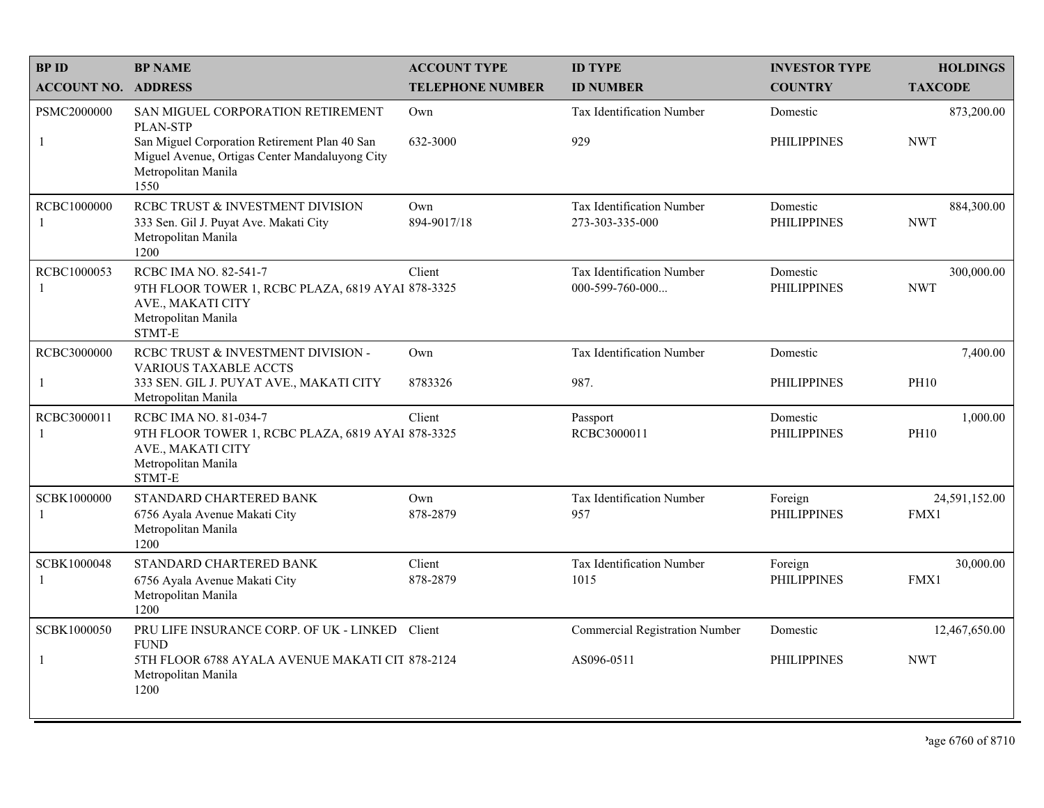| BP ID<br>ACCOUNT NO. | BP NAME<br>ADDRESS | ACCOUNT TYPE<br>TELEPHONE NUMBER | ID TYPE<br>ID NUMBER | INVESTOR TYPE<br>COUNTRY | HOLDINGS<br>TAXCODE |
|---|---|---|---|---|---|
| PSMC2000000<br>1 | SAN MIGUEL CORPORATION RETIREMENT PLAN-STP<br>San Miguel Corporation Retirement Plan 40 San Miguel Avenue, Ortigas Center Mandaluyong City<br>Metropolitan Manila<br>1550 | Own<br>632-3000 | Tax Identification Number<br>929 | Domestic<br>PHILIPPINES | 873,200.00<br>NWT |
| RCBC1000000<br>1 | RCBC TRUST & INVESTMENT DIVISION<br>333 Sen. Gil J. Puyat Ave. Makati City<br>Metropolitan Manila<br>1200 | Own<br>894-9017/18 | Tax Identification Number<br>273-303-335-000 | Domestic<br>PHILIPPINES | 884,300.00<br>NWT |
| RCBC1000053<br>1 | RCBC IMA NO. 82-541-7<br>9TH FLOOR TOWER 1, RCBC PLAZA, 6819 AYAI AVE., MAKATI CITY<br>Metropolitan Manila<br>STMT-E | Client<br>878-3325 | Tax Identification Number<br>000-599-760-000... | Domestic<br>PHILIPPINES | 300,000.00<br>NWT |
| RCBC3000000<br>1 | RCBC TRUST & INVESTMENT DIVISION - VARIOUS TAXABLE ACCTS<br>333 SEN. GIL J. PUYAT AVE., MAKATI CITY<br>Metropolitan Manila | Own<br>8783326 | Tax Identification Number<br>987. | Domestic<br>PHILIPPINES | 7,400.00<br>PH10 |
| RCBC3000011<br>1 | RCBC IMA NO. 81-034-7<br>9TH FLOOR TOWER 1, RCBC PLAZA, 6819 AYAI AVE., MAKATI CITY<br>Metropolitan Manila<br>STMT-E | Client<br>878-3325 | Passport<br>RCBC3000011 | Domestic<br>PHILIPPINES | 1,000.00<br>PH10 |
| SCBK1000000<br>1 | STANDARD CHARTERED BANK<br>6756 Ayala Avenue Makati City<br>Metropolitan Manila<br>1200 | Own<br>878-2879 | Tax Identification Number<br>957 | Foreign<br>PHILIPPINES | 24,591,152.00<br>FMX1 |
| SCBK1000048<br>1 | STANDARD CHARTERED BANK<br>6756 Ayala Avenue Makati City<br>Metropolitan Manila<br>1200 | Client<br>878-2879 | Tax Identification Number<br>1015 | Foreign<br>PHILIPPINES | 30,000.00<br>FMX1 |
| SCBK1000050<br>1 | PRU LIFE INSURANCE CORP. OF UK - LINKED FUND<br>5TH FLOOR 6788 AYALA AVENUE MAKATI CIT<br>Metropolitan Manila<br>1200 | Client<br>878-2124 | Commercial Registration Number<br>AS096-0511 | Domestic<br>PHILIPPINES | 12,467,650.00<br>NWT |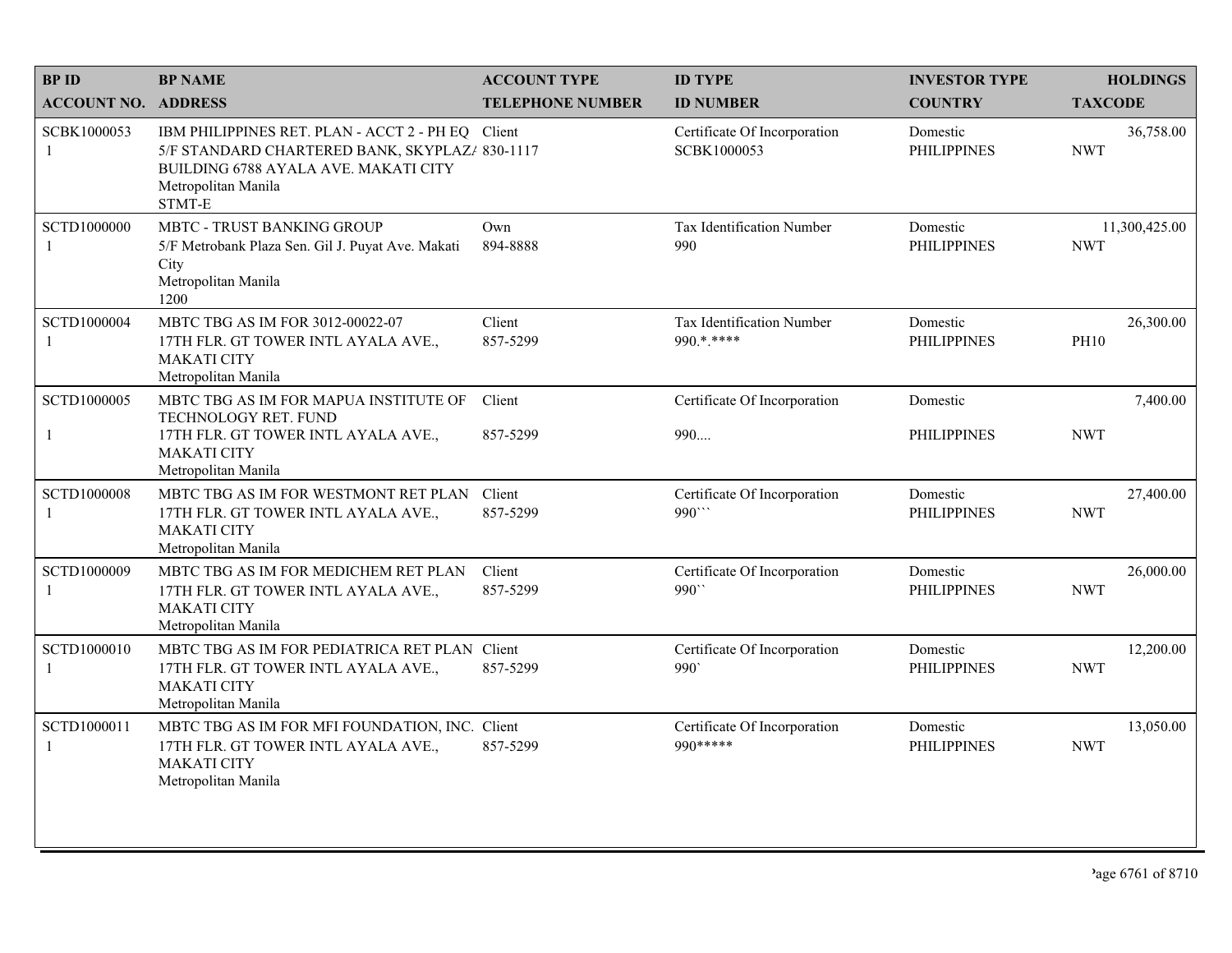| BP ID<br>ACCOUNT NO. | BP NAME<br>ADDRESS | ACCOUNT TYPE<br>TELEPHONE NUMBER | ID TYPE<br>ID NUMBER | INVESTOR TYPE<br>COUNTRY | HOLDINGS<br>TAXCODE |
|---|---|---|---|---|---|
| SCBK1000053<br>1 | IBM PHILIPPINES RET. PLAN - ACCT 2 - PH EQ<br>5/F STANDARD CHARTERED BANK, SKYPLAZA BUILDING 6788 AYALA AVE. MAKATI CITY<br>Metropolitan Manila<br>STMT-E | Client<br>830-1117 | Certificate Of Incorporation<br>SCBK1000053 | Domestic<br>PHILIPPINES | 36,758.00<br>NWT |
| SCTD1000000<br>1 | MBTC - TRUST BANKING GROUP<br>5/F Metrobank Plaza Sen. Gil J. Puyat Ave. Makati City<br>Metropolitan Manila<br>1200 | Own<br>894-8888 | Tax Identification Number<br>990 | Domestic<br>PHILIPPINES | 11,300,425.00<br>NWT |
| SCTD1000004<br>1 | MBTC TBG AS IM FOR 3012-00022-07<br>17TH FLR. GT TOWER INTL AYALA AVE., MAKATI CITY<br>Metropolitan Manila | Client<br>857-5299 | Tax Identification Number<br>990.*.**** | Domestic<br>PHILIPPINES | 26,300.00<br>PH10 |
| SCTD1000005<br>1 | MBTC TBG AS IM FOR MAPUA INSTITUTE OF TECHNOLOGY RET. FUND<br>17TH FLR. GT TOWER INTL AYALA AVE., MAKATI CITY<br>Metropolitan Manila | Client<br>857-5299 | Certificate Of Incorporation<br>990.... | Domestic<br>PHILIPPINES | 7,400.00<br>NWT |
| SCTD1000008<br>1 | MBTC TBG AS IM FOR WESTMONT RET PLAN<br>17TH FLR. GT TOWER INTL AYALA AVE., MAKATI CITY<br>Metropolitan Manila | Client<br>857-5299 | Certificate Of Incorporation<br>990``` | Domestic<br>PHILIPPINES | 27,400.00<br>NWT |
| SCTD1000009<br>1 | MBTC TBG AS IM FOR MEDICHEM RET PLAN<br>17TH FLR. GT TOWER INTL AYALA AVE., MAKATI CITY<br>Metropolitan Manila | Client<br>857-5299 | Certificate Of Incorporation<br>990`` | Domestic<br>PHILIPPINES | 26,000.00<br>NWT |
| SCTD1000010<br>1 | MBTC TBG AS IM FOR PEDIATRICA RET PLAN<br>17TH FLR. GT TOWER INTL AYALA AVE., MAKATI CITY<br>Metropolitan Manila | Client<br>857-5299 | Certificate Of Incorporation<br>990` | Domestic<br>PHILIPPINES | 12,200.00<br>NWT |
| SCTD1000011<br>1 | MBTC TBG AS IM FOR MFI FOUNDATION, INC.<br>17TH FLR. GT TOWER INTL AYALA AVE., MAKATI CITY<br>Metropolitan Manila | Client<br>857-5299 | Certificate Of Incorporation<br>990***** | Domestic<br>PHILIPPINES | 13,050.00<br>NWT |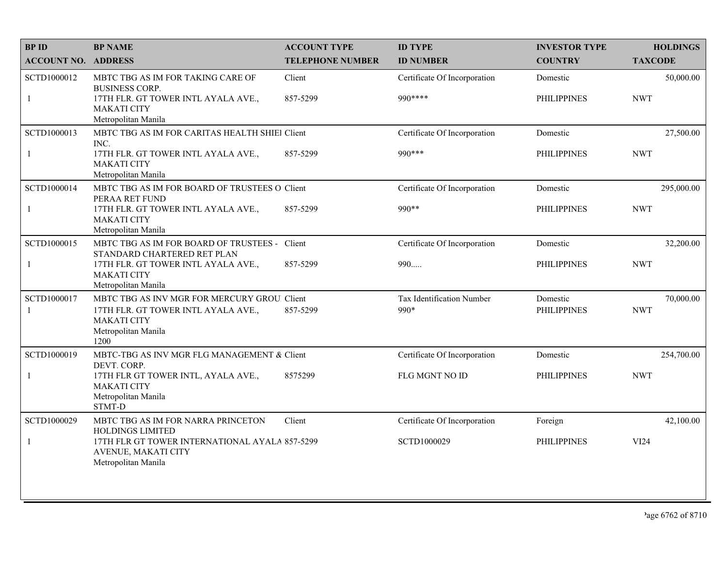| BP ID<br>ACCOUNT NO. | BP NAME<br>ADDRESS | ACCOUNT TYPE<br>TELEPHONE NUMBER | ID TYPE<br>ID NUMBER | INVESTOR TYPE<br>COUNTRY | HOLDINGS<br>TAXCODE |
|---|---|---|---|---|---|
| SCTD1000012<br>1 | MBTC TBG AS IM FOR TAKING CARE OF BUSINESS CORP.<br>17TH FLR. GT TOWER INTL AYALA AVE., MAKATI CITY Metropolitan Manila | Client<br>857-5299 | Certificate Of Incorporation<br>990**** | Domestic<br>PHILIPPINES | 50,000.00<br>NWT |
| SCTD1000013<br>1 | MBTC TBG AS IM FOR CARITAS HEALTH SHIEI INC.<br>17TH FLR. GT TOWER INTL AYALA AVE., MAKATI CITY Metropolitan Manila | Client<br>857-5299 | Certificate Of Incorporation<br>990*** | Domestic<br>PHILIPPINES | 27,500.00<br>NWT |
| SCTD1000014<br>1 | MBTC TBG AS IM FOR BOARD OF TRUSTEES O PERAA RET FUND<br>17TH FLR. GT TOWER INTL AYALA AVE., MAKATI CITY Metropolitan Manila | Client<br>857-5299 | Certificate Of Incorporation<br>990** | Domestic<br>PHILIPPINES | 295,000.00<br>NWT |
| SCTD1000015<br>1 | MBTC TBG AS IM FOR BOARD OF TRUSTEES - STANDARD CHARTERED RET PLAN<br>17TH FLR. GT TOWER INTL AYALA AVE., MAKATI CITY Metropolitan Manila | Client<br>857-5299 | Certificate Of Incorporation<br>990..... | Domestic<br>PHILIPPINES | 32,200.00<br>NWT |
| SCTD1000017<br>1 | MBTC TBG AS INV MGR FOR MERCURY GROU<br>17TH FLR. GT TOWER INTL AYALA AVE., MAKATI CITY Metropolitan Manila 1200 | Client<br>857-5299 | Tax Identification Number<br>990* | Domestic<br>PHILIPPINES | 70,000.00<br>NWT |
| SCTD1000019<br>1 | MBTC-TBG AS INV MGR FLG MANAGEMENT & DEVT. CORP.<br>17TH FLR GT TOWER INTL, AYALA AVE., MAKATI CITY Metropolitan Manila STMT-D | Client<br>8575299 | Certificate Of Incorporation<br>FLG MGNT NO ID | Domestic<br>PHILIPPINES | 254,700.00<br>NWT |
| SCTD1000029<br>1 | MBTC TBG AS IM FOR NARRA PRINCETON HOLDINGS LIMITED<br>17TH FLR GT TOWER INTERNATIONAL AYALA AVENUE, MAKATI CITY Metropolitan Manila | Client<br>857-5299 | Certificate Of Incorporation<br>SCTD1000029 | Foreign<br>PHILIPPINES | 42,100.00<br>VI24 |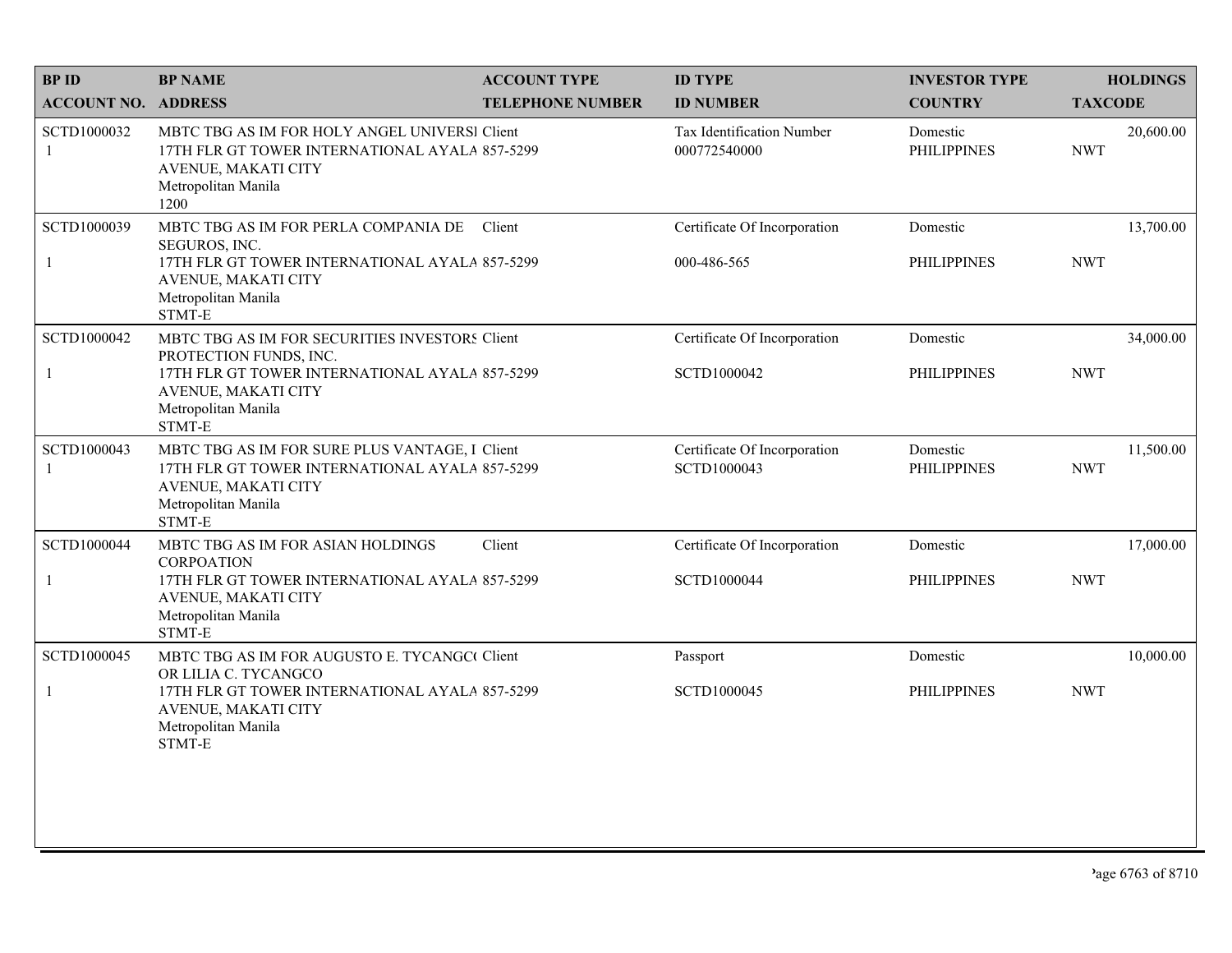| BP ID<br>ACCOUNT NO. | BP NAME<br>ADDRESS | ACCOUNT TYPE<br>TELEPHONE NUMBER | ID TYPE<br>ID NUMBER | INVESTOR TYPE<br>COUNTRY | HOLDINGS<br>TAXCODE |
|---|---|---|---|---|---|
| SCTD1000032<br>1 | MBTC TBG AS IM FOR HOLY ANGEL UNIVERSI<br>17TH FLR GT TOWER INTERNATIONAL AYALA AVENUE, MAKATI CITY<br>Metropolitan Manila<br>1200 | Client<br>857-5299 | Tax Identification Number<br>000772540000 | Domestic<br>PHILIPPINES | 20,600.00<br>NWT |
| SCTD1000039<br>1 | MBTC TBG AS IM FOR PERLA COMPANIA DE SEGUROS, INC.<br>17TH FLR GT TOWER INTERNATIONAL AYALA AVENUE, MAKATI CITY<br>Metropolitan Manila<br>STMT-E | Client<br>857-5299 | Certificate Of Incorporation<br>000-486-565 | Domestic<br>PHILIPPINES | 13,700.00<br>NWT |
| SCTD1000042<br>1 | MBTC TBG AS IM FOR SECURITIES INVESTORS PROTECTION FUNDS, INC.<br>17TH FLR GT TOWER INTERNATIONAL AYALA AVENUE, MAKATI CITY<br>Metropolitan Manila<br>STMT-E | Client<br>857-5299 | Certificate Of Incorporation<br>SCTD1000042 | Domestic<br>PHILIPPINES | 34,000.00<br>NWT |
| SCTD1000043<br>1 | MBTC TBG AS IM FOR SURE PLUS VANTAGE, I<br>17TH FLR GT TOWER INTERNATIONAL AYALA AVENUE, MAKATI CITY<br>Metropolitan Manila<br>STMT-E | Client<br>857-5299 | Certificate Of Incorporation<br>SCTD1000043 | Domestic<br>PHILIPPINES | 11,500.00<br>NWT |
| SCTD1000044<br>1 | MBTC TBG AS IM FOR ASIAN HOLDINGS CORPOATION<br>17TH FLR GT TOWER INTERNATIONAL AYALA AVENUE, MAKATI CITY<br>Metropolitan Manila<br>STMT-E | Client<br>857-5299 | Certificate Of Incorporation<br>SCTD1000044 | Domestic<br>PHILIPPINES | 17,000.00<br>NWT |
| SCTD1000045<br>1 | MBTC TBG AS IM FOR AUGUSTO E. TYCANGC( OR LILIA C. TYCANGCO<br>17TH FLR GT TOWER INTERNATIONAL AYALA AVENUE, MAKATI CITY<br>Metropolitan Manila<br>STMT-E | Client<br>857-5299 | Passport<br>SCTD1000045 | Domestic<br>PHILIPPINES | 10,000.00<br>NWT |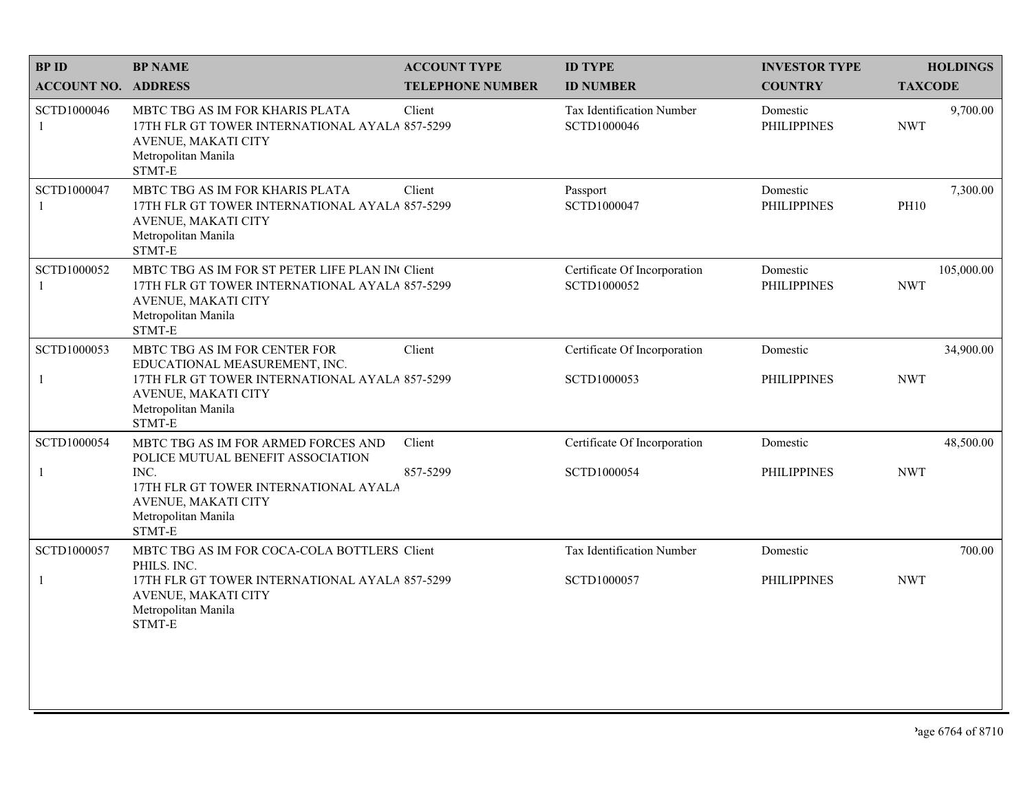| BP ID<br>ACCOUNT NO. | BP NAME<br>ADDRESS | ACCOUNT TYPE<br>TELEPHONE NUMBER | ID TYPE<br>ID NUMBER | INVESTOR TYPE<br>COUNTRY | HOLDINGS<br>TAXCODE |
|---|---|---|---|---|---|
| SCTD1000046<br>1 | MBTC TBG AS IM FOR KHARIS PLATA<br>17TH FLR GT TOWER INTERNATIONAL AYALA AVENUE, MAKATI CITY<br>Metropolitan Manila<br>STMT-E | Client<br>857-5299 | Tax Identification Number<br>SCTD1000046 | Domestic<br>PHILIPPINES | 9,700.00<br>NWT |
| SCTD1000047<br>1 | MBTC TBG AS IM FOR KHARIS PLATA<br>17TH FLR GT TOWER INTERNATIONAL AYALA AVENUE, MAKATI CITY<br>Metropolitan Manila<br>STMT-E | Client<br>857-5299 | Passport<br>SCTD1000047 | Domestic<br>PHILIPPINES | 7,300.00<br>PH10 |
| SCTD1000052<br>1 | MBTC TBG AS IM FOR ST PETER LIFE PLAN IN(<br>17TH FLR GT TOWER INTERNATIONAL AYALA AVENUE, MAKATI CITY<br>Metropolitan Manila<br>STMT-E | Client<br>857-5299 | Certificate Of Incorporation<br>SCTD1000052 | Domestic<br>PHILIPPINES | 105,000.00<br>NWT |
| SCTD1000053<br>1 | MBTC TBG AS IM FOR CENTER FOR EDUCATIONAL MEASUREMENT, INC.<br>17TH FLR GT TOWER INTERNATIONAL AYALA AVENUE, MAKATI CITY<br>Metropolitan Manila<br>STMT-E | Client<br>857-5299 | Certificate Of Incorporation<br>SCTD1000053 | Domestic<br>PHILIPPINES | 34,900.00<br>NWT |
| SCTD1000054<br>1 | MBTC TBG AS IM FOR ARMED FORCES AND POLICE MUTUAL BENEFIT ASSOCIATION INC.<br>17TH FLR GT TOWER INTERNATIONAL AYALA AVENUE, MAKATI CITY<br>Metropolitan Manila<br>STMT-E | Client<br>857-5299 | Certificate Of Incorporation<br>SCTD1000054 | Domestic<br>PHILIPPINES | 48,500.00<br>NWT |
| SCTD1000057<br>1 | MBTC TBG AS IM FOR COCA-COLA BOTTLERS PHILS. INC.<br>17TH FLR GT TOWER INTERNATIONAL AYALA AVENUE, MAKATI CITY<br>Metropolitan Manila<br>STMT-E | Client<br>857-5299 | Tax Identification Number<br>SCTD1000057 | Domestic<br>PHILIPPINES | 700.00<br>NWT |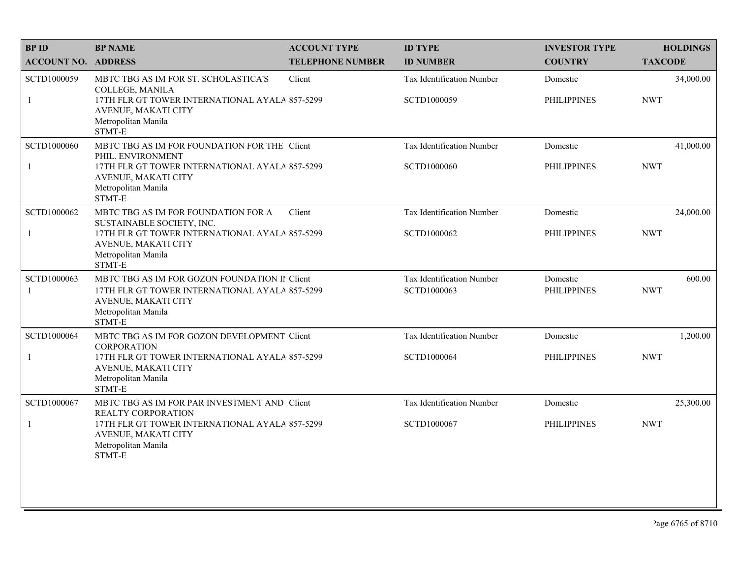| BP ID<br>ACCOUNT NO. | BP NAME<br>ADDRESS | ACCOUNT TYPE<br>TELEPHONE NUMBER | ID TYPE<br>ID NUMBER | INVESTOR TYPE<br>COUNTRY | HOLDINGS<br>TAXCODE |
|---|---|---|---|---|---|
| SCTD1000059<br>1 | MBTC TBG AS IM FOR ST. SCHOLASTICA'S COLLEGE, MANILA<br>17TH FLR GT TOWER INTERNATIONAL AYALA AVENUE, MAKATI CITY<br>Metropolitan Manila<br>STMT-E | Client<br>857-5299 | Tax Identification Number<br>SCTD1000059 | Domestic<br>PHILIPPINES | 34,000.00<br>NWT |
| SCTD1000060<br>1 | MBTC TBG AS IM FOR FOUNDATION FOR THE PHIL. ENVIRONMENT<br>17TH FLR GT TOWER INTERNATIONAL AYALA AVENUE, MAKATI CITY<br>Metropolitan Manila<br>STMT-E | Client<br>857-5299 | Tax Identification Number<br>SCTD1000060 | Domestic<br>PHILIPPINES | 41,000.00<br>NWT |
| SCTD1000062<br>1 | MBTC TBG AS IM FOR FOUNDATION FOR A SUSTAINABLE SOCIETY, INC.<br>17TH FLR GT TOWER INTERNATIONAL AYALA AVENUE, MAKATI CITY<br>Metropolitan Manila<br>STMT-E | Client<br>857-5299 | Tax Identification Number<br>SCTD1000062 | Domestic<br>PHILIPPINES | 24,000.00<br>NWT |
| SCTD1000063<br>1 | MBTC TBG AS IM FOR GOZON FOUNDATION IN<br>17TH FLR GT TOWER INTERNATIONAL AYALA AVENUE, MAKATI CITY<br>Metropolitan Manila<br>STMT-E | Client<br>857-5299 | Tax Identification Number<br>SCTD1000063 | Domestic<br>PHILIPPINES | 600.00<br>NWT |
| SCTD1000064<br>1 | MBTC TBG AS IM FOR GOZON DEVELOPMENT CORPORATION<br>17TH FLR GT TOWER INTERNATIONAL AYALA AVENUE, MAKATI CITY<br>Metropolitan Manila<br>STMT-E | Client<br>857-5299 | Tax Identification Number<br>SCTD1000064 | Domestic<br>PHILIPPINES | 1,200.00<br>NWT |
| SCTD1000067<br>1 | MBTC TBG AS IM FOR PAR INVESTMENT AND REALTY CORPORATION<br>17TH FLR GT TOWER INTERNATIONAL AYALA AVENUE, MAKATI CITY<br>Metropolitan Manila<br>STMT-E | Client<br>857-5299 | Tax Identification Number<br>SCTD1000067 | Domestic<br>PHILIPPINES | 25,300.00<br>NWT |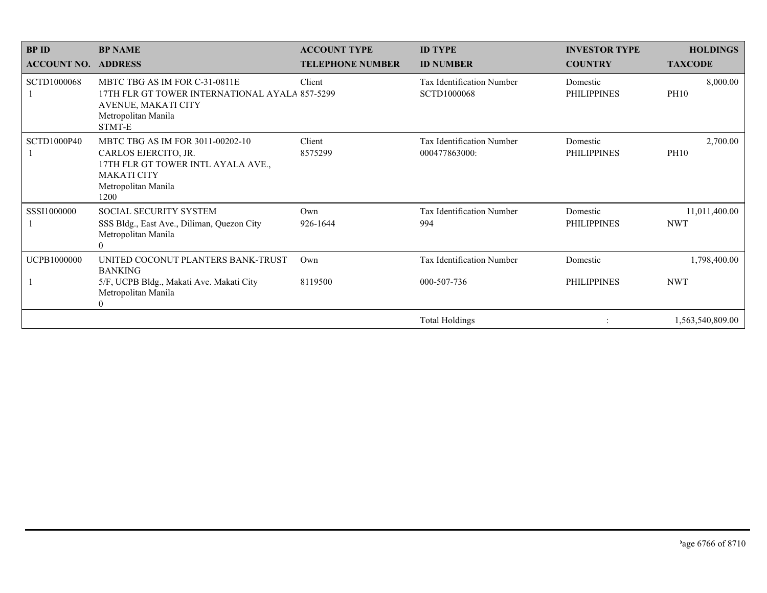| BP ID<br>ACCOUNT NO. | BP NAME<br>ADDRESS | ACCOUNT TYPE<br>TELEPHONE NUMBER | ID TYPE<br>ID NUMBER | INVESTOR TYPE<br>COUNTRY | HOLDINGS<br>TAXCODE |
|---|---|---|---|---|---|
| SCTD1000068<br>1 | MBTC TBG AS IM FOR C-31-0811E<br>17TH FLR GT TOWER INTERNATIONAL AYALA AVENUE, MAKATI CITY<br>Metropolitan Manila<br>STMT-E | Client<br>857-5299 | Tax Identification Number<br>SCTD1000068 | Domestic<br>PHILIPPINES | 8,000.00<br>PH10 |
| SCTD1000P40<br>1 | MBTC TBG AS IM FOR 3011-00202-10<br>CARLOS EJERCITO, JR.<br>17TH FLR GT TOWER INTL AYALA AVE., MAKATI CITY<br>Metropolitan Manila<br>1200 | Client<br>8575299 | Tax Identification Number<br>000477863000: | Domestic<br>PHILIPPINES | 2,700.00<br>PH10 |
| SSSI1000000<br>1 | SOCIAL SECURITY SYSTEM<br>SSS Bldg., East Ave., Diliman, Quezon City<br>Metropolitan Manila<br>0 | Own<br>926-1644 | Tax Identification Number<br>994 | Domestic<br>PHILIPPINES | 11,011,400.00<br>NWT |
| UCPB1000000<br>1 | UNITED COCONUT PLANTERS BANK-TRUST BANKING<br>5/F, UCPB Bldg., Makati Ave. Makati City<br>Metropolitan Manila<br>0 | Own<br>8119500 | Tax Identification Number<br>000-507-736 | Domestic<br>PHILIPPINES | 1,798,400.00<br>NWT |
| | | | Total Holdings | : | 1,563,540,809.00 |